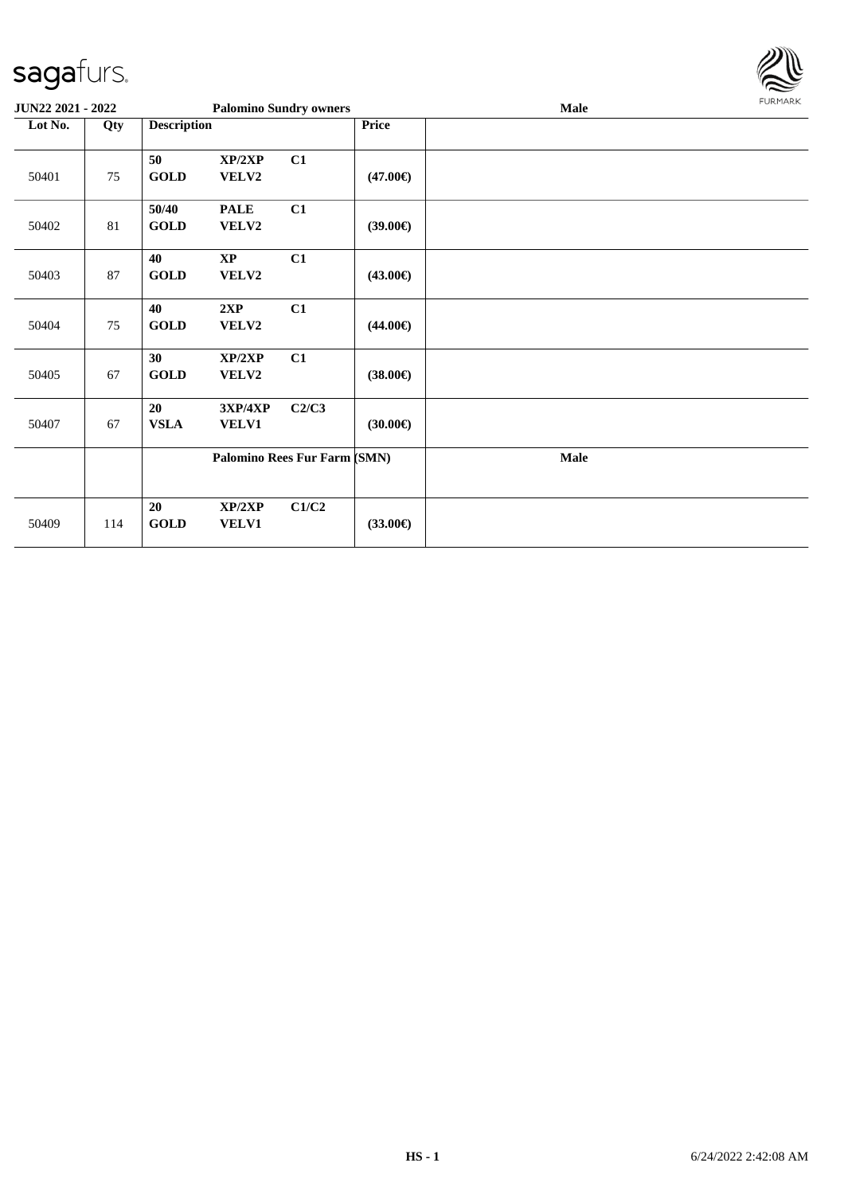| JUN22 2021 - 2022 | | Palomino Sundry owners | | | | Male |
|---|---|---|---|---|---|---|
| Lot No. | Qty | Description | | | Price | |
| 50401 | 75 | 50<br>GOLD | XP/2XP<br>VELV2 | C1 | (47.00€) | |
| 50402 | 81 | 50/40<br>GOLD | PALE<br>VELV2 | C1 | (39.00€) | |
| 50403 | 87 | 40<br>GOLD | XP<br>VELV2 | C1 | (43.00€) | |
| 50404 | 75 | 40<br>GOLD | 2XP<br>VELV2 | C1 | (44.00€) | |
| 50405 | 67 | 30<br>GOLD | XP/2XP<br>VELV2 | C1 | (38.00€) | |
| 50407 | 67 | 20<br>VSLA | 3XP/4XP<br>VELV1 | C2/C3 | (30.00€) | |
| | | Palomino Rees Fur Farm (SMN) | | | | Male |
| 50409 | 114 | 20<br>GOLD | XP/2XP<br>VELV1 | C1/C2 | (33.00€) | |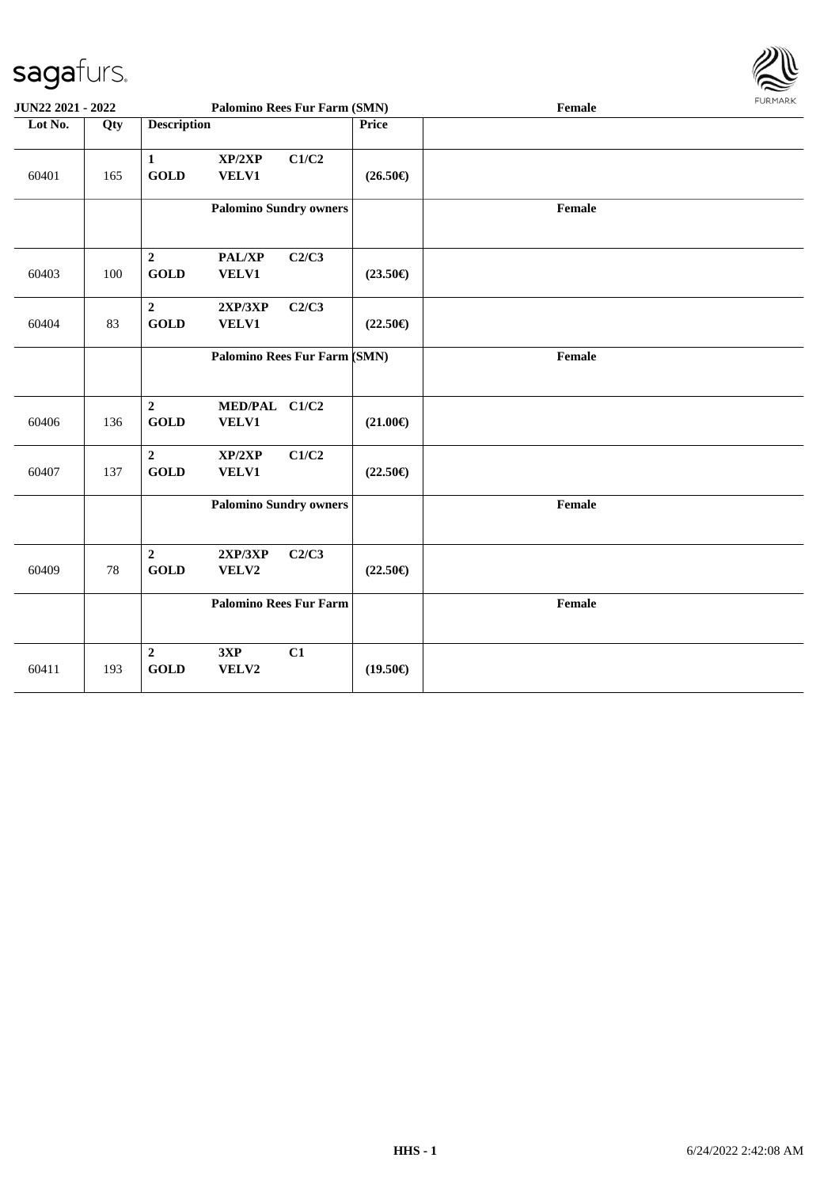| Lot No. | Qty | Description | | | Price | |
|---|---|---|---|---|---|---|
| | | | | | | |
| 60401 | 165 | 1<br>GOLD | XP/2XP<br>VELV1 | C1/C2 | (26.50€) | |
| | | **Palomino Sundry owners** | | | | Female |
| 60403 | 100 | 2<br>GOLD | PAL/XP<br>VELV1 | C2/C3 | (23.50€) | |
| 60404 | 83 | 2<br>GOLD | 2XP/3XP<br>VELV1 | C2/C3 | (22.50€) | |
| | | **Palomino Rees Fur Farm (SMN)** | | | | Female |
| 60406 | 136 | 2<br>GOLD | MED/PAL<br>VELV1 | C1/C2 | (21.00€) | |
| 60407 | 137 | 2<br>GOLD | XP/2XP<br>VELV1 | C1/C2 | (22.50€) | |
| | | **Palomino Sundry owners** | | | | Female |
| 60409 | 78 | 2<br>GOLD | 2XP/3XP<br>VELV2 | C2/C3 | (22.50€) | |
| | | **Palomino Rees Fur Farm** | | | | Female |
| 60411 | 193 | 2<br>GOLD | 3XP<br>VELV2 | C1 | (19.50€) | |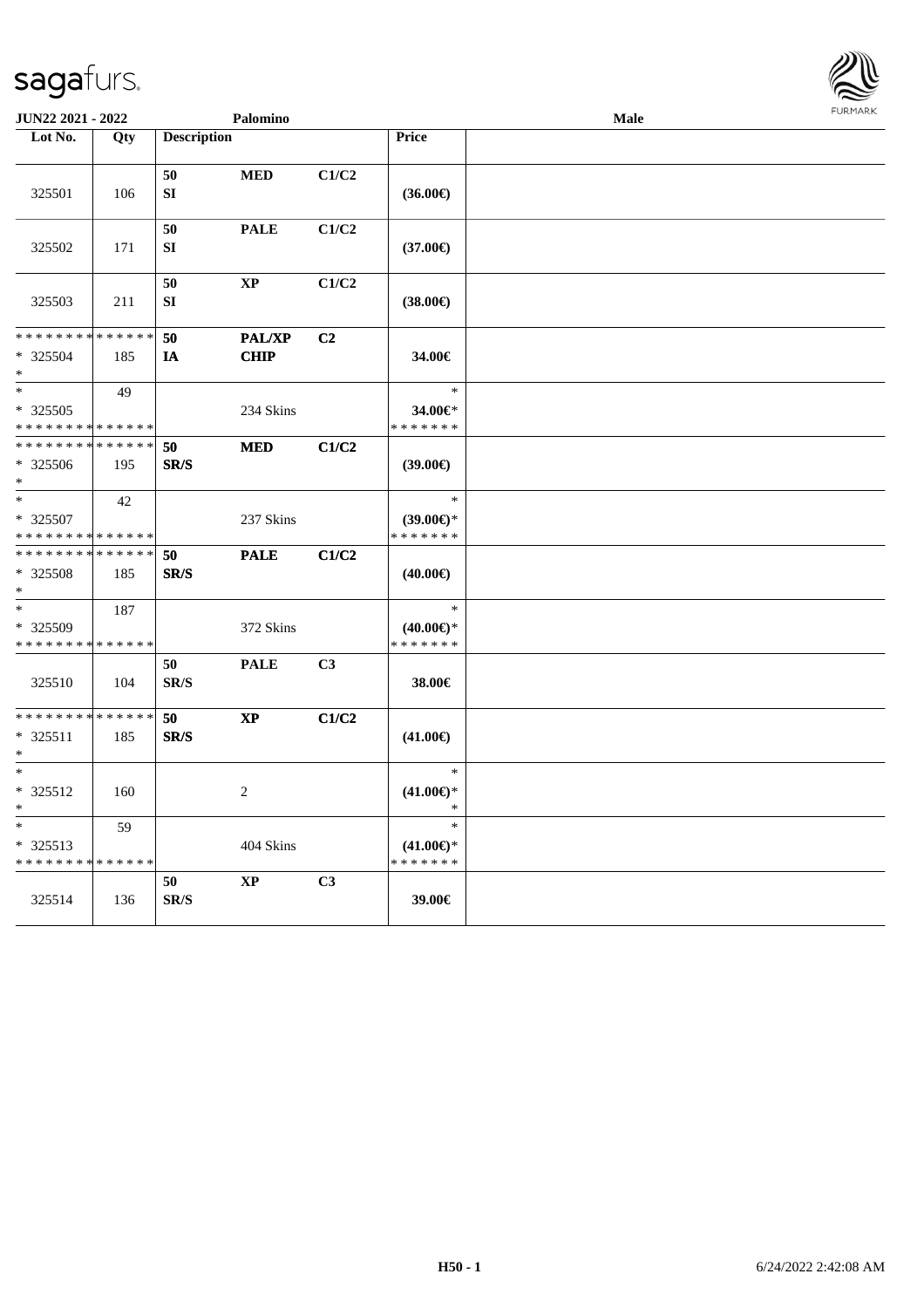JUN22 2021 - 2022 | Palomino | Male

| Lot No. | Qty | Description | | | Price |
|---|---|---|---|---|---|
| 325501 | 106 | 50<br>SI | MED | C1/C2 | (36.00€) |
| 325502 | 171 | 50<br>SI | PALE | C1/C2 | (37.00€) |
| 325503 | 211 | 50<br>SI | XP | C1/C2 | (38.00€) |
| * * * * * * * * * * * * * *<br>* 325504<br>* | 185 | 50<br>IA | PAL/XP<br>CHIP | C2 | 34.00€ |
| *<br>* 325505<br>* * * * * * * * * * * * * * | 49 | | 234 Skins | | *<br>34.00€*<br>* * * * * * * |
| * * * * * * * * * * * * * *<br>* 325506<br>* | 195 | 50<br>SR/S | MED | C1/C2 | (39.00€) |
| *<br>* 325507<br>* * * * * * * * * * * * * * | 42 | | 237 Skins | | *<br>(39.00€)*<br>* * * * * * * |
| * * * * * * * * * * * * * *<br>* 325508<br>* | 185 | 50<br>SR/S | PALE | C1/C2 | (40.00€) |
| *<br>* 325509<br>* * * * * * * * * * * * * * | 187 | | 372 Skins | | *<br>(40.00€)*<br>* * * * * * * |
| 325510 | 104 | 50<br>SR/S | PALE | C3 | 38.00€ |
| * * * * * * * * * * * * * *<br>* 325511<br>* | 185 | 50<br>SR/S | XP | C1/C2 | (41.00€) |
| *<br>* 325512<br>* | 160 | | 2 | | *<br>(41.00€)*<br>* |
| *<br>* 325513<br>* * * * * * * * * * * * * * | 59 | | 404 Skins | | *<br>(41.00€)*<br>* * * * * * * |
| 325514 | 136 | 50<br>SR/S | XP | C3 | 39.00€ |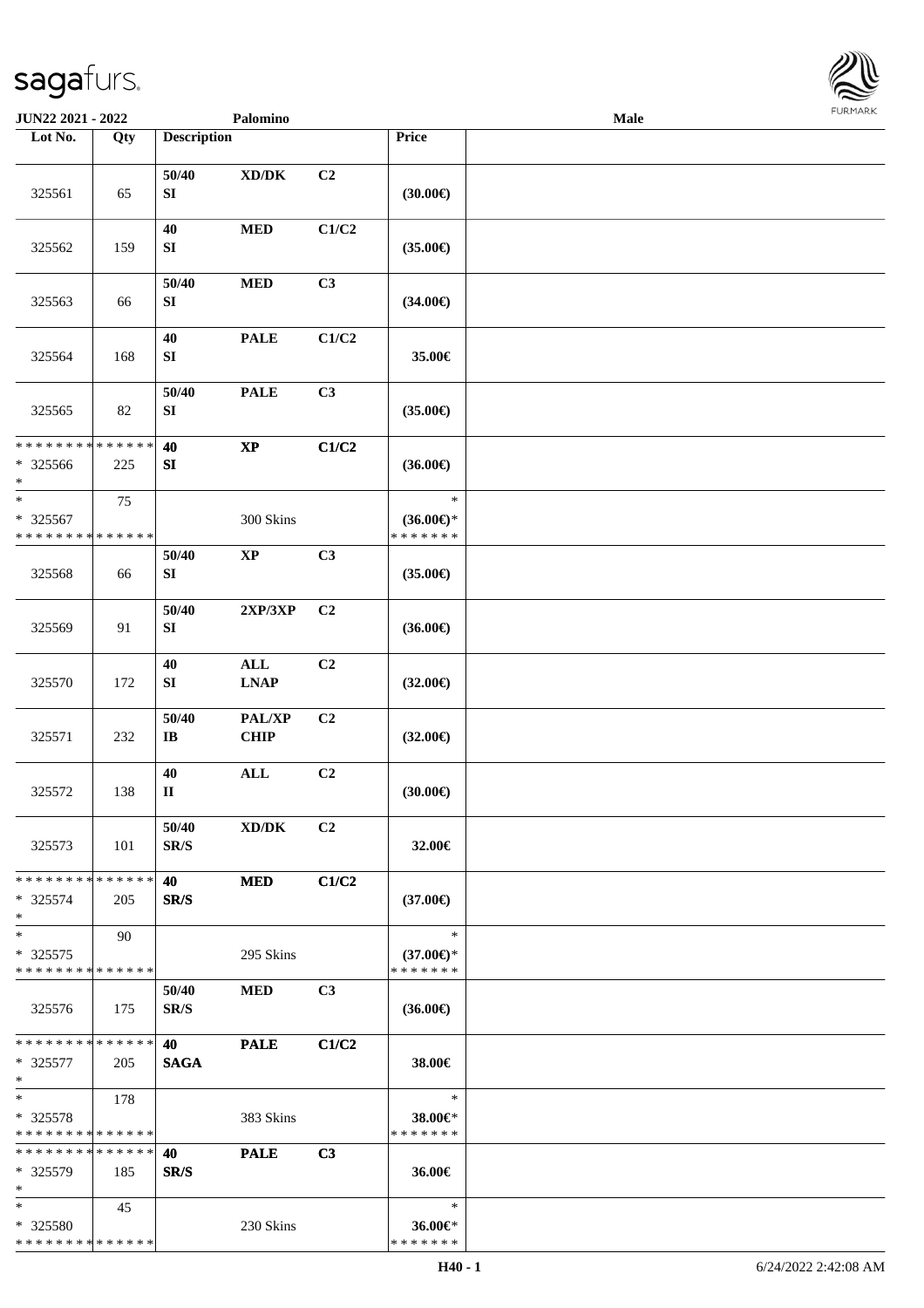JUN22 2021 - 2022 | Palomino | Male

| Lot No. | Qty | Description | | | Price | |
|---|---|---|---|---|---|---|
| 325561 | 65 | 50/40 SI | XD/DK | C2 | (30.00€) | |
| 325562 | 159 | 40 SI | MED | C1/C2 | (35.00€) | |
| 325563 | 66 | 50/40 SI | MED | C3 | (34.00€) | |
| 325564 | 168 | 40 SI | PALE | C1/C2 | 35.00€ | |
| 325565 | 82 | 50/40 SI | PALE | C3 | (35.00€) | |
| * * * * * * * * * * * * * * * 325566 * | 225 | 40 SI | XP | C1/C2 | (36.00€) | |
| * * 325567 * * * * * * * * * * * * * * | 75 | | 300 Skins | | * (36.00€)* * * * * * * * | |
| 325568 | 66 | 50/40 SI | XP | C3 | (35.00€) | |
| 325569 | 91 | 50/40 SI | 2XP/3XP | C2 | (36.00€) | |
| 325570 | 172 | 40 SI | ALL LNAP | C2 | (32.00€) | |
| 325571 | 232 | 50/40 IB | PAL/XP CHIP | C2 | (32.00€) | |
| 325572 | 138 | 40 II | ALL | C2 | (30.00€) | |
| 325573 | 101 | 50/40 SR/S | XD/DK | C2 | 32.00€ | |
| * * * * * * * * * * * * * * * 325574 * | 205 | 40 SR/S | MED | C1/C2 | (37.00€) | |
| * * 325575 * * * * * * * * * * * * * * | 90 | | 295 Skins | | * (37.00€)* * * * * * * * | |
| 325576 | 175 | 50/40 SR/S | MED | C3 | (36.00€) | |
| * * * * * * * * * * * * * * * 325577 * | 205 | 40 SAGA | PALE | C1/C2 | 38.00€ | |
| * * 325578 * * * * * * * * * * * * * * | 178 | | 383 Skins | | * 38.00€* * * * * * * * | |
| * * * * * * * * * * * * * * * 325579 * | 185 | 40 SR/S | PALE | C3 | 36.00€ | |
| * * 325580 * * * * * * * * * * * * * * | 45 | | 230 Skins | | * 36.00€* * * * * * * * | |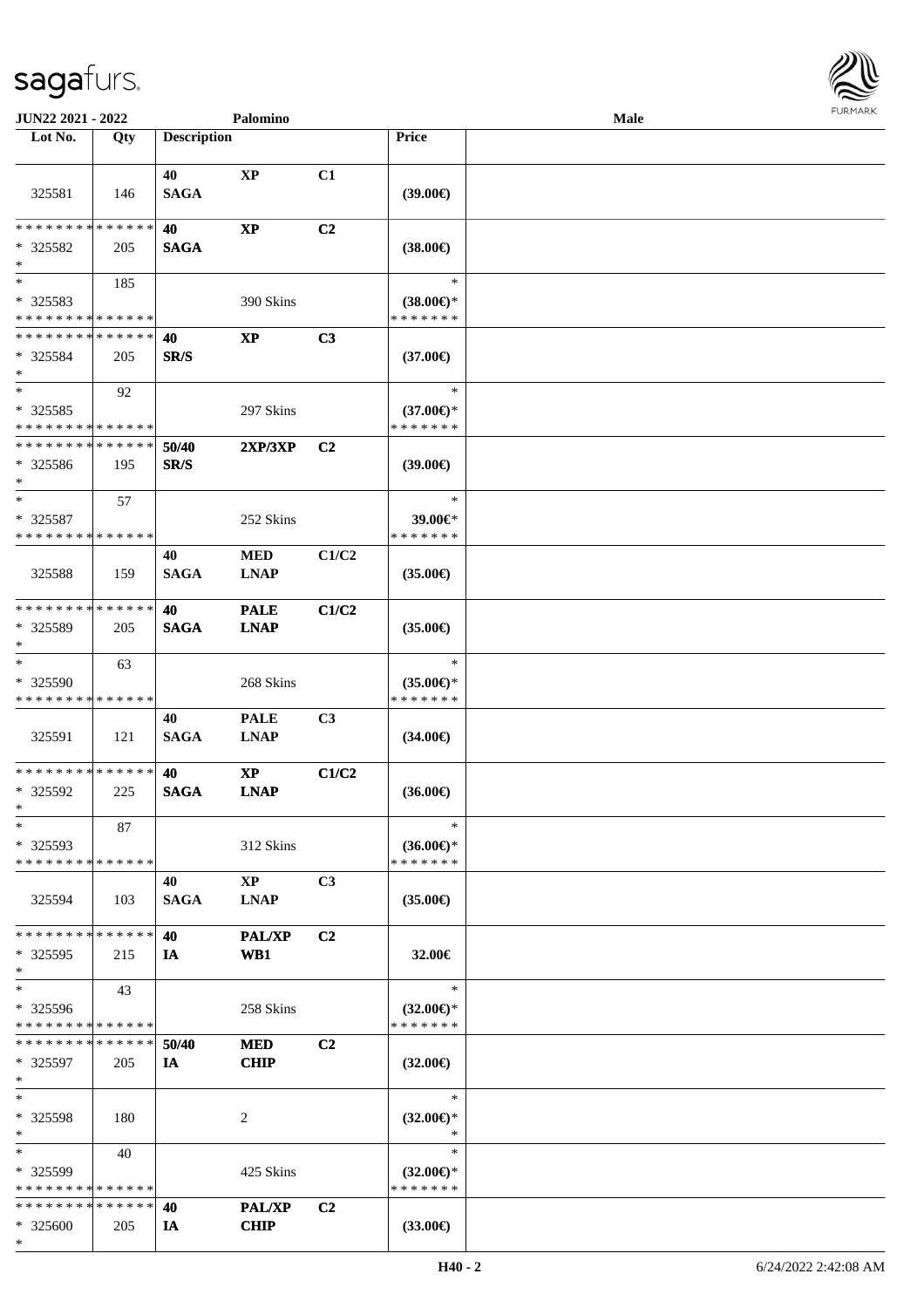| Lot No. | Qty | Description | | | Price | |
|---|---|---|---|---|---|---|
| 325581 | 146 | 40 SAGA | XP | C1 | (39.00€) | |
| * * * * * * * * * * * * * * * 325582 * | 205 | 40 SAGA | XP | C2 | (38.00€) | |
| * * 325583 * * * * * * * * * * * * * * | 185 | | 390 Skins | | * (38.00€)* * * * * * * * | |
| * * * * * * * * * * * * * * * 325584 * | 205 | 40 SR/S | XP | C3 | (37.00€) | |
| * * 325585 * * * * * * * * * * * * * * | 92 | | 297 Skins | | * (37.00€)* * * * * * * * | |
| * * * * * * * * * * * * * * * 325586 * | 195 | 50/40 SR/S | 2XP/3XP | C2 | (39.00€) | |
| * * 325587 * * * * * * * * * * * * * * | 57 | | 252 Skins | | * 39.00€* * * * * * * * | |
| 325588 | 159 | 40 SAGA | MED LNAP | C1/C2 | (35.00€) | |
| * * * * * * * * * * * * * * * 325589 * | 205 | 40 SAGA | PALE LNAP | C1/C2 | (35.00€) | |
| * * 325590 * * * * * * * * * * * * * * | 63 | | 268 Skins | | * (35.00€)* * * * * * * * | |
| 325591 | 121 | 40 SAGA | PALE LNAP | C3 | (34.00€) | |
| * * * * * * * * * * * * * * * 325592 * | 225 | 40 SAGA | XP LNAP | C1/C2 | (36.00€) | |
| * * 325593 * * * * * * * * * * * * * * | 87 | | 312 Skins | | * (36.00€)* * * * * * * * | |
| 325594 | 103 | 40 SAGA | XP LNAP | C3 | (35.00€) | |
| * * * * * * * * * * * * * * * 325595 * | 215 | 40 IA | PAL/XP WB1 | C2 | 32.00€ | |
| * * 325596 * * * * * * * * * * * * * * | 43 | | 258 Skins | | * (32.00€)* * * * * * * * | |
| * * * * * * * * * * * * * * * 325597 * | 205 | 50/40 IA | MED CHIP | C2 | (32.00€) | |
| * * 325598 * | 180 | | 2 | | * (32.00€)* * | |
| * * 325599 * * * * * * * * * * * * * * | 40 | | 425 Skins | | * (32.00€)* * * * * * * * | |
| * * * * * * * * * * * * * * * 325600 * | 205 | 40 IA | PAL/XP CHIP | C2 | (33.00€) | |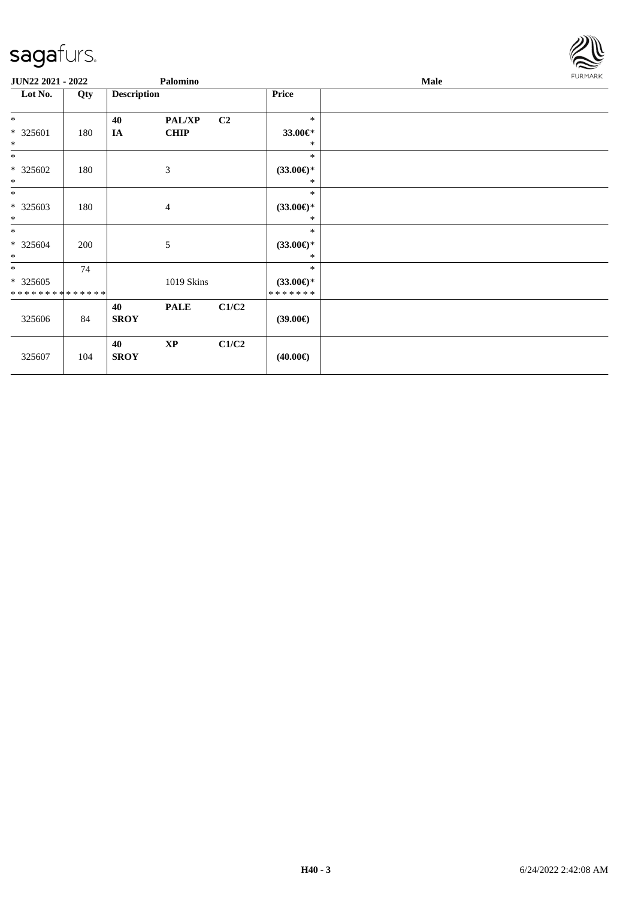**JUN22 2021 - 2022** | **Palomino** | **Male**

| Lot No. | Qty | Description | | | Price |
|---|---|---|---|---|---|
| * | | 40 | PAL/XP | C2 | * |
| * 325601 | 180 | IA | CHIP | | 33.00€* |
| * | | | | | * |
| * | | | | | * |
| * 325602 | 180 | | 3 | | (33.00€)* |
| * | | | | | * |
| * | | | | | * |
| * 325603 | 180 | | 4 | | (33.00€)* |
| * | | | | | * |
| * | | | | | * |
| * 325604 | 200 | | 5 | | (33.00€)* |
| * | | | | | * |
| * | 74 | | | | * |
| * 325605 | | | 1019 Skins | | (33.00€)* |
| * * * * * * * * * * * * * * | | | | | * * * * * * * |
| | | 40 | PALE | C1/C2 | |
| 325606 | 84 | SROY | | | (39.00€) |
| | | 40 | XP | C1/C2 | |
| 325607 | 104 | SROY | | | (40.00€) |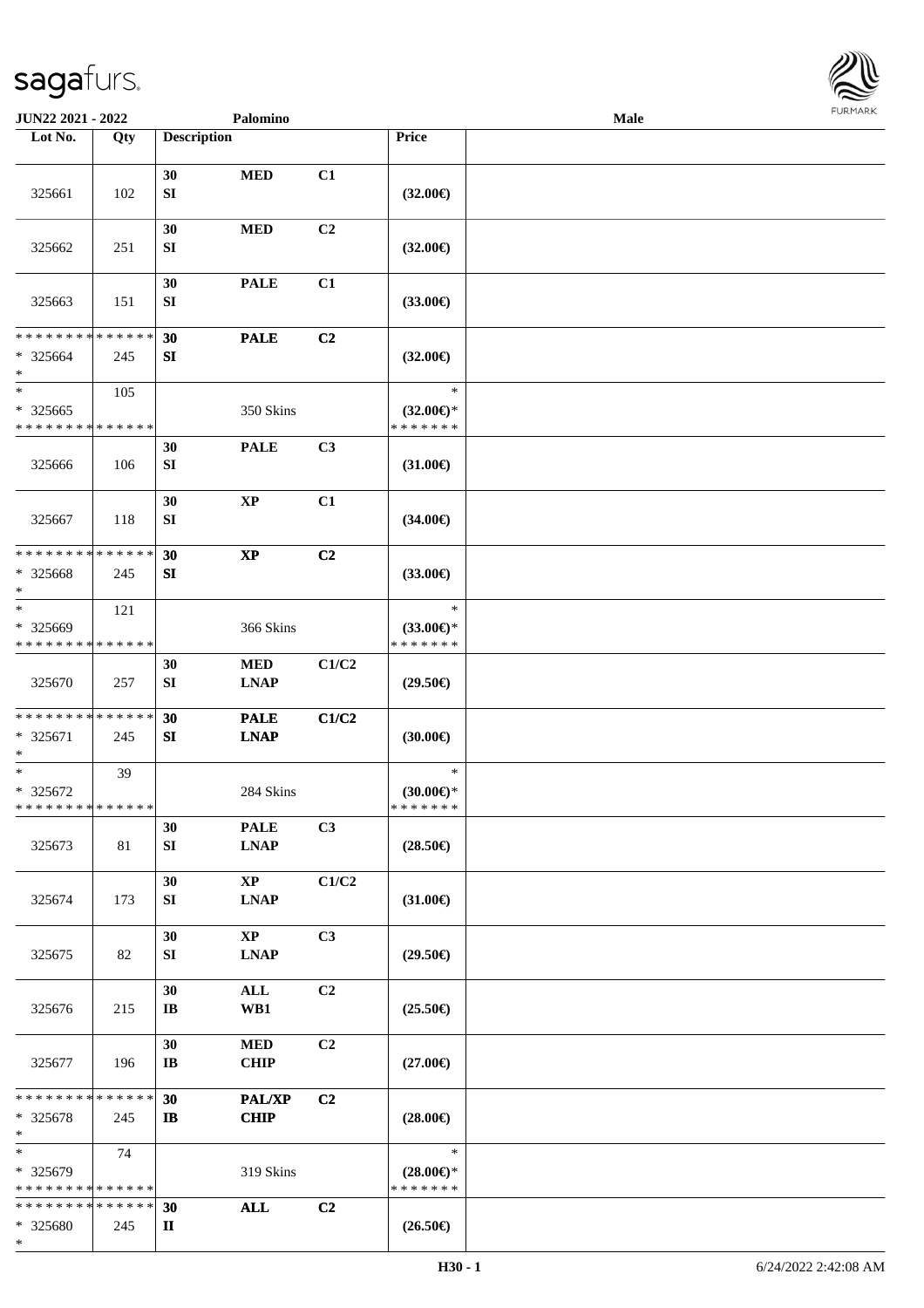| Lot No. | Qty | Description | | | Price | |
|---|---|---|---|---|---|---|
| 325661 | 102 | 30 SI | MED | C1 | (32.00€) | |
| 325662 | 251 | 30 SI | MED | C2 | (32.00€) | |
| 325663 | 151 | 30 SI | PALE | C1 | (33.00€) | |
| * * * * * * * * * * * * * * * 325664 * | 245 | 30 SI | PALE | C2 | (32.00€) | |
| * * 325665 * * * * * * * * * * * * * * | 105 | | 350 Skins | | * (32.00€)* * * * * * * * | |
| 325666 | 106 | 30 SI | PALE | C3 | (31.00€) | |
| 325667 | 118 | 30 SI | XP | C1 | (34.00€) | |
| * * * * * * * * * * * * * * * 325668 * | 245 | 30 SI | XP | C2 | (33.00€) | |
| * * 325669 * * * * * * * * * * * * * * | 121 | | 366 Skins | | * (33.00€)* * * * * * * * | |
| 325670 | 257 | 30 SI | MED LNAP | C1/C2 | (29.50€) | |
| * * * * * * * * * * * * * * * 325671 * | 245 | 30 SI | PALE LNAP | C1/C2 | (30.00€) | |
| * * 325672 * * * * * * * * * * * * * * | 39 | | 284 Skins | | * (30.00€)* * * * * * * * | |
| 325673 | 81 | 30 SI | PALE LNAP | C3 | (28.50€) | |
| 325674 | 173 | 30 SI | XP LNAP | C1/C2 | (31.00€) | |
| 325675 | 82 | 30 SI | XP LNAP | C3 | (29.50€) | |
| 325676 | 215 | 30 IB | ALL WB1 | C2 | (25.50€) | |
| 325677 | 196 | 30 IB | MED CHIP | C2 | (27.00€) | |
| * * * * * * * * * * * * * * * 325678 * | 245 | 30 IB | PAL/XP CHIP | C2 | (28.00€) | |
| * * 325679 * * * * * * * * * * * * * * | 74 | | 319 Skins | | * (28.00€)* * * * * * * * | |
| * * * * * * * * * * * * * * * 325680 * | 245 | 30 II | ALL | C2 | (26.50€) | |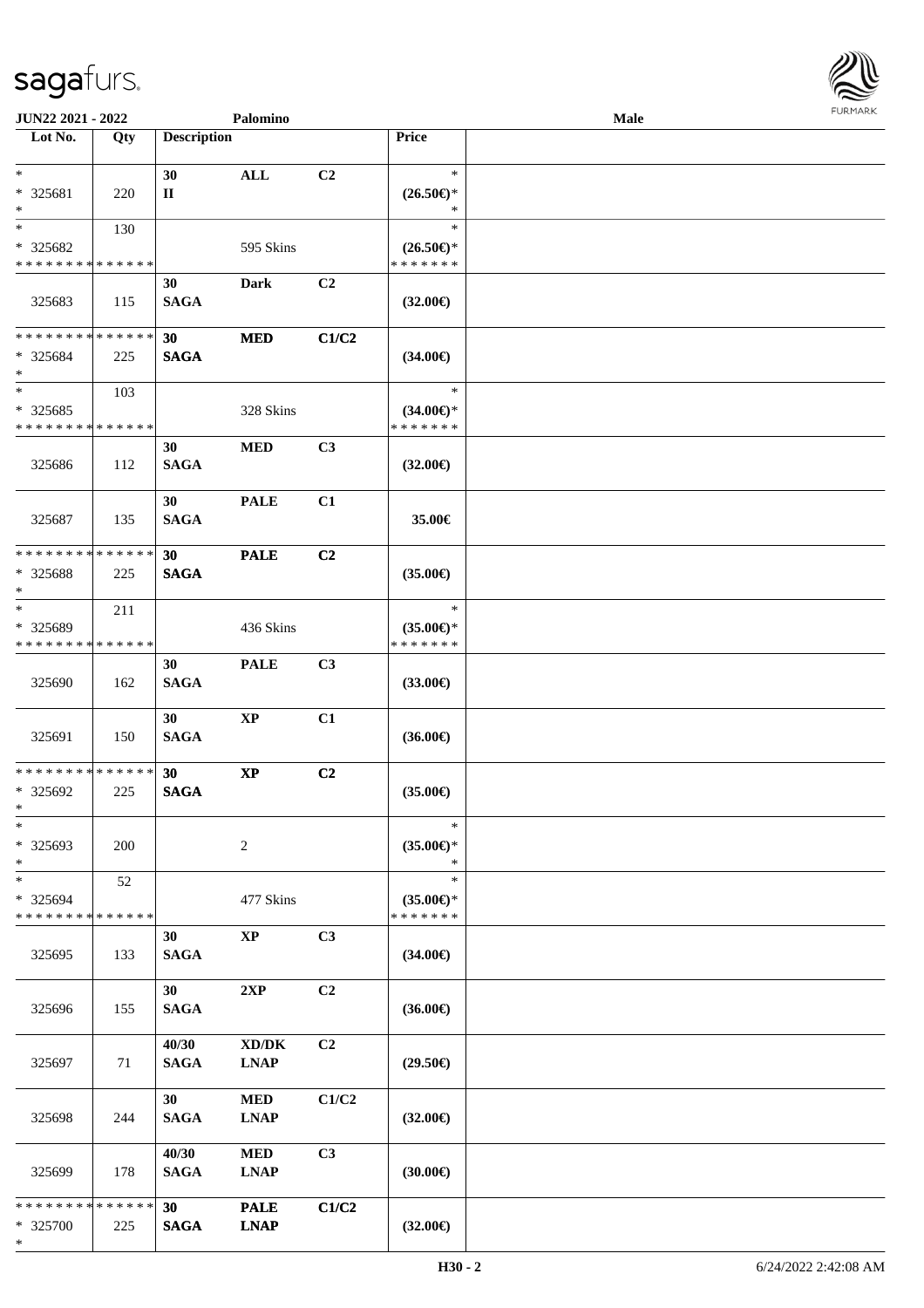| Lot No. | Qty | Description | | | Price | |
|---|---|---|---|---|---|---|
| * <br> * 325681 <br> * | 220 | 30 <br> II | ALL | C2 | * <br> (26.50€)* <br> * | |
| * <br> * 325682 <br> * * * * * * * * * * * * * * | 130 | | 595 Skins | | * <br> (26.50€)* <br> * * * * * * * | |
| 325683 | 115 | 30 <br> SAGA | Dark | C2 | (32.00€) | |
| * * * * * * * * * * * * * * <br> * 325684 <br> * | 225 | 30 <br> SAGA | MED | C1/C2 | (34.00€) | |
| * <br> * 325685 <br> * * * * * * * * * * * * * * | 103 | | 328 Skins | | * <br> (34.00€)* <br> * * * * * * * | |
| 325686 | 112 | 30 <br> SAGA | MED | C3 | (32.00€) | |
| 325687 | 135 | 30 <br> SAGA | PALE | C1 | 35.00€ | |
| * * * * * * * * * * * * * * <br> * 325688 <br> * | 225 | 30 <br> SAGA | PALE | C2 | (35.00€) | |
| * <br> * 325689 <br> * * * * * * * * * * * * * * | 211 | | 436 Skins | | * <br> (35.00€)* <br> * * * * * * * | |
| 325690 | 162 | 30 <br> SAGA | PALE | C3 | (33.00€) | |
| 325691 | 150 | 30 <br> SAGA | XP | C1 | (36.00€) | |
| * * * * * * * * * * * * * * <br> * 325692 <br> * | 225 | 30 <br> SAGA | XP | C2 | (35.00€) | |
| * <br> * 325693 <br> * | 200 | | 2 | | * <br> (35.00€)* <br> * | |
| * <br> * 325694 <br> * * * * * * * * * * * * * * | 52 | | 477 Skins | | * <br> (35.00€)* <br> * * * * * * * | |
| 325695 | 133 | 30 <br> SAGA | XP | C3 | (34.00€) | |
| 325696 | 155 | 30 <br> SAGA | 2XP | C2 | (36.00€) | |
| 325697 | 71 | 40/30 <br> SAGA | XD/DK <br> LNAP | C2 | (29.50€) | |
| 325698 | 244 | 30 <br> SAGA | MED <br> LNAP | C1/C2 | (32.00€) | |
| 325699 | 178 | 40/30 <br> SAGA | MED <br> LNAP | C3 | (30.00€) | |
| * * * * * * * * * * * * * * <br> * 325700 <br> * | 225 | 30 <br> SAGA | PALE <br> LNAP | C1/C2 | (32.00€) | |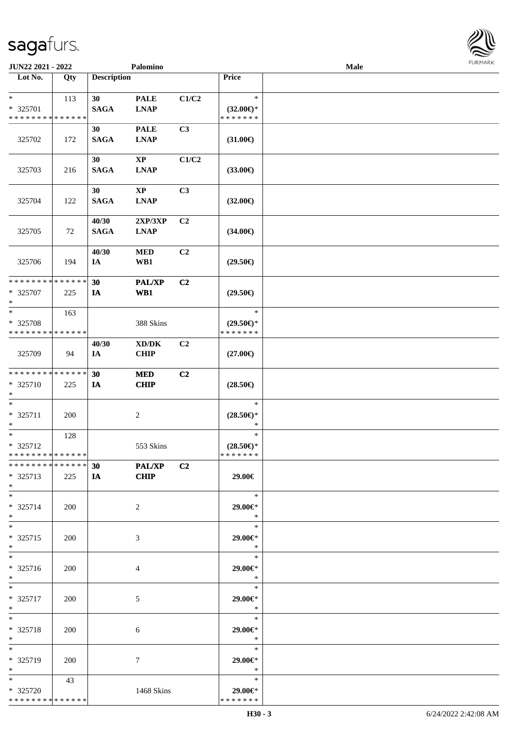**JUN22 2021 - 2022** **Palomino** **Male**

| Lot No. | Qty | Description | | | Price | |
|---|---|---|---|---|---|---|
| * <br> * 325701 <br> * * * * * * * * * * * * * * | 113 | 30 <br> **SAGA** | **PALE** <br> **LNAP** | **C1/C2** | * <br> **(32.00€)*** <br> * * * * * * * | |
| 325702 | 172 | 30 <br> **SAGA** | **PALE** <br> **LNAP** | **C3** | **(31.00€)** | |
| 325703 | 216 | 30 <br> **SAGA** | **XP** <br> **LNAP** | **C1/C2** | **(33.00€)** | |
| 325704 | 122 | 30 <br> **SAGA** | **XP** <br> **LNAP** | **C3** | **(32.00€)** | |
| 325705 | 72 | 40/30 <br> **SAGA** | **2XP/3XP** <br> **LNAP** | **C2** | **(34.00€)** | |
| 325706 | 194 | 40/30 <br> **IA** | **MED** <br> **WB1** | **C2** | **(29.50€)** | |
| * * * * * * * * * * * * * * <br> * 325707 <br> * | 225 | **30** <br> **IA** | **PAL/XP** <br> **WB1** | **C2** | **(29.50€)** | |
| * <br> * 325708 <br> * * * * * * * * * * * * * * | 163 | | 388 Skins | | * <br> **(29.50€)*** <br> * * * * * * * | |
| 325709 | 94 | 40/30 <br> **IA** | **XD/DK** <br> **CHIP** | **C2** | **(27.00€)** | |
| * * * * * * * * * * * * * * <br> * 325710 <br> * | 225 | **30** <br> **IA** | **MED** <br> **CHIP** | **C2** | **(28.50€)** | |
| * <br> * 325711 <br> * | 200 | | 2 | | * <br> **(28.50€)*** <br> * | |
| * <br> * 325712 <br> * * * * * * * * * * * * * * | 128 | | 553 Skins | | * <br> **(28.50€)*** <br> * * * * * * * | |
| * * * * * * * * * * * * * * <br> * 325713 <br> * | 225 | **30** <br> **IA** | **PAL/XP** <br> **CHIP** | **C2** | **29.00€** | |
| * <br> * 325714 <br> * | 200 | | 2 | | * <br> **29.00€*** <br> * | |
| * <br> * 325715 <br> * | 200 | | 3 | | * <br> **29.00€*** <br> * | |
| * <br> * 325716 <br> * | 200 | | 4 | | * <br> **29.00€*** <br> * | |
| * <br> * 325717 <br> * | 200 | | 5 | | * <br> **29.00€*** <br> * | |
| * <br> * 325718 <br> * | 200 | | 6 | | * <br> **29.00€*** <br> * | |
| * <br> * 325719 <br> * | 200 | | 7 | | * <br> **29.00€*** <br> * | |
| * <br> * 325720 <br> * * * * * * * * * * * * * * | 43 | | 1468 Skins | | * <br> **29.00€*** <br> * * * * * * * | |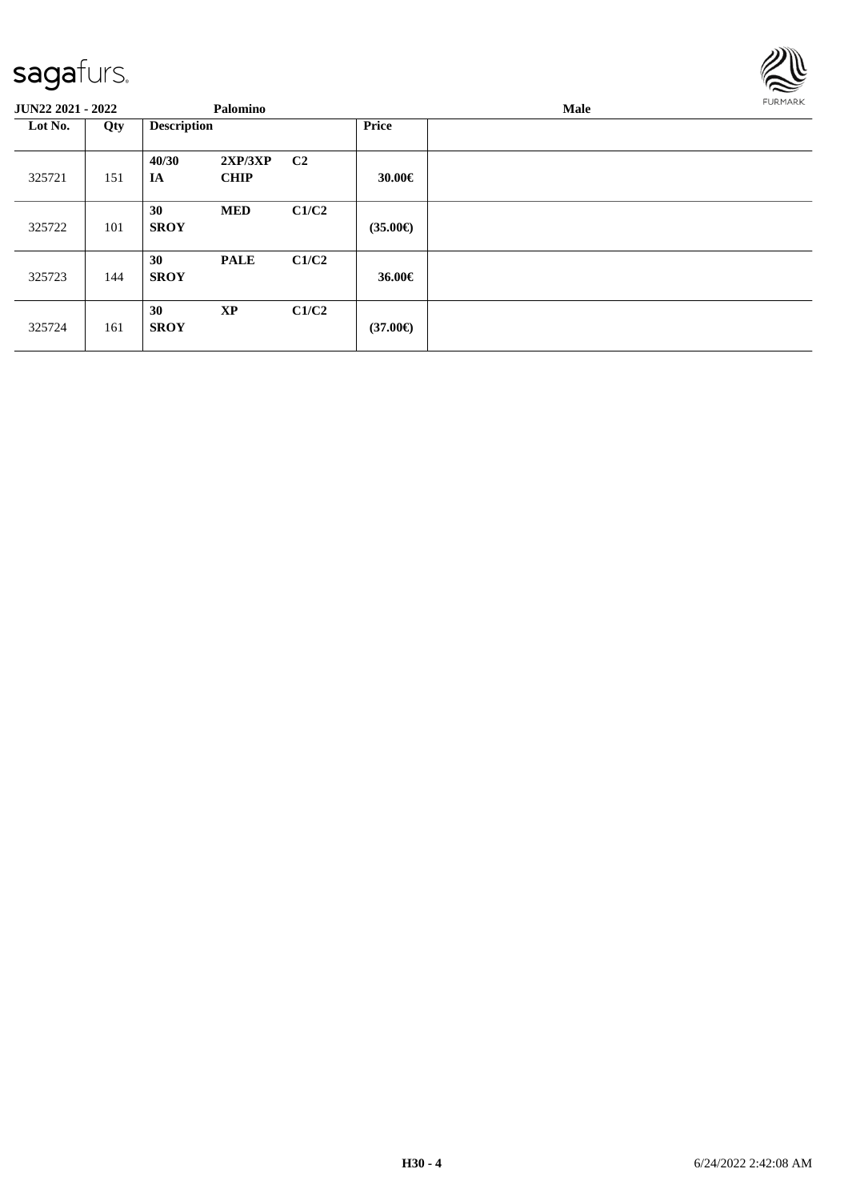**JUN22 2021 - 2022** **Palomino** **Male**

| Lot No. | Qty | Description | | | Price | |
|---|---|---|---|---|---|---|
| 325721 | 151 | 40/30<br>IA | 2XP/3XP<br>CHIP | C2 | 30.00€ | |
| 325722 | 101 | 30<br>SROY | MED | C1/C2 | (35.00€) | |
| 325723 | 144 | 30<br>SROY | PALE | C1/C2 | 36.00€ | |
| 325724 | 161 | 30<br>SROY | XP | C1/C2 | (37.00€) | |

H30 - 4

6/24/2022 2:42:08 AM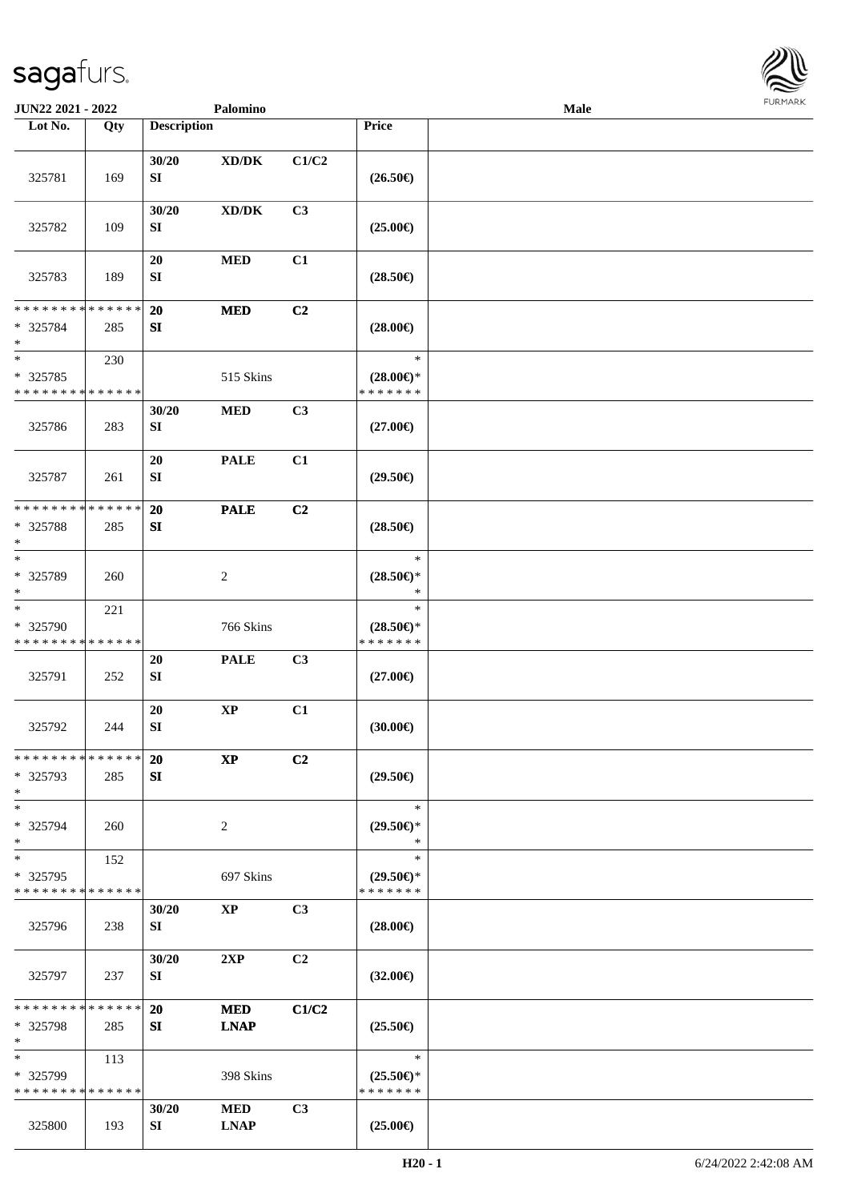JUN22 2021 - 2022 | Palomino | Male

| Lot No. | Qty | Description | | | Price | |
|---|---|---|---|---|---|---|
| 325781 | 169 | 30/20 SI | XD/DK | C1/C2 | (26.50€) | |
| 325782 | 109 | 30/20 SI | XD/DK | C3 | (25.00€) | |
| 325783 | 189 | 20 SI | MED | C1 | (28.50€) | |
| * * * * * * * * * * * * * * * 325784 * | 285 | 20 SI | MED | C2 | (28.00€) | |
| * * 325785 * * * * * * * * * * * * * * | 230 | | 515 Skins | | * (28.00€)* * * * * * * * | |
| 325786 | 283 | 30/20 SI | MED | C3 | (27.00€) | |
| 325787 | 261 | 20 SI | PALE | C1 | (29.50€) | |
| * * * * * * * * * * * * * * * 325788 * | 285 | 20 SI | PALE | C2 | (28.50€) | |
| * * 325789 * | 260 | | 2 | | * (28.50€)* * | |
| * * 325790 * * * * * * * * * * * * * * | 221 | | 766 Skins | | * (28.50€)* * * * * * * * | |
| 325791 | 252 | 20 SI | PALE | C3 | (27.00€) | |
| 325792 | 244 | 20 SI | XP | C1 | (30.00€) | |
| * * * * * * * * * * * * * * * 325793 * | 285 | 20 SI | XP | C2 | (29.50€) | |
| * * 325794 * | 260 | | 2 | | * (29.50€)* * | |
| * * 325795 * * * * * * * * * * * * * * | 152 | | 697 Skins | | * (29.50€)* * * * * * * * | |
| 325796 | 238 | 30/20 SI | XP | C3 | (28.00€) | |
| 325797 | 237 | 30/20 SI | 2XP | C2 | (32.00€) | |
| * * * * * * * * * * * * * * * 325798 * | 285 | 20 SI | MED LNAP | C1/C2 | (25.50€) | |
| * * 325799 * * * * * * * * * * * * * * | 113 | | 398 Skins | | * (25.50€)* * * * * * * * | |
| 325800 | 193 | 30/20 SI | MED LNAP | C3 | (25.00€) | |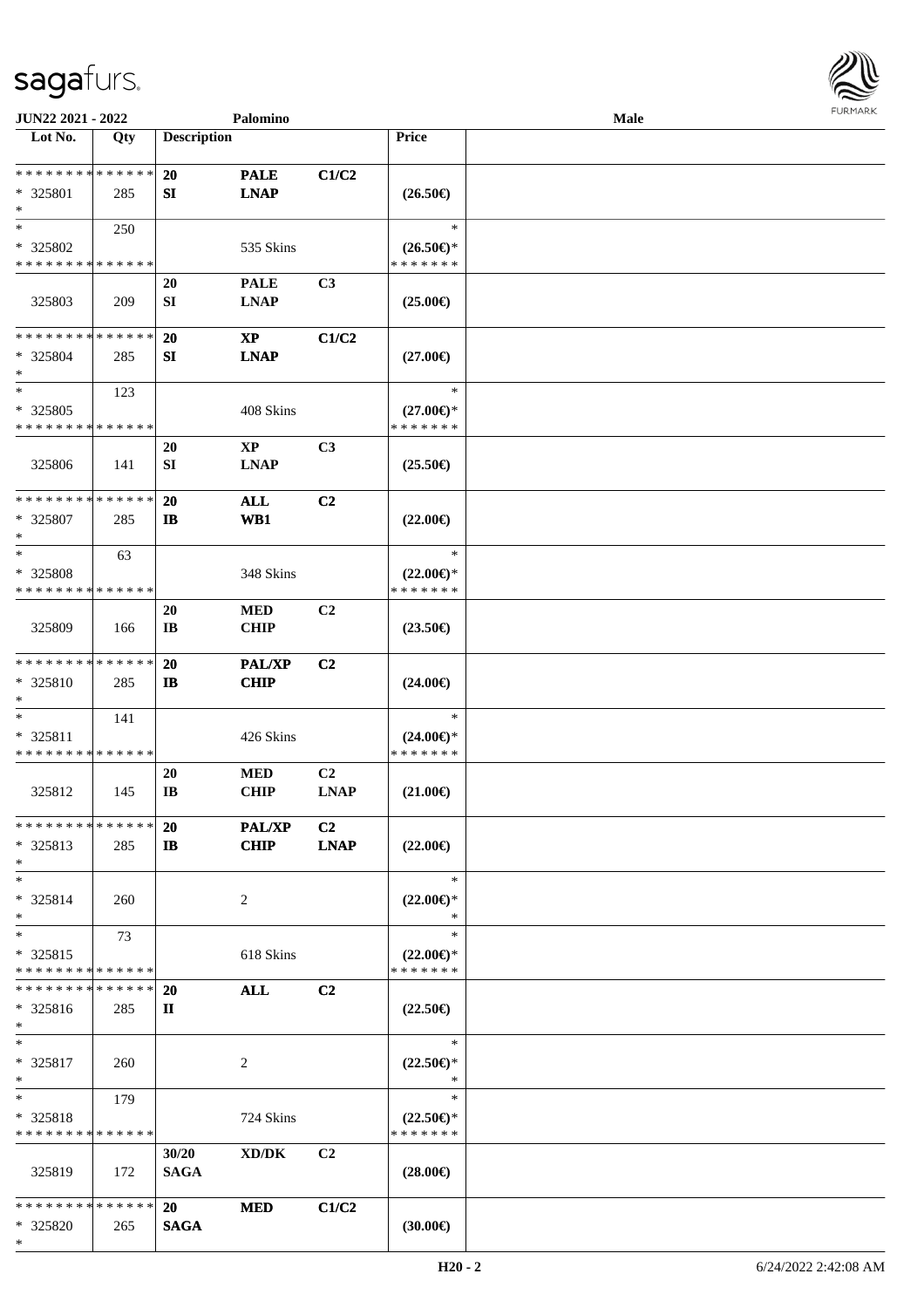JUN22 2021 - 2022 Palomino Male

| Lot No. | Qty | Description | | | Price | |
|---|---|---|---|---|---|---|
| * * * * * * * * * * * * * * | | 20 | PALE | C1/C2 | | |
| * 325801 | 285 | SI | LNAP | | (26.50€) | |
| * | | | | | | |
| * | 250 | | | | * | |
| * 325802 | | | 535 Skins | | (26.50€)* | |
| * * * * * * * * * * * * * * | | | | | * * * * * * * | |
| | | 20 | PALE | C3 | | |
| 325803 | 209 | SI | LNAP | | (25.00€) | |
| * * * * * * * * * * * * * * | | 20 | XP | C1/C2 | | |
| * 325804 | 285 | SI | LNAP | | (27.00€) | |
| * | | | | | | |
| * | 123 | | | | * | |
| * 325805 | | | 408 Skins | | (27.00€)* | |
| * * * * * * * * * * * * * * | | | | | * * * * * * * | |
| | | 20 | XP | C3 | | |
| 325806 | 141 | SI | LNAP | | (25.50€) | |
| * * * * * * * * * * * * * * | | 20 | ALL | C2 | | |
| * 325807 | 285 | IB | WB1 | | (22.00€) | |
| * | | | | | | |
| * | 63 | | | | * | |
| * 325808 | | | 348 Skins | | (22.00€)* | |
| * * * * * * * * * * * * * * | | | | | * * * * * * * | |
| | | 20 | MED | C2 | | |
| 325809 | 166 | IB | CHIP | | (23.50€) | |
| * * * * * * * * * * * * * * | | 20 | PAL/XP | C2 | | |
| * 325810 | 285 | IB | CHIP | | (24.00€) | |
| * | | | | | | |
| * | 141 | | | | * | |
| * 325811 | | | 426 Skins | | (24.00€)* | |
| * * * * * * * * * * * * * * | | | | | * * * * * * * | |
| | | 20 | MED | C2 | | |
| 325812 | 145 | IB | CHIP | LNAP | (21.00€) | |
| * * * * * * * * * * * * * * | | 20 | PAL/XP | C2 | | |
| * 325813 | 285 | IB | CHIP | LNAP | (22.00€) | |
| * | | | | | | |
| * | | | | | * | |
| * 325814 | 260 | | 2 | | (22.00€)* | |
| * | | | | | * | |
| * | 73 | | | | * | |
| * 325815 | | | 618 Skins | | (22.00€)* | |
| * * * * * * * * * * * * * * | | | | | * * * * * * * | |
| * * * * * * * * * * * * * * | | 20 | ALL | C2 | | |
| * 325816 | 285 | II | | | (22.50€) | |
| * | | | | | | |
| * | | | | | * | |
| * 325817 | 260 | | 2 | | (22.50€)* | |
| * | | | | | * | |
| * | 179 | | | | * | |
| * 325818 | | | 724 Skins | | (22.50€)* | |
| * * * * * * * * * * * * * * | | | | | * * * * * * * | |
| | | 30/20 | XD/DK | C2 | | |
| 325819 | 172 | SAGA | | | (28.00€) | |
| * * * * * * * * * * * * * * | | 20 | MED | C1/C2 | | |
| * 325820 | 265 | SAGA | | | (30.00€) | |
| * | | | | | | |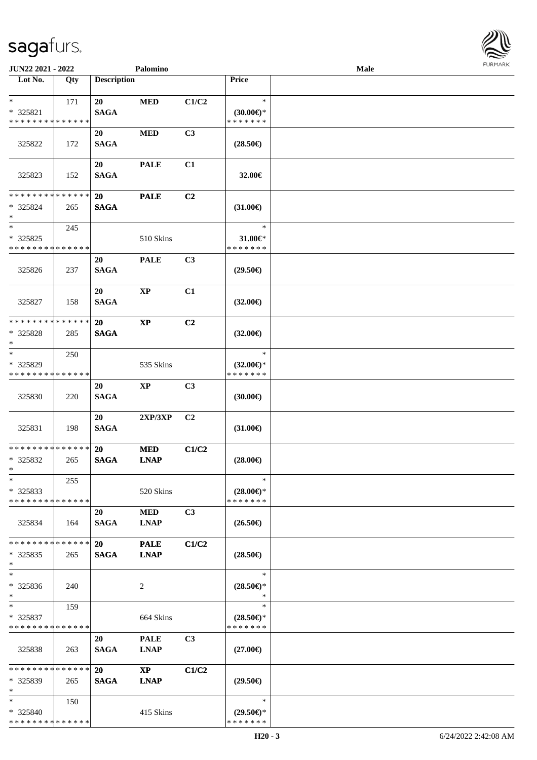| Lot No. | Qty | Description | | | Price | |
|---|---|---|---|---|---|---|
| * | 171 | 20 | MED | C1/C2 | * | |
| * 325821 | | SAGA | | | (30.00€)* | |
| * * * * * * * * * * * * * * | | | | | * * * * * * * | |
| | | 20 | MED | C3 | | |
| 325822 | 172 | SAGA | | | (28.50€) | |
| | | 20 | PALE | C1 | | |
| 325823 | 152 | SAGA | | | 32.00€ | |
| * * * * * * * * * * * * * * | | 20 | PALE | C2 | | |
| * 325824 | 265 | SAGA | | | (31.00€) | |
| * | | | | | | |
| * | 245 | | | | * | |
| * 325825 | | | 510 Skins | | 31.00€* | |
| * * * * * * * * * * * * * * | | | | | * * * * * * * | |
| | | 20 | PALE | C3 | | |
| 325826 | 237 | SAGA | | | (29.50€) | |
| | | 20 | XP | C1 | | |
| 325827 | 158 | SAGA | | | (32.00€) | |
| * * * * * * * * * * * * * * | | 20 | XP | C2 | | |
| * 325828 | 285 | SAGA | | | (32.00€) | |
| * | | | | | | |
| * | 250 | | | | * | |
| * 325829 | | | 535 Skins | | (32.00€)* | |
| * * * * * * * * * * * * * * | | | | | * * * * * * * | |
| | | 20 | XP | C3 | | |
| 325830 | 220 | SAGA | | | (30.00€) | |
| | | 20 | 2XP/3XP | C2 | | |
| 325831 | 198 | SAGA | | | (31.00€) | |
| * * * * * * * * * * * * * * | | 20 | MED | C1/C2 | | |
| * 325832 | 265 | SAGA | LNAP | | (28.00€) | |
| * | | | | | | |
| * | 255 | | | | * | |
| * 325833 | | | 520 Skins | | (28.00€)* | |
| * * * * * * * * * * * * * * | | | | | * * * * * * * | |
| | | 20 | MED | C3 | | |
| 325834 | 164 | SAGA | LNAP | | (26.50€) | |
| * * * * * * * * * * * * * * | | 20 | PALE | C1/C2 | | |
| * 325835 | 265 | SAGA | LNAP | | (28.50€) | |
| * | | | | | | |
| * | | | | | * | |
| * 325836 | 240 | | 2 | | (28.50€)* | |
| * | | | | | * | |
| * | 159 | | | | * | |
| * 325837 | | | 664 Skins | | (28.50€)* | |
| * * * * * * * * * * * * * * | | | | | * * * * * * * | |
| | | 20 | PALE | C3 | | |
| 325838 | 263 | SAGA | LNAP | | (27.00€) | |
| * * * * * * * * * * * * * * | | 20 | XP | C1/C2 | | |
| * 325839 | 265 | SAGA | LNAP | | (29.50€) | |
| * | | | | | | |
| * | 150 | | | | * | |
| * 325840 | | | 415 Skins | | (29.50€)* | |
| * * * * * * * * * * * * * * | | | | | * * * * * * * | |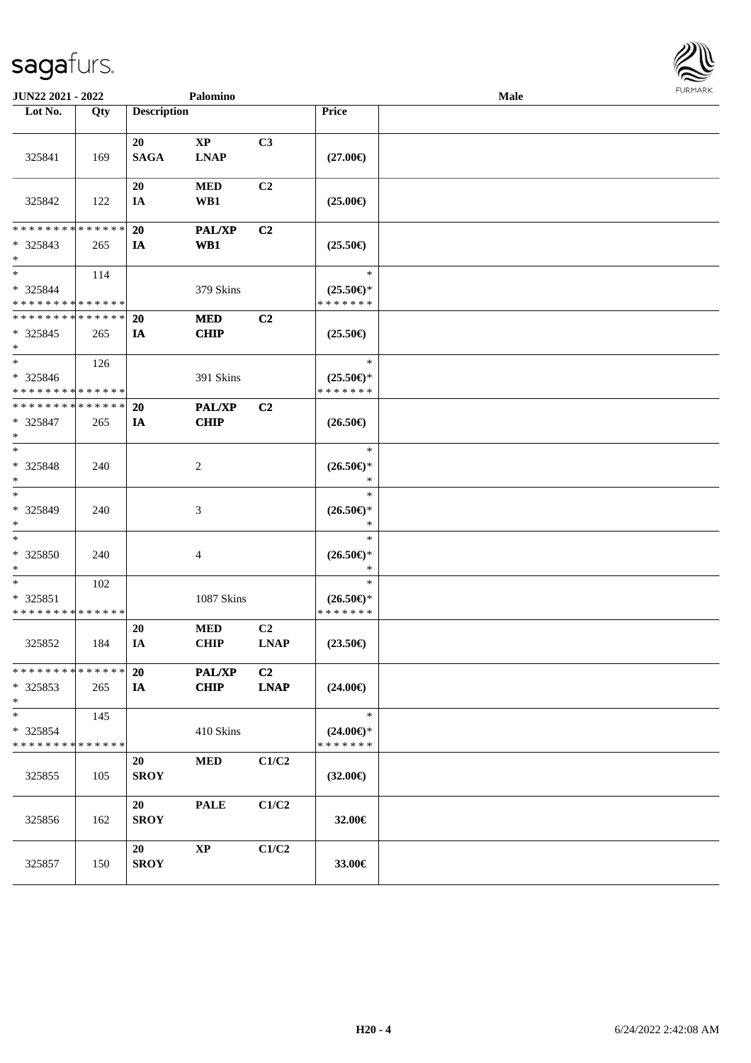| Lot No. | Qty | Description | | | Price | |
|---|---|---|---|---|---|---|
| 325841 | 169 | 20 SAGA | XP LNAP | C3 | (27.00€) | |
| 325842 | 122 | 20 IA | MED WB1 | C2 | (25.00€) | |
| * * * * * * * * * * * * * * * 325843 * | 265 | 20 IA | PAL/XP WB1 | C2 | (25.50€) | |
| * * 325844 * * * * * * * * * * * * * * | 114 | | 379 Skins | | * (25.50€)* * * * * * * * | |
| * * * * * * * * * * * * * * * 325845 * | 265 | 20 IA | MED CHIP | C2 | (25.50€) | |
| * * 325846 * * * * * * * * * * * * * * | 126 | | 391 Skins | | * (25.50€)* * * * * * * * | |
| * * * * * * * * * * * * * * * 325847 * | 265 | 20 IA | PAL/XP CHIP | C2 | (26.50€) | |
| * * 325848 * | 240 | | 2 | | * (26.50€)* * | |
| * * 325849 * | 240 | | 3 | | * (26.50€)* * | |
| * * 325850 * | 240 | | 4 | | * (26.50€)* * | |
| * * 325851 * * * * * * * * * * * * * * | 102 | | 1087 Skins | | * (26.50€)* * * * * * * * | |
| 325852 | 184 | 20 IA | MED CHIP | C2 LNAP | (23.50€) | |
| * * * * * * * * * * * * * * * 325853 * | 265 | 20 IA | PAL/XP CHIP | C2 LNAP | (24.00€) | |
| * * 325854 * * * * * * * * * * * * * * | 145 | | 410 Skins | | * (24.00€)* * * * * * * * | |
| 325855 | 105 | 20 SROY | MED | C1/C2 | (32.00€) | |
| 325856 | 162 | 20 SROY | PALE | C1/C2 | 32.00€ | |
| 325857 | 150 | 20 SROY | XP | C1/C2 | 33.00€ | |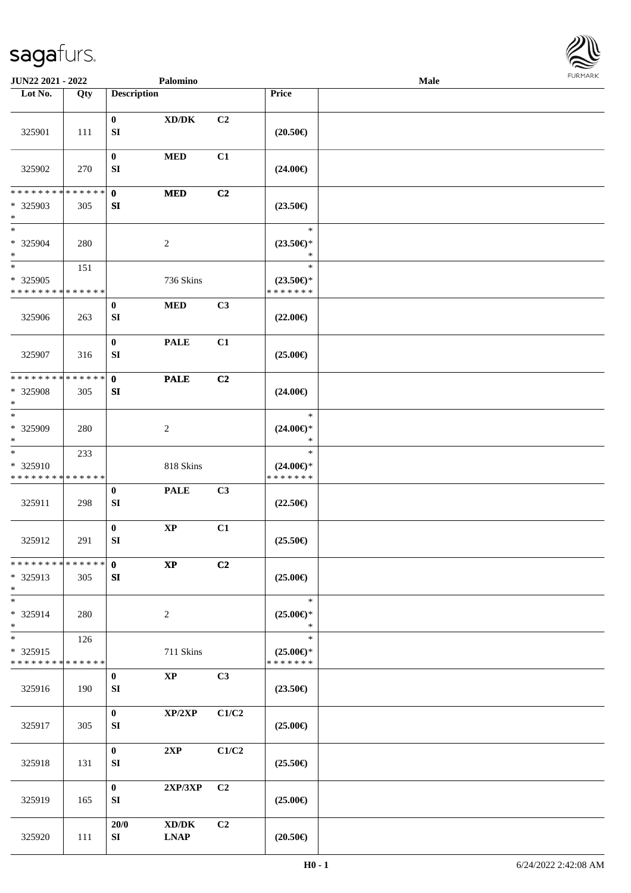| Lot No. | Qty | Description | | | Price | |
|---|---|---|---|---|---|---|
| 325901 | 111 | 0<br>SI | XD/DK | C2 | (20.50€) | |
| 325902 | 270 | 0<br>SI | MED | C1 | (24.00€) | |
| * * * * * * * * * * * * * *<br>* 325903<br>* | 305 | 0<br>SI | MED | C2 | (23.50€) | |
| *<br>* 325904<br>* | 280 | | 2 | | *<br>(23.50€)*<br>* | |
| *<br>* 325905<br>* * * * * * * * * * * * * * | 151 | | 736 Skins | | *<br>(23.50€)*<br>* * * * * * * | |
| 325906 | 263 | 0<br>SI | MED | C3 | (22.00€) | |
| 325907 | 316 | 0<br>SI | PALE | C1 | (25.00€) | |
| * * * * * * * * * * * * * *<br>* 325908<br>* | 305 | 0<br>SI | PALE | C2 | (24.00€) | |
| *<br>* 325909<br>* | 280 | | 2 | | *<br>(24.00€)*<br>* | |
| *<br>* 325910<br>* * * * * * * * * * * * * * | 233 | | 818 Skins | | *<br>(24.00€)*<br>* * * * * * * | |
| 325911 | 298 | 0<br>SI | PALE | C3 | (22.50€) | |
| 325912 | 291 | 0<br>SI | XP | C1 | (25.50€) | |
| * * * * * * * * * * * * * *<br>* 325913<br>* | 305 | 0<br>SI | XP | C2 | (25.00€) | |
| *<br>* 325914<br>* | 280 | | 2 | | *<br>(25.00€)*<br>* | |
| *<br>* 325915<br>* * * * * * * * * * * * * * | 126 | | 711 Skins | | *<br>(25.00€)*<br>* * * * * * * | |
| 325916 | 190 | 0<br>SI | XP | C3 | (23.50€) | |
| 325917 | 305 | 0<br>SI | XP/2XP | C1/C2 | (25.00€) | |
| 325918 | 131 | 0<br>SI | 2XP | C1/C2 | (25.50€) | |
| 325919 | 165 | 0<br>SI | 2XP/3XP | C2 | (25.00€) | |
| 325920 | 111 | 20/0<br>SI | XD/DK<br>LNAP | C2 | (20.50€) | |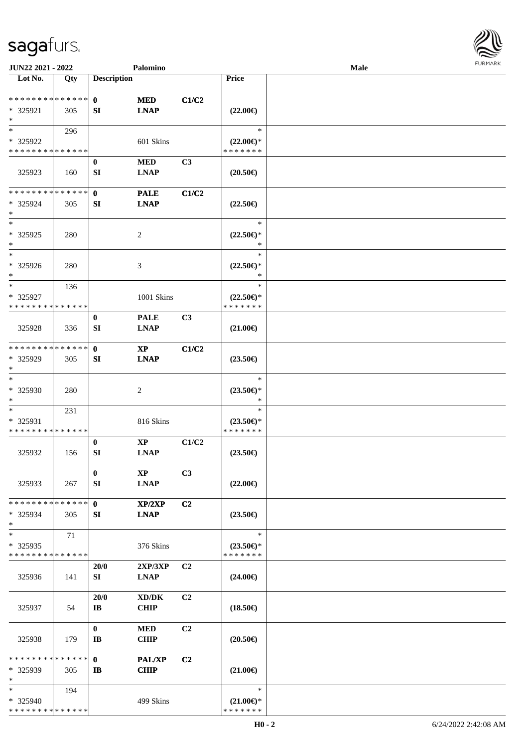| Lot No. | Qty | Description | | | Price | |
|---|---|---|---|---|---|---|
| * * * * * * * * * * * * * * | | 0 | MED | C1/C2 | | |
| * 325921 | 305 | SI | LNAP | | (22.00€) | |
| * | | | | | | |
| * | 296 | | | | * | |
| * 325922 | | | 601 Skins | | (22.00€)* | |
| * * * * * * * * * * * * * * | | | | | * * * * * * * | |
| | | 0 | MED | C3 | | |
| 325923 | 160 | SI | LNAP | | (20.50€) | |
| * * * * * * * * * * * * * * | | 0 | PALE | C1/C2 | | |
| * 325924 | 305 | SI | LNAP | | (22.50€) | |
| * | | | | | | |
| * | | | | | * | |
| * 325925 | 280 | | 2 | | (22.50€)* | |
| * | | | | | * | |
| * | | | | | * | |
| * 325926 | 280 | | 3 | | (22.50€)* | |
| * | | | | | * | |
| * | 136 | | | | * | |
| * 325927 | | | 1001 Skins | | (22.50€)* | |
| * * * * * * * * * * * * * * | | | | | * * * * * * * | |
| | | 0 | PALE | C3 | | |
| 325928 | 336 | SI | LNAP | | (21.00€) | |
| * * * * * * * * * * * * * * | | 0 | XP | C1/C2 | | |
| * 325929 | 305 | SI | LNAP | | (23.50€) | |
| * | | | | | | |
| * | | | | | * | |
| * 325930 | 280 | | 2 | | (23.50€)* | |
| * | | | | | * | |
| * | 231 | | | | * | |
| * 325931 | | | 816 Skins | | (23.50€)* | |
| * * * * * * * * * * * * * * | | | | | * * * * * * * | |
| | | 0 | XP | C1/C2 | | |
| 325932 | 156 | SI | LNAP | | (23.50€) | |
| | | 0 | XP | C3 | | |
| 325933 | 267 | SI | LNAP | | (22.00€) | |
| * * * * * * * * * * * * * * | | 0 | XP/2XP | C2 | | |
| * 325934 | 305 | SI | LNAP | | (23.50€) | |
| * | | | | | | |
| * | 71 | | | | * | |
| * 325935 | | | 376 Skins | | (23.50€)* | |
| * * * * * * * * * * * * * * | | | | | * * * * * * * | |
| | | 20/0 | 2XP/3XP | C2 | | |
| 325936 | 141 | SI | LNAP | | (24.00€) | |
| | | 20/0 | XD/DK | C2 | | |
| 325937 | 54 | IB | CHIP | | (18.50€) | |
| | | 0 | MED | C2 | | |
| 325938 | 179 | IB | CHIP | | (20.50€) | |
| * * * * * * * * * * * * * * | | 0 | PAL/XP | C2 | | |
| * 325939 | 305 | IB | CHIP | | (21.00€) | |
| * | | | | | | |
| * | 194 | | | | * | |
| * 325940 | | | 499 Skins | | (21.00€)* | |
| * * * * * * * * * * * * * * | | | | | * * * * * * * | |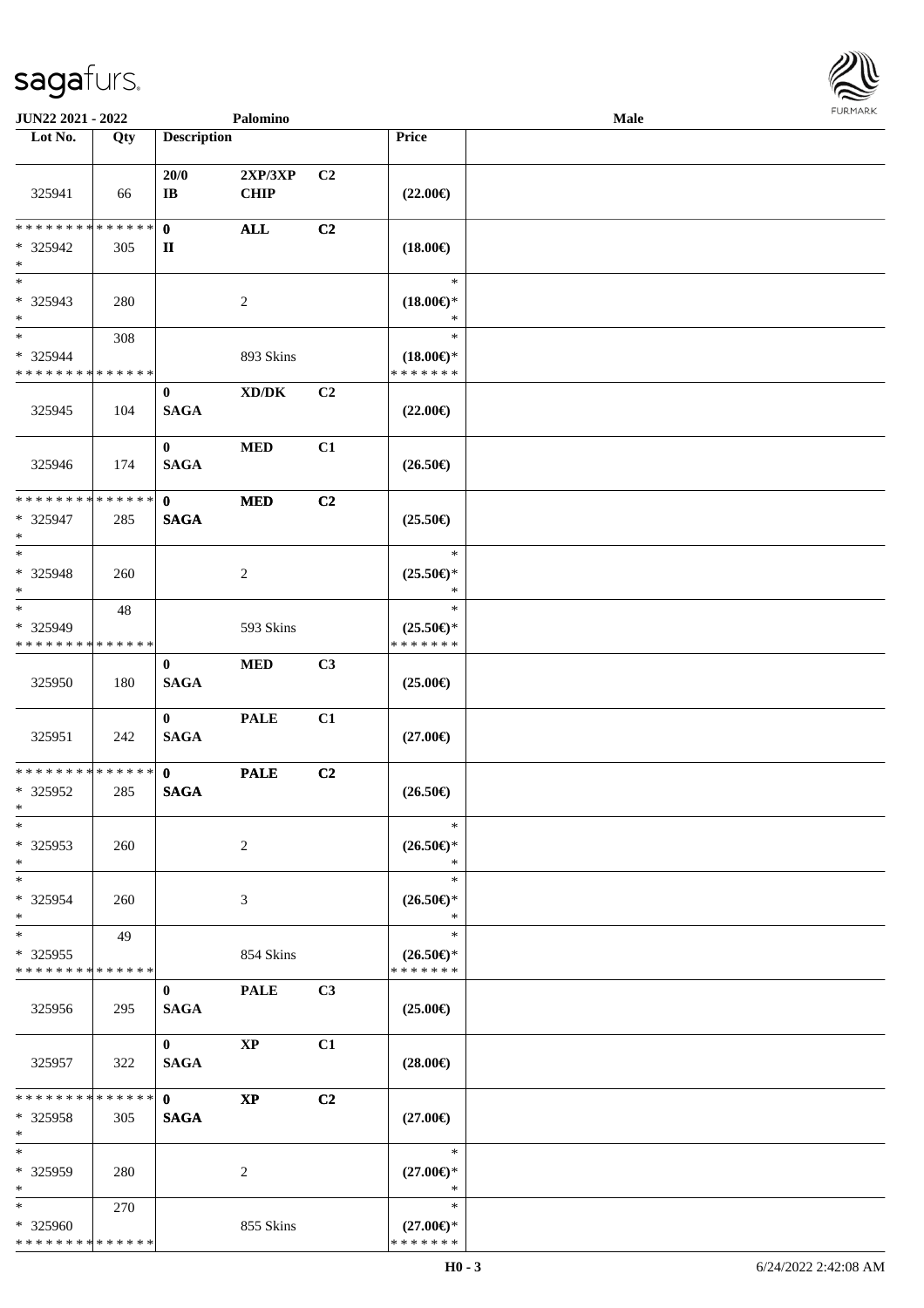| Lot No. | Qty | Description | | | Price | |
|---|---|---|---|---|---|---|
| 325941 | 66 | 20/0 IB | 2XP/3XP CHIP | C2 | (22.00€) | |
| * * * * * * * * * * * * * * * 325942 * | 305 | 0 II | ALL | C2 | (18.00€) | |
| * * 325943 * | 280 | | 2 | | * (18.00€)* * | |
| * * 325944 * * * * * * * * * * * * * * | 308 | | 893 Skins | | * (18.00€)* * * * * * * * | |
| 325945 | 104 | 0 SAGA | XD/DK | C2 | (22.00€) | |
| 325946 | 174 | 0 SAGA | MED | C1 | (26.50€) | |
| * * * * * * * * * * * * * * * 325947 * | 285 | 0 SAGA | MED | C2 | (25.50€) | |
| * * 325948 * | 260 | | 2 | | * (25.50€)* * | |
| * * 325949 * * * * * * * * * * * * * * | 48 | | 593 Skins | | * (25.50€)* * * * * * * * | |
| 325950 | 180 | 0 SAGA | MED | C3 | (25.00€) | |
| 325951 | 242 | 0 SAGA | PALE | C1 | (27.00€) | |
| * * * * * * * * * * * * * * * 325952 * | 285 | 0 SAGA | PALE | C2 | (26.50€) | |
| * * 325953 * | 260 | | 2 | | * (26.50€)* * | |
| * * 325954 * | 260 | | 3 | | * (26.50€)* * | |
| * * 325955 * * * * * * * * * * * * * * | 49 | | 854 Skins | | * (26.50€)* * * * * * * * | |
| 325956 | 295 | 0 SAGA | PALE | C3 | (25.00€) | |
| 325957 | 322 | 0 SAGA | XP | C1 | (28.00€) | |
| * * * * * * * * * * * * * * * 325958 * | 305 | 0 SAGA | XP | C2 | (27.00€) | |
| * * 325959 * | 280 | | 2 | | * (27.00€)* * | |
| * * 325960 * * * * * * * * * * * * * * | 270 | | 855 Skins | | * (27.00€)* * * * * * * * | |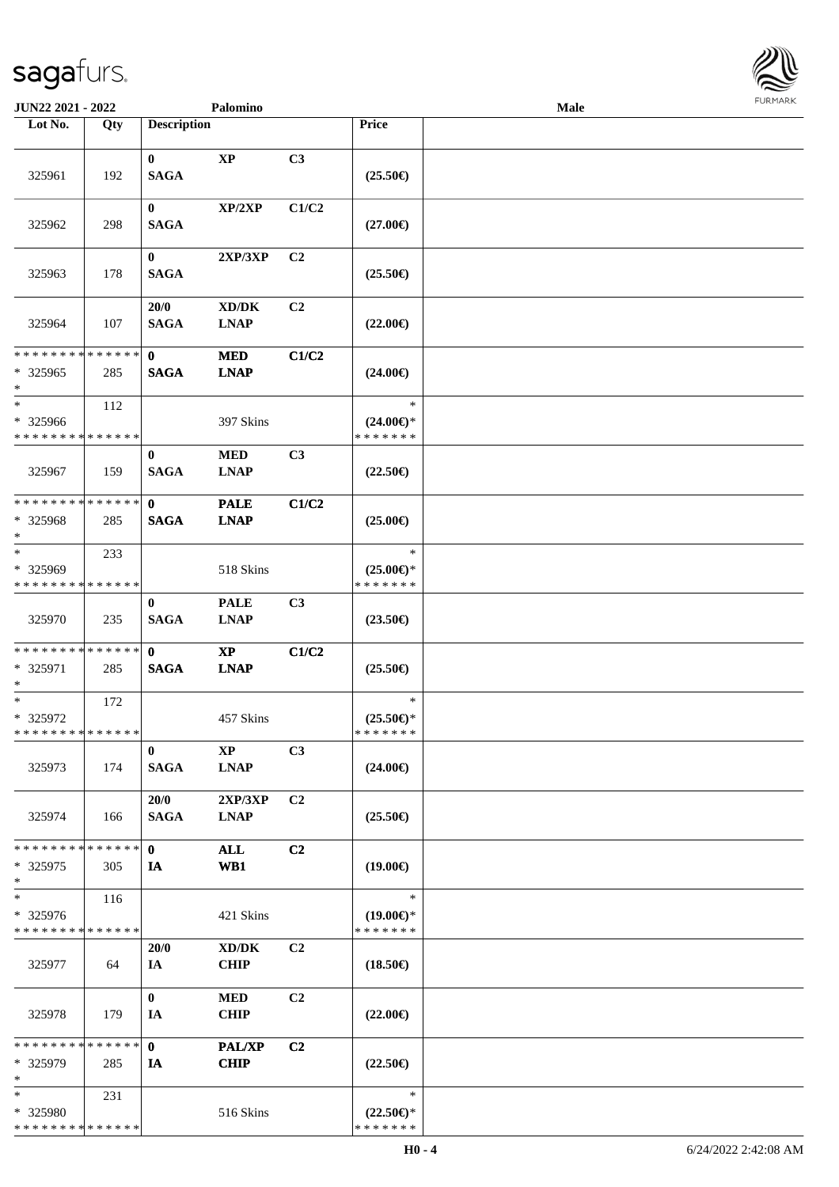| Lot No. | Qty | Description | | | Price | |
|---|---|---|---|---|---|---|
| 325961 | 192 | 0<br>SAGA | XP | C3 | (25.50€) | |
| 325962 | 298 | 0<br>SAGA | XP/2XP | C1/C2 | (27.00€) | |
| 325963 | 178 | 0<br>SAGA | 2XP/3XP | C2 | (25.50€) | |
| 325964 | 107 | 20/0<br>SAGA | XD/DK<br>LNAP | C2 | (22.00€) | |
| * * * * * * * * * * * * * *<br>* 325965<br>* | 285 | 0<br>SAGA | MED<br>LNAP | C1/C2 | (24.00€) | |
| *<br>* 325966<br>* * * * * * * * * * * * * * | 112 | | 397 Skins | | *<br>(24.00€)*<br>* * * * * * * | |
| 325967 | 159 | 0<br>SAGA | MED<br>LNAP | C3 | (22.50€) | |
| * * * * * * * * * * * * * *<br>* 325968<br>* | 285 | 0<br>SAGA | PALE<br>LNAP | C1/C2 | (25.00€) | |
| *<br>* 325969<br>* * * * * * * * * * * * * * | 233 | | 518 Skins | | *<br>(25.00€)*<br>* * * * * * * | |
| 325970 | 235 | 0<br>SAGA | PALE<br>LNAP | C3 | (23.50€) | |
| * * * * * * * * * * * * * *<br>* 325971<br>* | 285 | 0<br>SAGA | XP<br>LNAP | C1/C2 | (25.50€) | |
| *<br>* 325972<br>* * * * * * * * * * * * * * | 172 | | 457 Skins | | *<br>(25.50€)*<br>* * * * * * * | |
| 325973 | 174 | 0<br>SAGA | XP<br>LNAP | C3 | (24.00€) | |
| 325974 | 166 | 20/0<br>SAGA | 2XP/3XP<br>LNAP | C2 | (25.50€) | |
| * * * * * * * * * * * * * *<br>* 325975<br>* | 305 | 0<br>IA | ALL<br>WB1 | C2 | (19.00€) | |
| *<br>* 325976<br>* * * * * * * * * * * * * * | 116 | | 421 Skins | | *<br>(19.00€)*<br>* * * * * * * | |
| 325977 | 64 | 20/0<br>IA | XD/DK<br>CHIP | C2 | (18.50€) | |
| 325978 | 179 | 0<br>IA | MED<br>CHIP | C2 | (22.00€) | |
| * * * * * * * * * * * * * *<br>* 325979<br>* | 285 | 0<br>IA | PAL/XP<br>CHIP | C2 | (22.50€) | |
| *<br>* 325980<br>* * * * * * * * * * * * * * | 231 | | 516 Skins | | *<br>(22.50€)*<br>* * * * * * * | |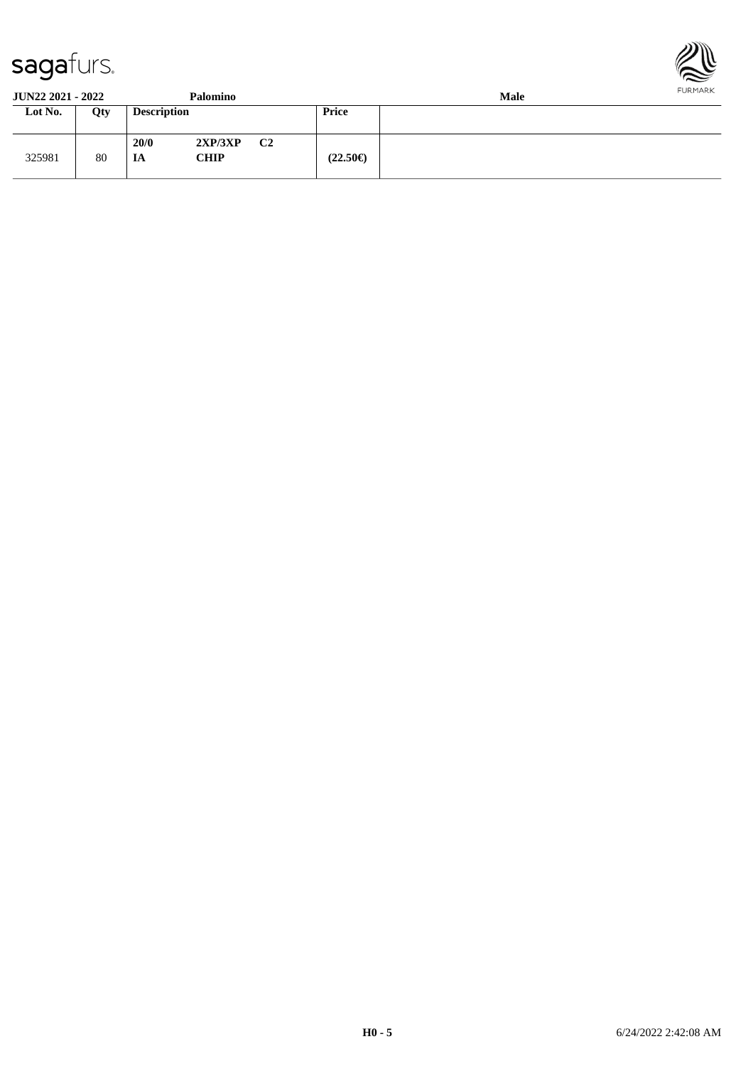| Lot No. | Qty | Description | | | Price | |
|---|---|---|---|---|---|---|
| 325981 | 80 | **20/0** **IA** | **2XP/3XP** **CHIP** | **C2** | **(22.50€)** | |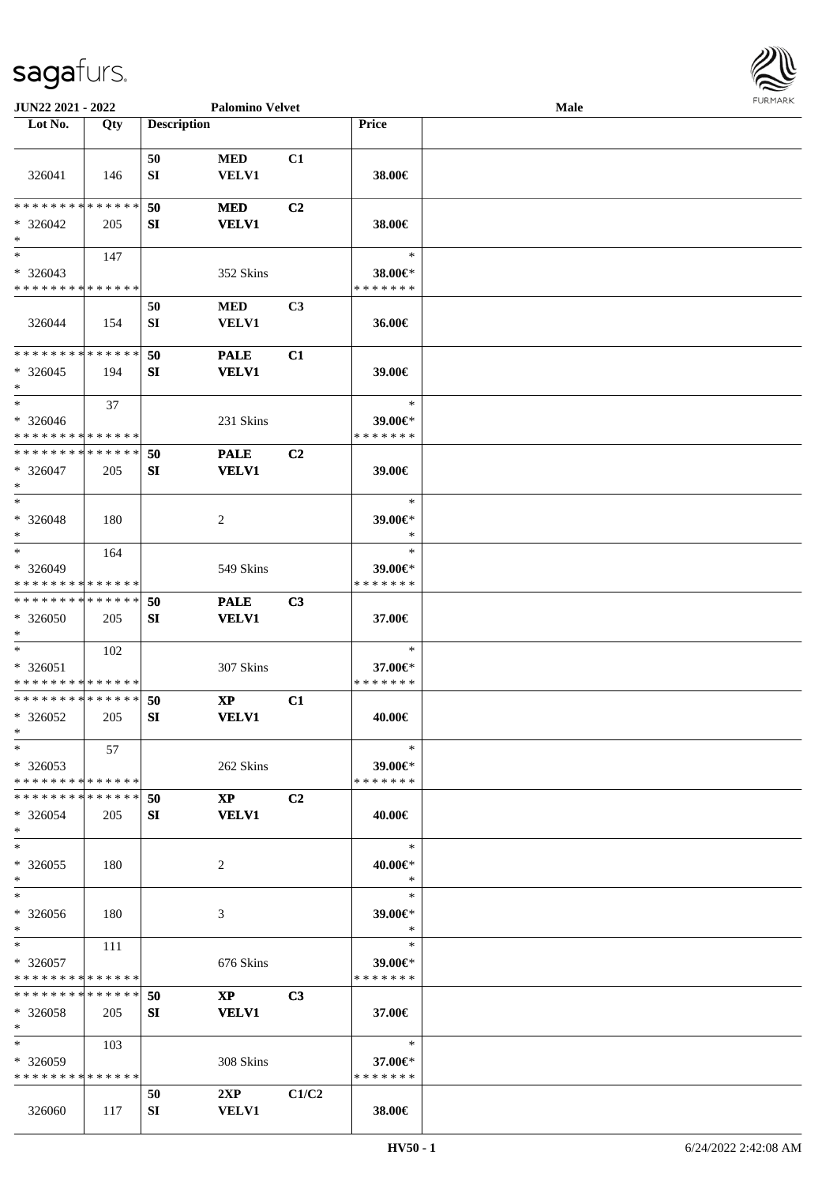| Lot No. | Qty | Description | | | Price | |
|---|---|---|---|---|---|---|
| | | 50 | MED | C1 | | |
| 326041 | 146 | SI | VELV1 | | 38.00€ | |
| * * * * * * * * * * * * * * | | 50 | MED | C2 | | |
| * 326042 | 205 | SI | VELV1 | | 38.00€ | |
| * | | | | | | |
| * | 147 | | | | * | |
| * 326043 | | | 352 Skins | | 38.00€* | |
| * * * * * * * * * * * * * * | | | | | * * * * * * * | |
| | | 50 | MED | C3 | | |
| 326044 | 154 | SI | VELV1 | | 36.00€ | |
| * * * * * * * * * * * * * * | | 50 | PALE | C1 | | |
| * 326045 | 194 | SI | VELV1 | | 39.00€ | |
| * | | | | | | |
| * | 37 | | | | * | |
| * 326046 | | | 231 Skins | | 39.00€* | |
| * * * * * * * * * * * * * * | | | | | * * * * * * * | |
| * * * * * * * * * * * * * * | | 50 | PALE | C2 | | |
| * 326047 | 205 | SI | VELV1 | | 39.00€ | |
| * | | | | | | |
| * | | | | | * | |
| * 326048 | 180 | | 2 | | 39.00€* | |
| * | | | | | * | |
| * | 164 | | | | * | |
| * 326049 | | | 549 Skins | | 39.00€* | |
| * * * * * * * * * * * * * * | | | | | * * * * * * * | |
| * * * * * * * * * * * * * * | | 50 | PALE | C3 | | |
| * 326050 | 205 | SI | VELV1 | | 37.00€ | |
| * | | | | | | |
| * | 102 | | | | * | |
| * 326051 | | | 307 Skins | | 37.00€* | |
| * * * * * * * * * * * * * * | | | | | * * * * * * * | |
| * * * * * * * * * * * * * * | | 50 | XP | C1 | | |
| * 326052 | 205 | SI | VELV1 | | 40.00€ | |
| * | | | | | | |
| * | 57 | | | | * | |
| * 326053 | | | 262 Skins | | 39.00€* | |
| * * * * * * * * * * * * * * | | | | | * * * * * * * | |
| * * * * * * * * * * * * * * | | 50 | XP | C2 | | |
| * 326054 | 205 | SI | VELV1 | | 40.00€ | |
| * | | | | | | |
| * | | | | | * | |
| * 326055 | 180 | | 2 | | 40.00€* | |
| * | | | | | * | |
| * | | | | | * | |
| * 326056 | 180 | | 3 | | 39.00€* | |
| * | | | | | * | |
| * | 111 | | | | * | |
| * 326057 | | | 676 Skins | | 39.00€* | |
| * * * * * * * * * * * * * * | | | | | * * * * * * * | |
| * * * * * * * * * * * * * * | | 50 | XP | C3 | | |
| * 326058 | 205 | SI | VELV1 | | 37.00€ | |
| * | | | | | | |
| * | 103 | | | | * | |
| * 326059 | | | 308 Skins | | 37.00€* | |
| * * * * * * * * * * * * * * | | | | | * * * * * * * | |
| | | 50 | 2XP | C1/C2 | | |
| 326060 | 117 | SI | VELV1 | | 38.00€ | |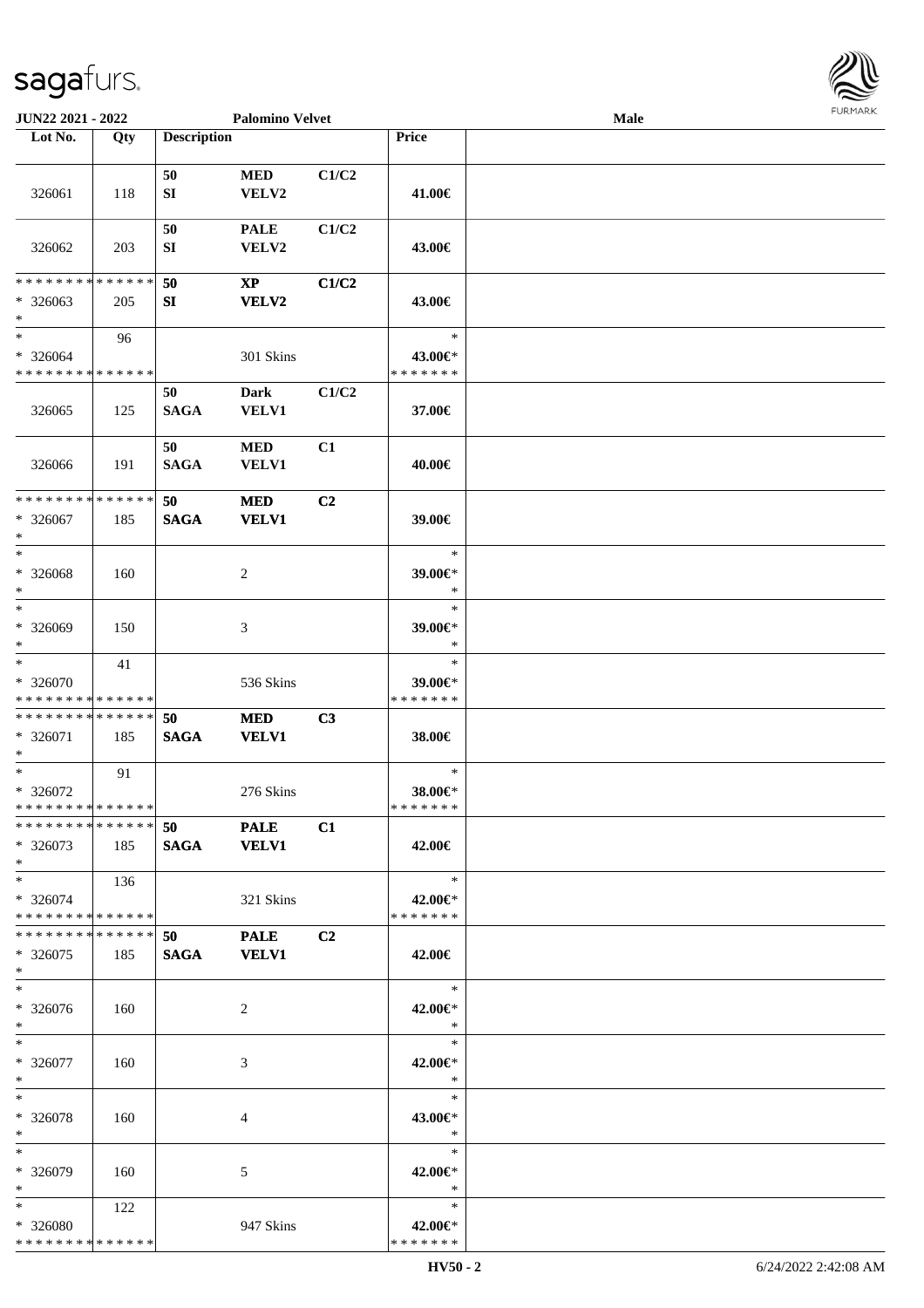JUN22 2021 - 2022 | Palomino Velvet | Male

| Lot No. | Qty | Description | | | Price | |
|---|---|---|---|---|---|---|
| 326061 | 118 | 50 SI | MED VELV2 | C1/C2 | 41.00€ | |
| 326062 | 203 | 50 SI | PALE VELV2 | C1/C2 | 43.00€ | |
| * * * * * * * * * * * * * * * 326063 * | 205 | 50 SI | XP VELV2 | C1/C2 | 43.00€ | |
| * * 326064 * * * * * * * * * * * * * * | 96 | | 301 Skins | | * 43.00€* * * * * * * * | |
| 326065 | 125 | 50 SAGA | Dark VELV1 | C1/C2 | 37.00€ | |
| 326066 | 191 | 50 SAGA | MED VELV1 | C1 | 40.00€ | |
| * * * * * * * * * * * * * * * 326067 * | 185 | 50 SAGA | MED VELV1 | C2 | 39.00€ | |
| * * 326068 * | 160 | | 2 | | * 39.00€* * | |
| * * 326069 * | 150 | | 3 | | * 39.00€* * | |
| * * 326070 * * * * * * * * * * * * * * | 41 | | 536 Skins | | * 39.00€* * * * * * * * | |
| * * * * * * * * * * * * * * * 326071 * | 185 | 50 SAGA | MED VELV1 | C3 | 38.00€ | |
| * * 326072 * * * * * * * * * * * * * * | 91 | | 276 Skins | | * 38.00€* * * * * * * * | |
| * * * * * * * * * * * * * * * 326073 * | 185 | 50 SAGA | PALE VELV1 | C1 | 42.00€ | |
| * * 326074 * * * * * * * * * * * * * * | 136 | | 321 Skins | | * 42.00€* * * * * * * * | |
| * * * * * * * * * * * * * * * 326075 * | 185 | 50 SAGA | PALE VELV1 | C2 | 42.00€ | |
| * * 326076 * | 160 | | 2 | | * 42.00€* * | |
| * * 326077 * | 160 | | 3 | | * 42.00€* * | |
| * * 326078 * | 160 | | 4 | | * 43.00€* * | |
| * * 326079 * | 160 | | 5 | | * 42.00€* * | |
| * * 326080 * * * * * * * * * * * * * * | 122 | | 947 Skins | | * 42.00€* * * * * * * * | |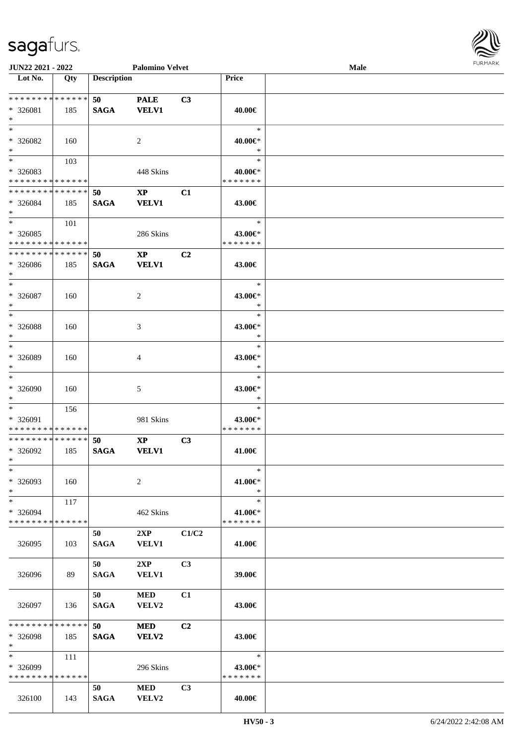| Lot No. | Qty | Description | | | Price | |
|---|---|---|---|---|---|---|
| * * * * * * * * * * * * * * | | 50 | PALE | C3 | | |
| * 326081 | 185 | SAGA | VELV1 | | 40.00€ | |
| * | | | | | | |
| * | | | | | * | |
| * 326082 | 160 | | 2 | | 40.00€* | |
| * | | | | | * | |
| * | 103 | | | | * | |
| * 326083 | | | 448 Skins | | 40.00€* | |
| * * * * * * * * * * * * * * | | | | | * * * * * * * | |
| * * * * * * * * * * * * * * | | 50 | XP | C1 | | |
| * 326084 | 185 | SAGA | VELV1 | | 43.00€ | |
| * | | | | | | |
| * | 101 | | | | * | |
| * 326085 | | | 286 Skins | | 43.00€* | |
| * * * * * * * * * * * * * * | | | | | * * * * * * * | |
| * * * * * * * * * * * * * * | | 50 | XP | C2 | | |
| * 326086 | 185 | SAGA | VELV1 | | 43.00€ | |
| * | | | | | | |
| * | | | | | * | |
| * 326087 | 160 | | 2 | | 43.00€* | |
| * | | | | | * | |
| * | | | | | * | |
| * 326088 | 160 | | 3 | | 43.00€* | |
| * | | | | | * | |
| * | | | | | * | |
| * 326089 | 160 | | 4 | | 43.00€* | |
| * | | | | | * | |
| * | | | | | * | |
| * 326090 | 160 | | 5 | | 43.00€* | |
| * | | | | | * | |
| * | 156 | | | | * | |
| * 326091 | | | 981 Skins | | 43.00€* | |
| * * * * * * * * * * * * * * | | | | | * * * * * * * | |
| * * * * * * * * * * * * * * | | 50 | XP | C3 | | |
| * 326092 | 185 | SAGA | VELV1 | | 41.00€ | |
| * | | | | | | |
| * | | | | | * | |
| * 326093 | 160 | | 2 | | 41.00€* | |
| * | | | | | * | |
| * | 117 | | | | * | |
| * 326094 | | | 462 Skins | | 41.00€* | |
| * * * * * * * * * * * * * * | | | | | * * * * * * * | |
| | | 50 | 2XP | C1/C2 | | |
| 326095 | 103 | SAGA | VELV1 | | 41.00€ | |
| | | 50 | 2XP | C3 | | |
| 326096 | 89 | SAGA | VELV1 | | 39.00€ | |
| | | 50 | MED | C1 | | |
| 326097 | 136 | SAGA | VELV2 | | 43.00€ | |
| * * * * * * * * * * * * * * | | 50 | MED | C2 | | |
| * 326098 | 185 | SAGA | VELV2 | | 43.00€ | |
| * | | | | | | |
| * | 111 | | | | * | |
| * 326099 | | | 296 Skins | | 43.00€* | |
| * * * * * * * * * * * * * * | | | | | * * * * * * * | |
| | | 50 | MED | C3 | | |
| 326100 | 143 | SAGA | VELV2 | | 40.00€ | |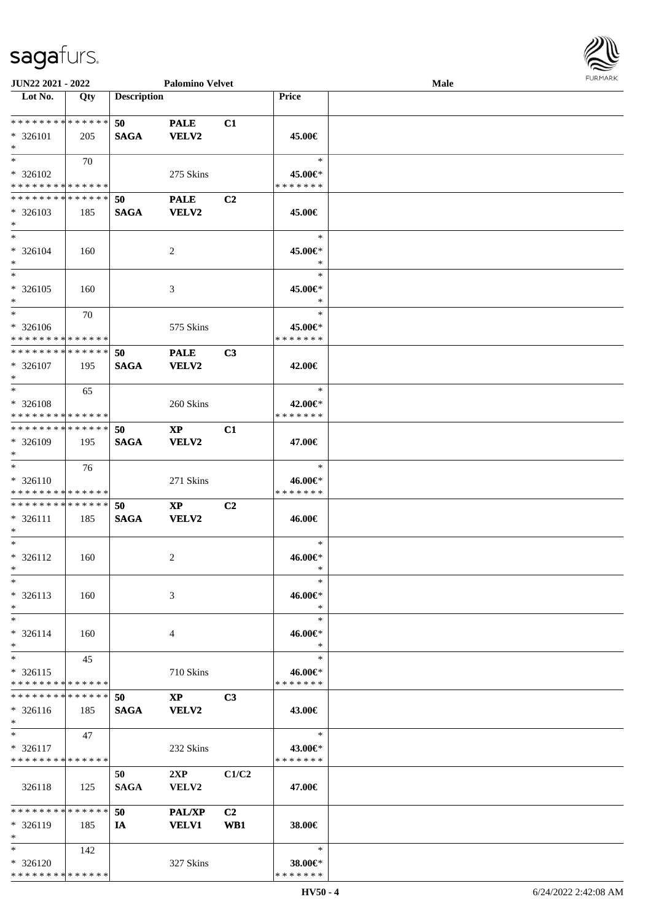| Lot No. | Qty | Description | | | Price | |
|---|---|---|---|---|---|---|
| * * * * * * * * * * * * * * | | 50 | PALE | C1 | | |
| * 326101 | 205 | SAGA | VELV2 | | 45.00€ | |
| * | | | | | | |
| * | 70 | | | | * | |
| * 326102 | | | 275 Skins | | 45.00€* | |
| * * * * * * * * * * * * * * | | | | | * * * * * * * | |
| * * * * * * * * * * * * * * | | 50 | PALE | C2 | | |
| * 326103 | 185 | SAGA | VELV2 | | 45.00€ | |
| * | | | | | | |
| * | | | | | * | |
| * 326104 | 160 | | 2 | | 45.00€* | |
| * | | | | | * | |
| * | | | | | * | |
| * 326105 | 160 | | 3 | | 45.00€* | |
| * | | | | | * | |
| * | 70 | | | | * | |
| * 326106 | | | 575 Skins | | 45.00€* | |
| * * * * * * * * * * * * * * | | | | | * * * * * * * | |
| * * * * * * * * * * * * * * | | 50 | PALE | C3 | | |
| * 326107 | 195 | SAGA | VELV2 | | 42.00€ | |
| * | | | | | | |
| * | 65 | | | | * | |
| * 326108 | | | 260 Skins | | 42.00€* | |
| * * * * * * * * * * * * * * | | | | | * * * * * * * | |
| * * * * * * * * * * * * * * | | 50 | XP | C1 | | |
| * 326109 | 195 | SAGA | VELV2 | | 47.00€ | |
| * | | | | | | |
| * | 76 | | | | * | |
| * 326110 | | | 271 Skins | | 46.00€* | |
| * * * * * * * * * * * * * * | | | | | * * * * * * * | |
| * * * * * * * * * * * * * * | | 50 | XP | C2 | | |
| * 326111 | 185 | SAGA | VELV2 | | 46.00€ | |
| * | | | | | | |
| * | | | | | * | |
| * 326112 | 160 | | 2 | | 46.00€* | |
| * | | | | | * | |
| * | | | | | * | |
| * 326113 | 160 | | 3 | | 46.00€* | |
| * | | | | | * | |
| * | | | | | * | |
| * 326114 | 160 | | 4 | | 46.00€* | |
| * | | | | | * | |
| * | 45 | | | | * | |
| * 326115 | | | 710 Skins | | 46.00€* | |
| * * * * * * * * * * * * * * | | | | | * * * * * * * | |
| * * * * * * * * * * * * * * | | 50 | XP | C3 | | |
| * 326116 | 185 | SAGA | VELV2 | | 43.00€ | |
| * | | | | | | |
| * | 47 | | | | * | |
| * 326117 | | | 232 Skins | | 43.00€* | |
| * * * * * * * * * * * * * * | | | | | * * * * * * * | |
| | | 50 | 2XP | C1/C2 | | |
| 326118 | 125 | SAGA | VELV2 | | 47.00€ | |
| * * * * * * * * * * * * * * | | 50 | PAL/XP | C2 | | |
| * 326119 | 185 | IA | VELV1 | WB1 | 38.00€ | |
| * | | | | | | |
| * | 142 | | | | * | |
| * 326120 | | | 327 Skins | | 38.00€* | |
| * * * * * * * * * * * * * * | | | | | * * * * * * * | |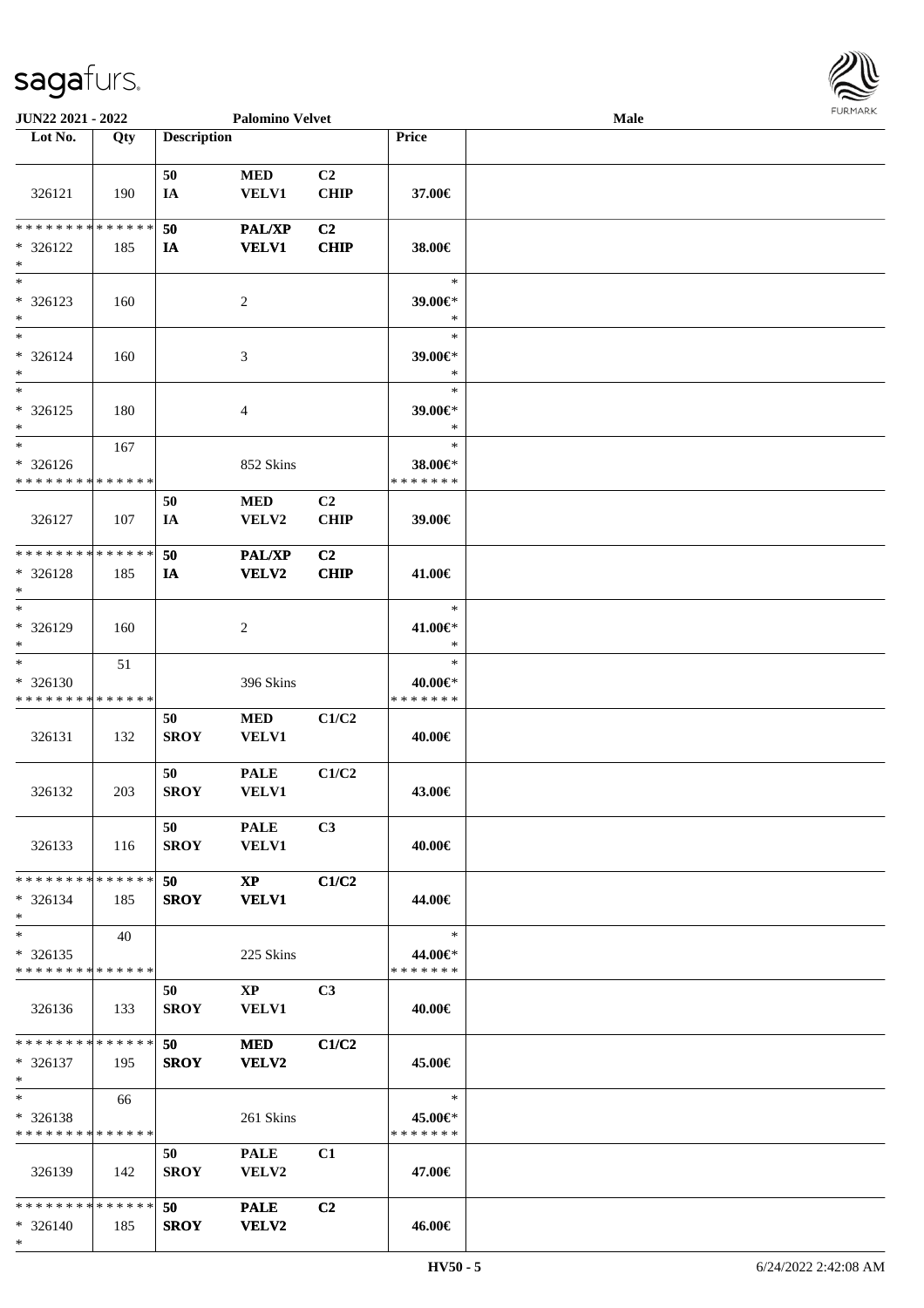| Lot No. | Qty | Description | | | Price | |
|---|---|---|---|---|---|---|
| 326121 | 190 | 50<br>IA | MED<br>VELV1 | C2<br>CHIP | 37.00€ | |
| * * * * * * * * * * * * * *<br>* 326122<br>* | 185 | **50**<br>**IA** | **PAL/XP**<br>**VELV1** | **C2**<br>**CHIP** | 38.00€ | |
| *<br>* 326123<br>* | 160 | | 2 | | *<br>39.00€*<br>* | |
| *<br>* 326124<br>* | 160 | | 3 | | *<br>39.00€*<br>* | |
| *<br>* 326125<br>* | 180 | | 4 | | *<br>39.00€*<br>* | |
| *<br>* 326126<br>* * * * * * * * * * * * * * | 167 | | 852 Skins | | *<br>38.00€*<br>* * * * * * * | |
| 326127 | 107 | 50<br>IA | MED<br>VELV2 | C2<br>CHIP | 39.00€ | |
| * * * * * * * * * * * * * *<br>* 326128<br>* | 185 | **50**<br>**IA** | **PAL/XP**<br>**VELV2** | **C2**<br>**CHIP** | 41.00€ | |
| *<br>* 326129<br>* | 160 | | 2 | | *<br>41.00€*<br>* | |
| *<br>* 326130<br>* * * * * * * * * * * * * * | 51 | | 396 Skins | | *<br>40.00€*<br>* * * * * * * | |
| 326131 | 132 | 50<br>SROY | MED<br>VELV1 | C1/C2 | 40.00€ | |
| 326132 | 203 | 50<br>SROY | PALE<br>VELV1 | C1/C2 | 43.00€ | |
| 326133 | 116 | 50<br>SROY | PALE<br>VELV1 | C3 | 40.00€ | |
| * * * * * * * * * * * * * *<br>* 326134<br>* | 185 | **50**<br>**SROY** | **XP**<br>**VELV1** | **C1/C2** | 44.00€ | |
| *<br>* 326135<br>* * * * * * * * * * * * * * | 40 | | 225 Skins | | *<br>44.00€*<br>* * * * * * * | |
| 326136 | 133 | 50<br>SROY | XP<br>VELV1 | C3 | 40.00€ | |
| * * * * * * * * * * * * * *<br>* 326137<br>* | 195 | **50**<br>**SROY** | **MED**<br>**VELV2** | **C1/C2** | 45.00€ | |
| *<br>* 326138<br>* * * * * * * * * * * * * * | 66 | | 261 Skins | | *<br>45.00€*<br>* * * * * * * | |
| 326139 | 142 | 50<br>SROY | PALE<br>VELV2 | C1 | 47.00€ | |
| * * * * * * * * * * * * * *<br>* 326140<br>* | 185 | **50**<br>**SROY** | **PALE**<br>**VELV2** | **C2** | 46.00€ | |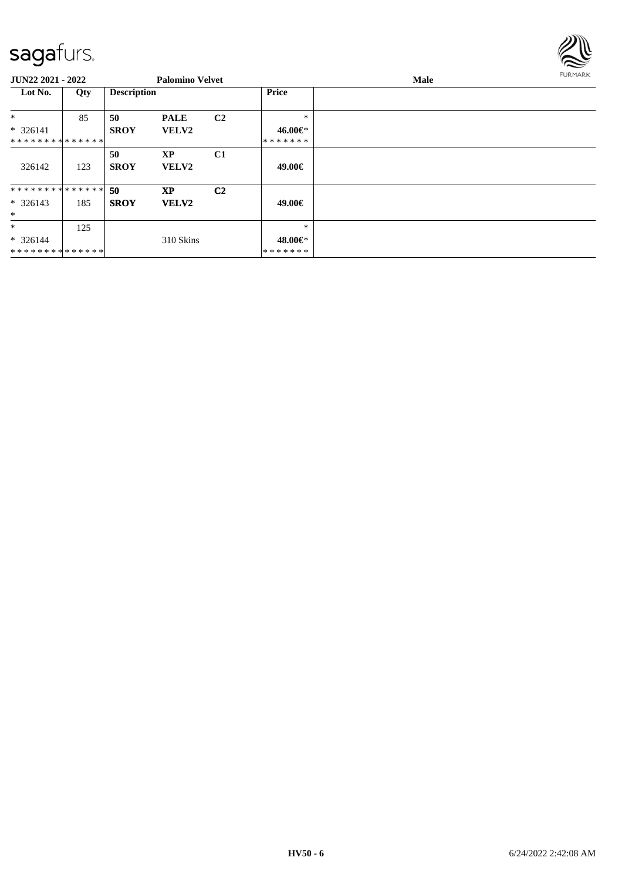**JUN22 2021 - 2022** **Palomino Velvet** **Male**

| Lot No. | Qty | Description | | | Price | |
|---|---|---|---|---|---|---|
| * | 85 | **50** | **PALE** | **C2** | * | |
| * 326141 | | **SROY** | **VELV2** | | **46.00€*** | |
| ************** | | | | | ******* | |
| | | **50** | **XP** | **C1** | | |
| 326142 | 123 | **SROY** | **VELV2** | | **49.00€** | |
| ************** | | **50** | **XP** | **C2** | | |
| * 326143 | 185 | **SROY** | **VELV2** | | **49.00€** | |
| * | | | | | | |
| * | 125 | | | | * | |
| * 326144 | | | 310 Skins | | **48.00€*** | |
| ************** | | | | | ******* | |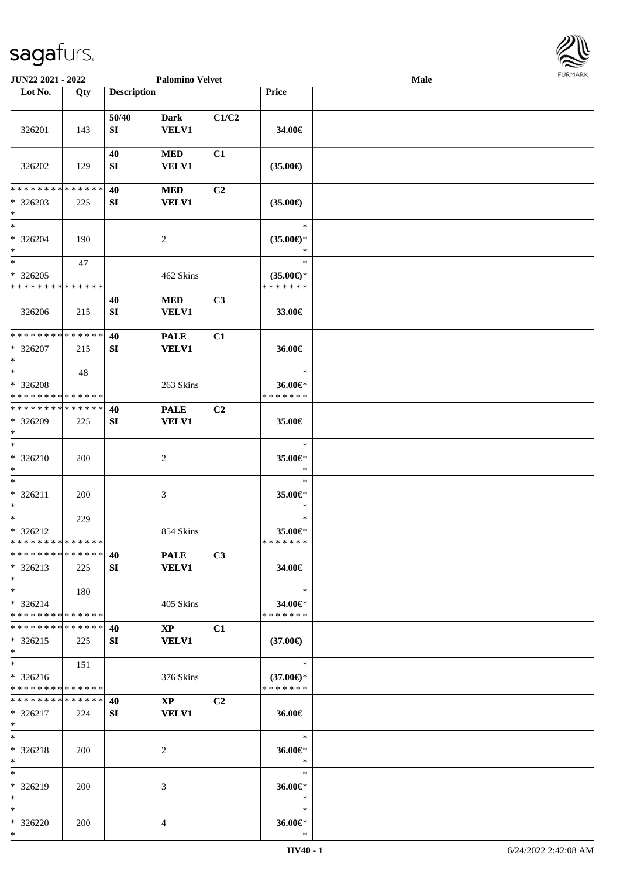**JUN22 2021 - 2022** **Palomino Velvet** **Male**

| Lot No. | Qty | Description | | | Price | |
|---|---|---|---|---|---|---|
| 326201 | 143 | 50/40 SI | Dark VELV1 | C1/C2 | 34.00€ | |
| 326202 | 129 | 40 SI | MED VELV1 | C1 | (35.00€) | |
| * * * * * * * * * * * * * * * 326203 * | 225 | 40 SI | MED VELV1 | C2 | (35.00€) | |
| * * 326204 * | 190 | | 2 | | * (35.00€)* * | |
| * * 326205 * * * * * * * * * * * * * * | 47 | | 462 Skins | | * (35.00€)* * * * * * * * | |
| 326206 | 215 | 40 SI | MED VELV1 | C3 | 33.00€ | |
| * * * * * * * * * * * * * * * 326207 * | 215 | 40 SI | PALE VELV1 | C1 | 36.00€ | |
| * * 326208 * * * * * * * * * * * * * * | 48 | | 263 Skins | | * 36.00€* * * * * * * * | |
| * * * * * * * * * * * * * * * 326209 * | 225 | 40 SI | PALE VELV1 | C2 | 35.00€ | |
| * * 326210 * | 200 | | 2 | | * 35.00€* * | |
| * * 326211 * | 200 | | 3 | | * 35.00€* * | |
| * * 326212 * * * * * * * * * * * * * * | 229 | | 854 Skins | | * 35.00€* * * * * * * * | |
| * * * * * * * * * * * * * * * 326213 * | 225 | 40 SI | PALE VELV1 | C3 | 34.00€ | |
| * * 326214 * * * * * * * * * * * * * * | 180 | | 405 Skins | | * 34.00€* * * * * * * * | |
| * * * * * * * * * * * * * * * 326215 * | 225 | 40 SI | XP VELV1 | C1 | (37.00€) | |
| * * 326216 * * * * * * * * * * * * * * | 151 | | 376 Skins | | * (37.00€)* * * * * * * * | |
| * * * * * * * * * * * * * * * 326217 * | 224 | 40 SI | XP VELV1 | C2 | 36.00€ | |
| * * 326218 * | 200 | | 2 | | * 36.00€* * | |
| * * 326219 * | 200 | | 3 | | * 36.00€* * | |
| * * 326220 * | 200 | | 4 | | * 36.00€* * | |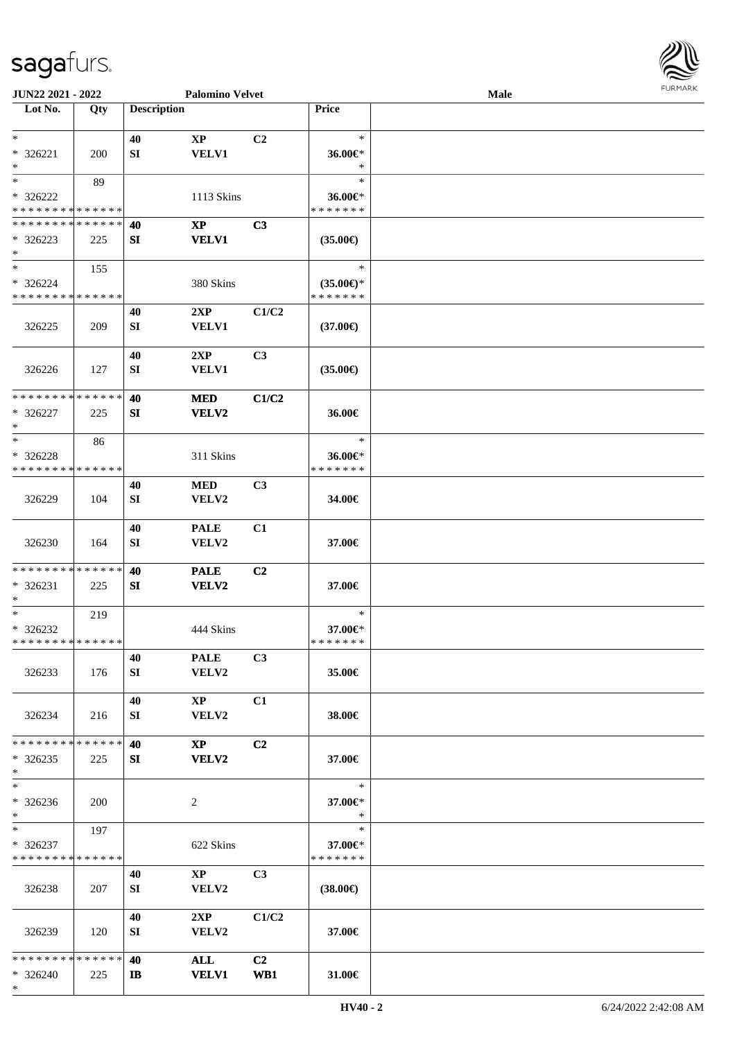JUN22 2021 - 2022 Palomino Velvet Male

| Lot No. | Qty | Description | | | Price | |
|---|---|---|---|---|---|---|
| * * 326221 * | 200 | 40 SI | XP VELV1 | C2 | * 36.00€* * | |
| * * 326222 * * * * * * * * * * * * * * | 89 | | 1113 Skins | | * 36.00€* * * * * * * * | |
| * * * * * * * * * * * * * * * 326223 * | 225 | 40 SI | XP VELV1 | C3 | (35.00€) | |
| * * 326224 * * * * * * * * * * * * * * | 155 | | 380 Skins | | * (35.00€)* * * * * * * * | |
| 326225 | 209 | 40 SI | 2XP VELV1 | C1/C2 | (37.00€) | |
| 326226 | 127 | 40 SI | 2XP VELV1 | C3 | (35.00€) | |
| * * * * * * * * * * * * * * * 326227 * | 225 | 40 SI | MED VELV2 | C1/C2 | 36.00€ | |
| * * 326228 * * * * * * * * * * * * * * | 86 | | 311 Skins | | * 36.00€* * * * * * * * | |
| 326229 | 104 | 40 SI | MED VELV2 | C3 | 34.00€ | |
| 326230 | 164 | 40 SI | PALE VELV2 | C1 | 37.00€ | |
| * * * * * * * * * * * * * * * 326231 * | 225 | 40 SI | PALE VELV2 | C2 | 37.00€ | |
| * * 326232 * * * * * * * * * * * * * * | 219 | | 444 Skins | | * 37.00€* * * * * * * * | |
| 326233 | 176 | 40 SI | PALE VELV2 | C3 | 35.00€ | |
| 326234 | 216 | 40 SI | XP VELV2 | C1 | 38.00€ | |
| * * * * * * * * * * * * * * * 326235 * | 225 | 40 SI | XP VELV2 | C2 | 37.00€ | |
| * * 326236 * | 200 | | 2 | | * 37.00€* * | |
| * * 326237 * * * * * * * * * * * * * * | 197 | | 622 Skins | | * 37.00€* * * * * * * * | |
| 326238 | 207 | 40 SI | XP VELV2 | C3 | (38.00€) | |
| 326239 | 120 | 40 SI | 2XP VELV2 | C1/C2 | 37.00€ | |
| * * * * * * * * * * * * * * * 326240 * | 225 | 40 IB | ALL VELV1 | C2 WB1 | 31.00€ | |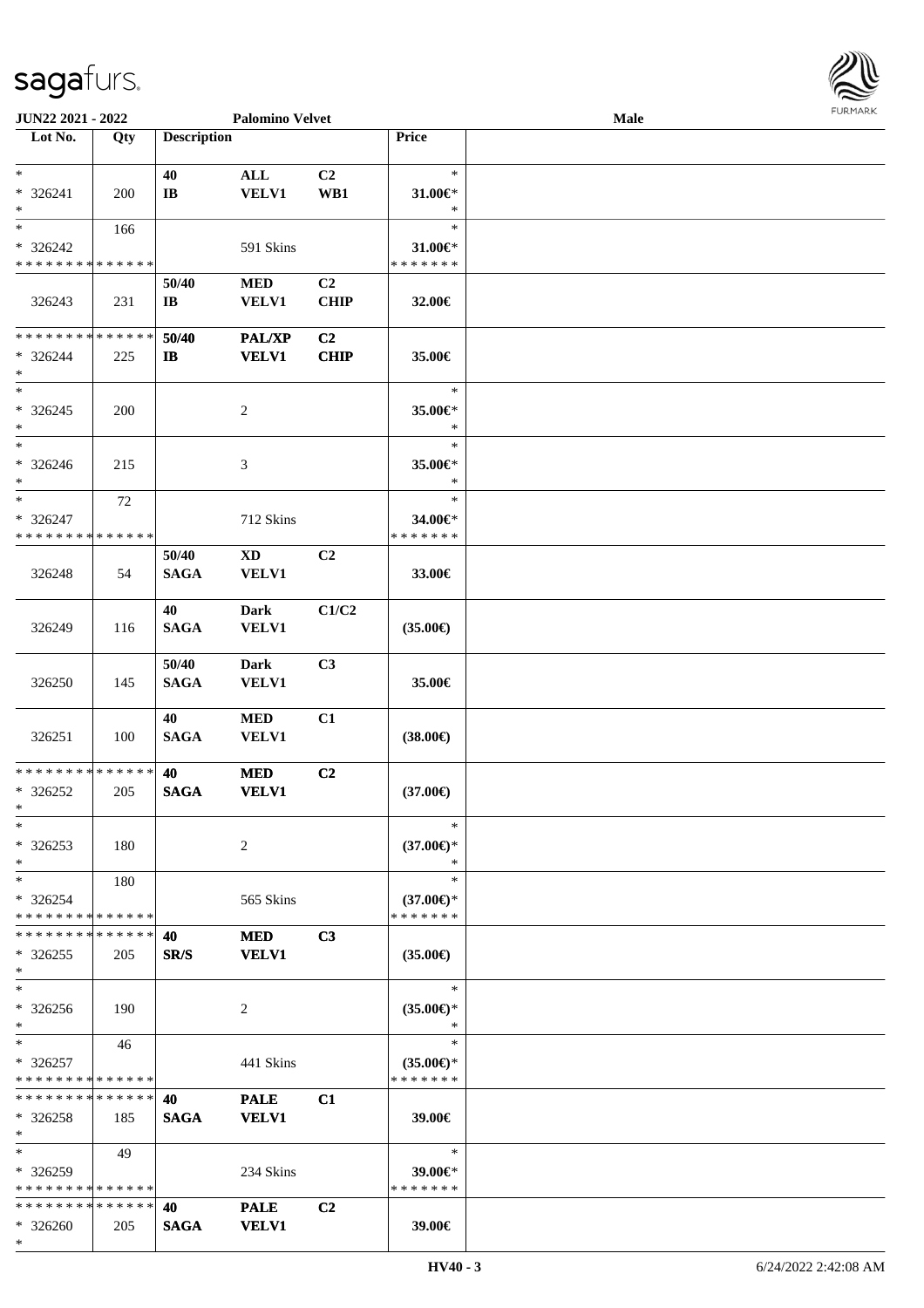**JUN22 2021 - 2022** **Palomino Velvet** **Male**

| Lot No. | Qty | Description | | | Price | |
|---|---|---|---|---|---|---|
| * | | 40 | ALL | C2 | * | |
| * 326241 | 200 | IB | VELV1 | WB1 | 31.00€* | |
| * | | | | | * | |
| * | 166 | | | | * | |
| * 326242 | | | 591 Skins | | 31.00€* | |
| * * * * * * * * * * * * * * | | | | | * * * * * * * | |
| | | 50/40 | MED | C2 | | |
| 326243 | 231 | IB | VELV1 | CHIP | 32.00€ | |
| * * * * * * * * * * * * * * | | 50/40 | PAL/XP | C2 | | |
| * 326244 | 225 | IB | VELV1 | CHIP | 35.00€ | |
| * | | | | | | |
| * | | | | | * | |
| * 326245 | 200 | | 2 | | 35.00€* | |
| * | | | | | * | |
| * | | | | | * | |
| * 326246 | 215 | | 3 | | 35.00€* | |
| * | | | | | * | |
| * | 72 | | | | * | |
| * 326247 | | | 712 Skins | | 34.00€* | |
| * * * * * * * * * * * * * * | | | | | * * * * * * * | |
| | | 50/40 | XD | C2 | | |
| 326248 | 54 | SAGA | VELV1 | | 33.00€ | |
| | | 40 | Dark | C1/C2 | | |
| 326249 | 116 | SAGA | VELV1 | | (35.00€) | |
| | | 50/40 | Dark | C3 | | |
| 326250 | 145 | SAGA | VELV1 | | 35.00€ | |
| | | 40 | MED | C1 | | |
| 326251 | 100 | SAGA | VELV1 | | (38.00€) | |
| * * * * * * * * * * * * * * | | 40 | MED | C2 | | |
| * 326252 | 205 | SAGA | VELV1 | | (37.00€) | |
| * | | | | | | |
| * | | | | | * | |
| * 326253 | 180 | | 2 | | (37.00€)* | |
| * | | | | | * | |
| * | 180 | | | | * | |
| * 326254 | | | 565 Skins | | (37.00€)* | |
| * * * * * * * * * * * * * * | | | | | * * * * * * * | |
| * * * * * * * * * * * * * * | | 40 | MED | C3 | | |
| * 326255 | 205 | SR/S | VELV1 | | (35.00€) | |
| * | | | | | | |
| * | | | | | * | |
| * 326256 | 190 | | 2 | | (35.00€)* | |
| * | | | | | * | |
| * | 46 | | | | * | |
| * 326257 | | | 441 Skins | | (35.00€)* | |
| * * * * * * * * * * * * * * | | | | | * * * * * * * | |
| * * * * * * * * * * * * * * | | 40 | PALE | C1 | | |
| * 326258 | 185 | SAGA | VELV1 | | 39.00€ | |
| * | | | | | | |
| * | 49 | | | | * | |
| * 326259 | | | 234 Skins | | 39.00€* | |
| * * * * * * * * * * * * * * | | | | | * * * * * * * | |
| * * * * * * * * * * * * * * | | 40 | PALE | C2 | | |
| * 326260 | 205 | SAGA | VELV1 | | 39.00€ | |
| * | | | | | | |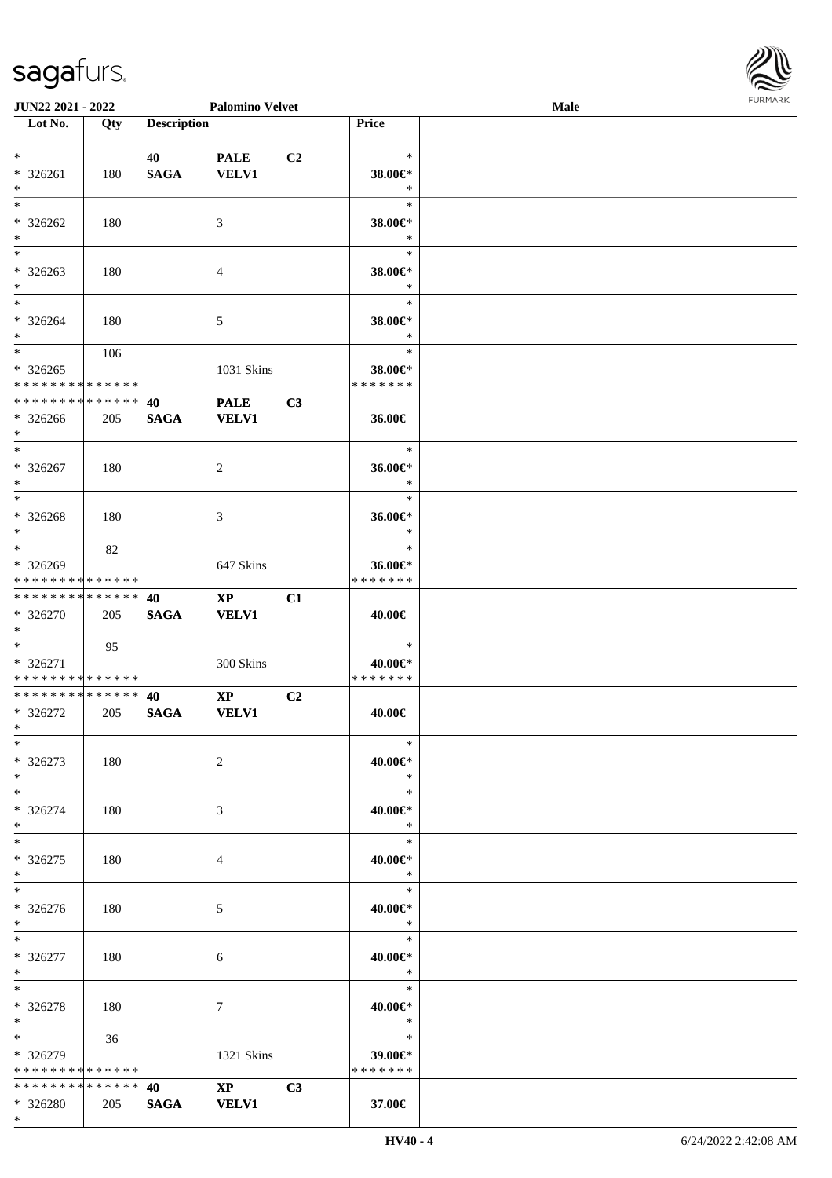**JUN22 2021 - 2022** | **Palomino Velvet** | **Male**

| Lot No. | Qty | Description | | | Price | |
|---|---|---|---|---|---|---|
| * | | 40 | PALE | C2 | * | |
| * 326261 | 180 | SAGA | VELV1 | | 38.00€* | |
| * | | | | | * | |
| * | | | | | * | |
| * 326262 | 180 | | 3 | | 38.00€* | |
| * | | | | | * | |
| * | | | | | * | |
| * 326263 | 180 | | 4 | | 38.00€* | |
| * | | | | | * | |
| * | | | | | * | |
| * 326264 | 180 | | 5 | | 38.00€* | |
| * | | | | | * | |
| * | 106 | | | | * | |
| * 326265 | | | 1031 Skins | | 38.00€* | |
| * * * * * * * * * * * * * * | | | | | * * * * * * * | |
| * * * * * * * * * * * * * * | | 40 | PALE | C3 | | |
| * 326266 | 205 | SAGA | VELV1 | | 36.00€ | |
| * | | | | | | |
| * | | | | | * | |
| * 326267 | 180 | | 2 | | 36.00€* | |
| * | | | | | * | |
| * | | | | | * | |
| * 326268 | 180 | | 3 | | 36.00€* | |
| * | | | | | * | |
| * | 82 | | | | * | |
| * 326269 | | | 647 Skins | | 36.00€* | |
| * * * * * * * * * * * * * * | | | | | * * * * * * * | |
| * * * * * * * * * * * * * * | | 40 | XP | C1 | | |
| * 326270 | 205 | SAGA | VELV1 | | 40.00€ | |
| * | | | | | | |
| * | 95 | | | | * | |
| * 326271 | | | 300 Skins | | 40.00€* | |
| * * * * * * * * * * * * * * | | | | | * * * * * * * | |
| * * * * * * * * * * * * * * | | 40 | XP | C2 | | |
| * 326272 | 205 | SAGA | VELV1 | | 40.00€ | |
| * | | | | | | |
| * | | | | | * | |
| * 326273 | 180 | | 2 | | 40.00€* | |
| * | | | | | * | |
| * | | | | | * | |
| * 326274 | 180 | | 3 | | 40.00€* | |
| * | | | | | * | |
| * | | | | | * | |
| * 326275 | 180 | | 4 | | 40.00€* | |
| * | | | | | * | |
| * | | | | | * | |
| * 326276 | 180 | | 5 | | 40.00€* | |
| * | | | | | * | |
| * | | | | | * | |
| * 326277 | 180 | | 6 | | 40.00€* | |
| * | | | | | * | |
| * | | | | | * | |
| * 326278 | 180 | | 7 | | 40.00€* | |
| * | | | | | * | |
| * | 36 | | | | * | |
| * 326279 | | | 1321 Skins | | 39.00€* | |
| * * * * * * * * * * * * * * | | | | | * * * * * * * | |
| * * * * * * * * * * * * * * | | 40 | XP | C3 | | |
| * 326280 | 205 | SAGA | VELV1 | | 37.00€ | |
| * | | | | | | |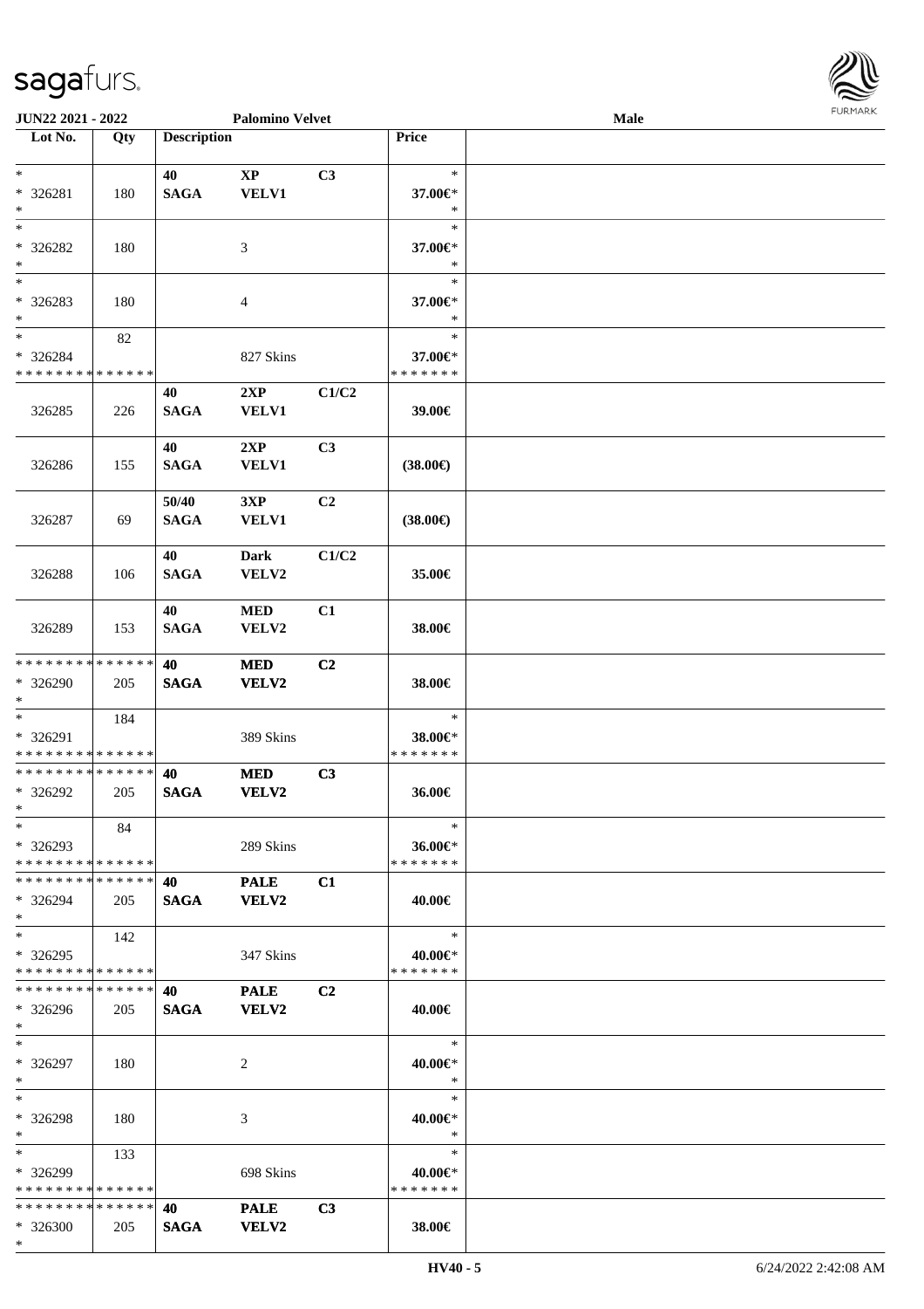JUN22 2021 - 2022 | Palomino Velvet | Male

| Lot No. | Qty | Description | | | Price | |
|---|---|---|---|---|---|---|
| *<br>* 326281<br>* | 180 | 40<br>SAGA | XP<br>VELV1 | C3 | *<br>37.00€*<br>* | |
| *<br>* 326282<br>* | 180 | | 3 | | *<br>37.00€*<br>* | |
| *<br>* 326283<br>* | 180 | | 4 | | *<br>37.00€*<br>* | |
| *<br>* 326284<br>* * * * * * * * * * * * * * | 82 | | 827 Skins | | *<br>37.00€*<br>* * * * * * * | |
| 326285 | 226 | 40<br>SAGA | 2XP<br>VELV1 | C1/C2 | 39.00€ | |
| 326286 | 155 | 40<br>SAGA | 2XP<br>VELV1 | C3 | (38.00€) | |
| 326287 | 69 | 50/40<br>SAGA | 3XP<br>VELV1 | C2 | (38.00€) | |
| 326288 | 106 | 40<br>SAGA | Dark<br>VELV2 | C1/C2 | 35.00€ | |
| 326289 | 153 | 40<br>SAGA | MED<br>VELV2 | C1 | 38.00€ | |
| * * * * * * * * * * * * * *<br>* 326290<br>* | 205 | 40<br>SAGA | MED<br>VELV2 | C2 | 38.00€ | |
| *<br>* 326291<br>* * * * * * * * * * * * * * | 184 | | 389 Skins | | *<br>38.00€*<br>* * * * * * * | |
| * * * * * * * * * * * * * *<br>* 326292<br>* | 205 | 40<br>SAGA | MED<br>VELV2 | C3 | 36.00€ | |
| *<br>* 326293<br>* * * * * * * * * * * * * * | 84 | | 289 Skins | | *<br>36.00€*<br>* * * * * * * | |
| * * * * * * * * * * * * * *<br>* 326294<br>* | 205 | 40<br>SAGA | PALE<br>VELV2 | C1 | 40.00€ | |
| *<br>* 326295<br>* * * * * * * * * * * * * * | 142 | | 347 Skins | | *<br>40.00€*<br>* * * * * * * | |
| * * * * * * * * * * * * * *<br>* 326296<br>* | 205 | 40<br>SAGA | PALE<br>VELV2 | C2 | 40.00€ | |
| *<br>* 326297<br>* | 180 | | 2 | | *<br>40.00€*<br>* | |
| *<br>* 326298<br>* | 180 | | 3 | | *<br>40.00€*<br>* | |
| *<br>* 326299<br>* * * * * * * * * * * * * * | 133 | | 698 Skins | | *<br>40.00€*<br>* * * * * * * | |
| * * * * * * * * * * * * * *<br>* 326300<br>* | 205 | 40<br>SAGA | PALE<br>VELV2 | C3 | 38.00€ | |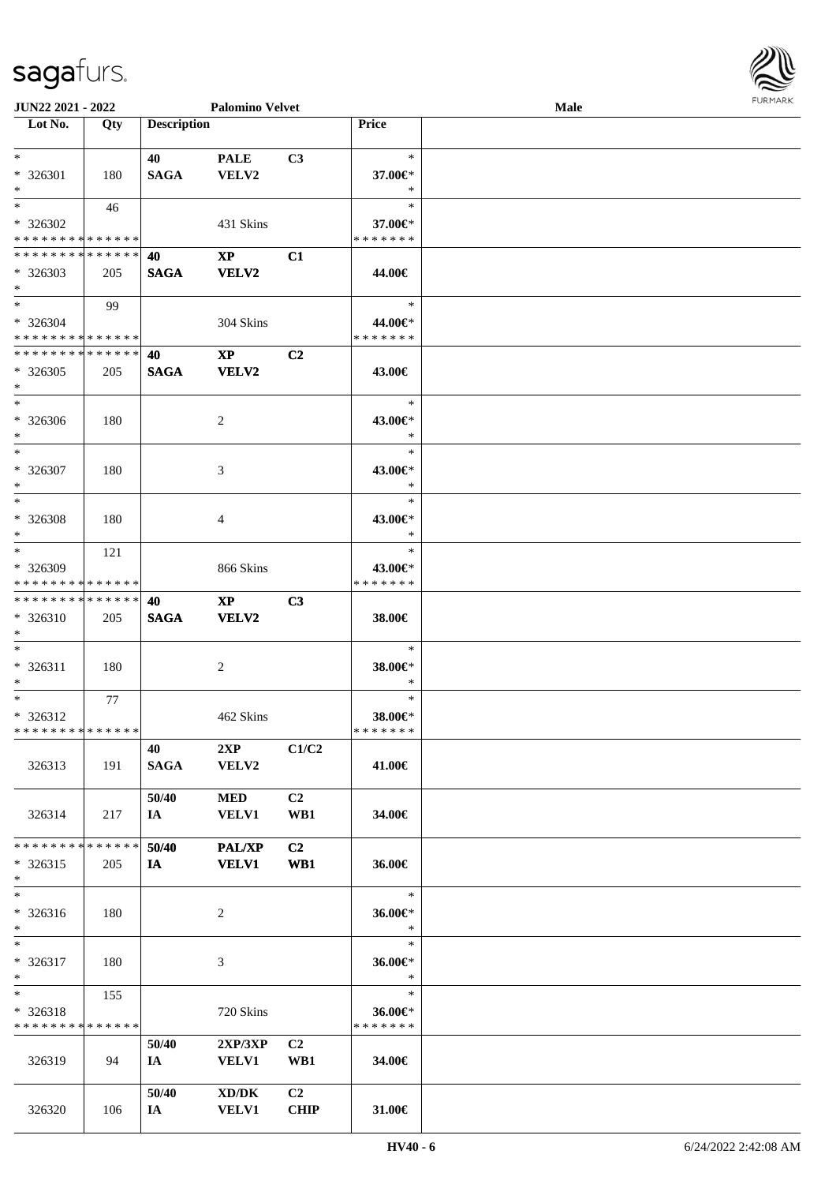**JUN22 2021 - 2022** **Palomino Velvet** **Male**

| Lot No. | Qty | Description | | | Price | |
|---|---|---|---|---|---|---|
| * <br> * 326301 <br> * | 180 | 40 <br> **SAGA** | **PALE** <br> **VELV2** | C3 | * <br> 37.00€* <br> * | |
| * <br> * 326302 <br> * * * * * * * * * * * * * * | 46 | | 431 Skins | | * <br> 37.00€* <br> * * * * * * * | |
| * * * * * * * * * * * * * * <br> * 326303 <br> * | 205 | **40** <br> **SAGA** | **XP** <br> **VELV2** | **C1** | 44.00€ | |
| * <br> * 326304 <br> * * * * * * * * * * * * * * | 99 | | 304 Skins | | * <br> 44.00€* <br> * * * * * * * | |
| * * * * * * * * * * * * * * <br> * 326305 <br> * | 205 | **40** <br> **SAGA** | **XP** <br> **VELV2** | **C2** | 43.00€ | |
| * <br> * 326306 <br> * | 180 | | 2 | | * <br> 43.00€* <br> * | |
| * <br> * 326307 <br> * | 180 | | 3 | | * <br> 43.00€* <br> * | |
| * <br> * 326308 <br> * | 180 | | 4 | | * <br> 43.00€* <br> * | |
| * <br> * 326309 <br> * * * * * * * * * * * * * * | 121 | | 866 Skins | | * <br> 43.00€* <br> * * * * * * * | |
| * * * * * * * * * * * * * * <br> * 326310 <br> * | 205 | **40** <br> **SAGA** | **XP** <br> **VELV2** | **C3** | 38.00€ | |
| * <br> * 326311 <br> * | 180 | | 2 | | * <br> 38.00€* <br> * | |
| * <br> * 326312 <br> * * * * * * * * * * * * * * | 77 | | 462 Skins | | * <br> 38.00€* <br> * * * * * * * | |
| 326313 | 191 | **40** <br> **SAGA** | **2XP** <br> **VELV2** | **C1/C2** | 41.00€ | |
| 326314 | 217 | **50/40** <br> **IA** | **MED** <br> **VELV1** | **C2** <br> **WB1** | 34.00€ | |
| * * * * * * * * * * * * * * <br> * 326315 <br> * | 205 | **50/40** <br> **IA** | **PAL/XP** <br> **VELV1** | **C2** <br> **WB1** | 36.00€ | |
| * <br> * 326316 <br> * | 180 | | 2 | | * <br> 36.00€* <br> * | |
| * <br> * 326317 <br> * | 180 | | 3 | | * <br> 36.00€* <br> * | |
| * <br> * 326318 <br> * * * * * * * * * * * * * * | 155 | | 720 Skins | | * <br> 36.00€* <br> * * * * * * * | |
| 326319 | 94 | **50/40** <br> **IA** | **2XP/3XP** <br> **VELV1** | **C2** <br> **WB1** | 34.00€ | |
| 326320 | 106 | **50/40** <br> **IA** | **XD/DK** <br> **VELV1** | **C2** <br> **CHIP** | 31.00€ | |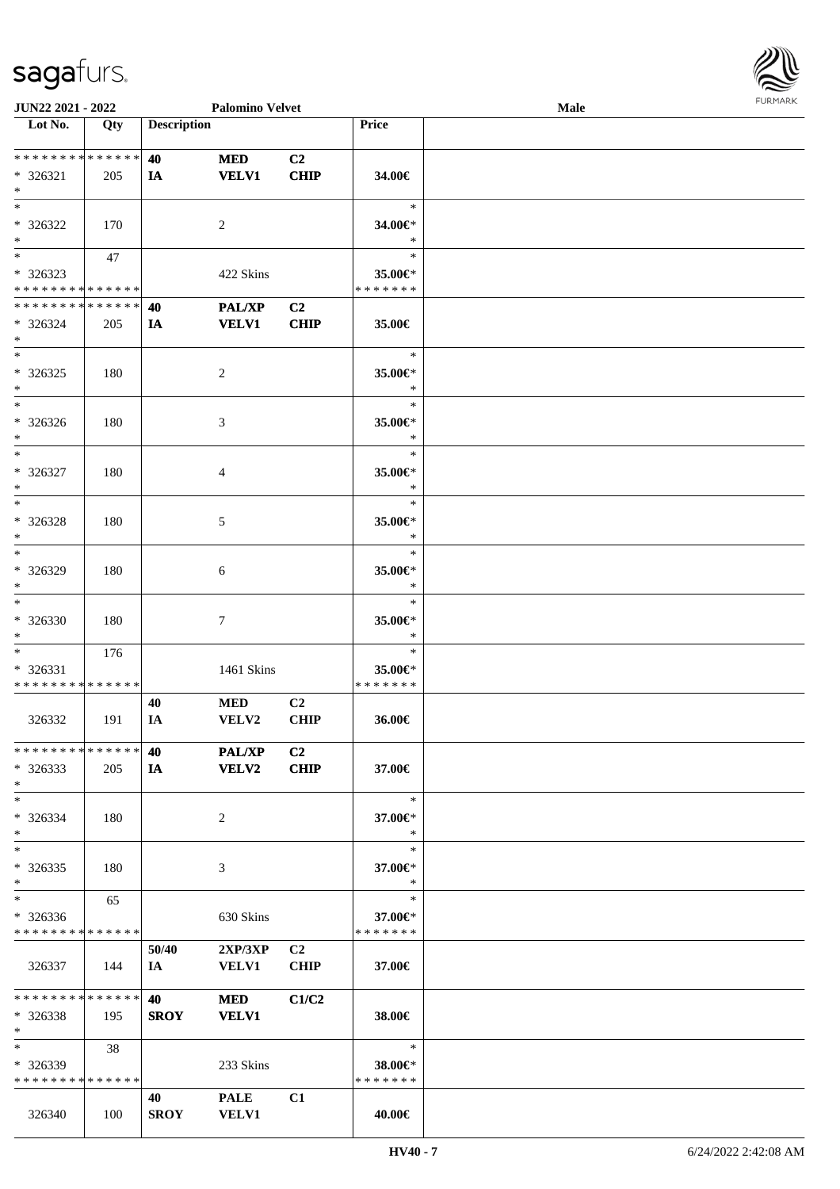**JUN22 2021 - 2022** **Palomino Velvet** **Male**

| Lot No. | Qty | Description | | | Price | |
|---|---|---|---|---|---|---|
| * * * * * * * * * * * * * * | | 40 | MED | C2 | | |
| * 326321 | 205 | IA | VELV1 | CHIP | 34.00€ | |
| * | | | | | | |
| * | | | | | * | |
| * 326322 | 170 | | 2 | | 34.00€* | |
| * | | | | | * | |
| * | 47 | | | | * | |
| * 326323 | | | 422 Skins | | 35.00€* | |
| * * * * * * * * * * * * * * | | | | | * * * * * * * | |
| * * * * * * * * * * * * * * | | 40 | PAL/XP | C2 | | |
| * 326324 | 205 | IA | VELV1 | CHIP | 35.00€ | |
| * | | | | | | |
| * | | | | | * | |
| * 326325 | 180 | | 2 | | 35.00€* | |
| * | | | | | * | |
| * | | | | | * | |
| * 326326 | 180 | | 3 | | 35.00€* | |
| * | | | | | * | |
| * | | | | | * | |
| * 326327 | 180 | | 4 | | 35.00€* | |
| * | | | | | * | |
| * | | | | | * | |
| * 326328 | 180 | | 5 | | 35.00€* | |
| * | | | | | * | |
| * | | | | | * | |
| * 326329 | 180 | | 6 | | 35.00€* | |
| * | | | | | * | |
| * | | | | | * | |
| * 326330 | 180 | | 7 | | 35.00€* | |
| * | | | | | * | |
| * | 176 | | | | * | |
| * 326331 | | | 1461 Skins | | 35.00€* | |
| * * * * * * * * * * * * * * | | | | | * * * * * * * | |
| | | 40 | MED | C2 | | |
| 326332 | 191 | IA | VELV2 | CHIP | 36.00€ | |
| * * * * * * * * * * * * * * | | 40 | PAL/XP | C2 | | |
| * 326333 | 205 | IA | VELV2 | CHIP | 37.00€ | |
| * | | | | | | |
| * | | | | | * | |
| * 326334 | 180 | | 2 | | 37.00€* | |
| * | | | | | * | |
| * | | | | | * | |
| * 326335 | 180 | | 3 | | 37.00€* | |
| * | | | | | * | |
| * | 65 | | | | * | |
| * 326336 | | | 630 Skins | | 37.00€* | |
| * * * * * * * * * * * * * * | | | | | * * * * * * * | |
| | | 50/40 | 2XP/3XP | C2 | | |
| 326337 | 144 | IA | VELV1 | CHIP | 37.00€ | |
| * * * * * * * * * * * * * * | | 40 | MED | C1/C2 | | |
| * 326338 | 195 | SROY | VELV1 | | 38.00€ | |
| * | | | | | | |
| * | 38 | | | | * | |
| * 326339 | | | 233 Skins | | 38.00€* | |
| * * * * * * * * * * * * * * | | | | | * * * * * * * | |
| | | 40 | PALE | C1 | | |
| 326340 | 100 | SROY | VELV1 | | 40.00€ | |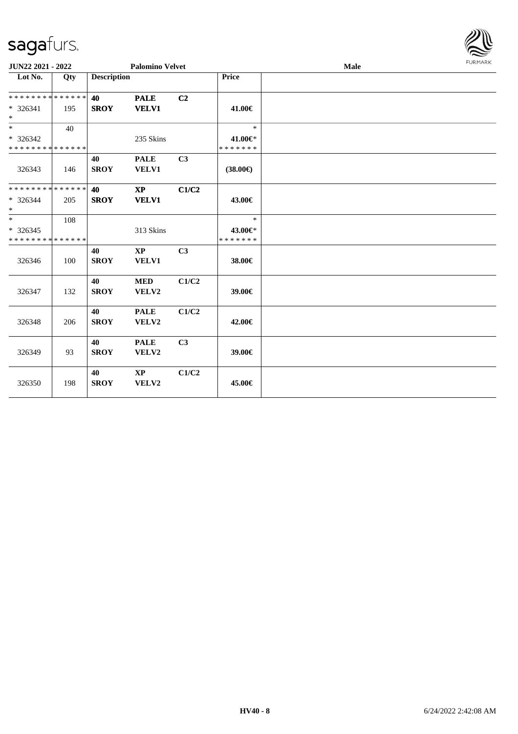| Lot No. | Qty | Description | | | Price | |
|---|---|---|---|---|---|---|
| ************** | | 40 | **PALE** | **C2** | | |
| * 326341 | 195 | **SROY** | **VELV1** | | **41.00€** | |
| * | | | | | | |
| * | 40 | | | | * | |
| * 326342 | | | 235 Skins | | **41.00€*** | |
| ************** | | | | | ******* | |
| | | **40** | **PALE** | **C3** | | |
| 326343 | 146 | **SROY** | **VELV1** | | **(38.00€)** | |
| ************** | | **40** | **XP** | **C1/C2** | | |
| * 326344 | 205 | **SROY** | **VELV1** | | **43.00€** | |
| * | | | | | | |
| * | 108 | | | | * | |
| * 326345 | | | 313 Skins | | **43.00€*** | |
| ************** | | | | | ******* | |
| | | **40** | **XP** | **C3** | | |
| 326346 | 100 | **SROY** | **VELV1** | | **38.00€** | |
| | | **40** | **MED** | **C1/C2** | | |
| 326347 | 132 | **SROY** | **VELV2** | | **39.00€** | |
| | | **40** | **PALE** | **C1/C2** | | |
| 326348 | 206 | **SROY** | **VELV2** | | **42.00€** | |
| | | **40** | **PALE** | **C3** | | |
| 326349 | 93 | **SROY** | **VELV2** | | **39.00€** | |
| | | **40** | **XP** | **C1/C2** | | |
| 326350 | 198 | **SROY** | **VELV2** | | **45.00€** | |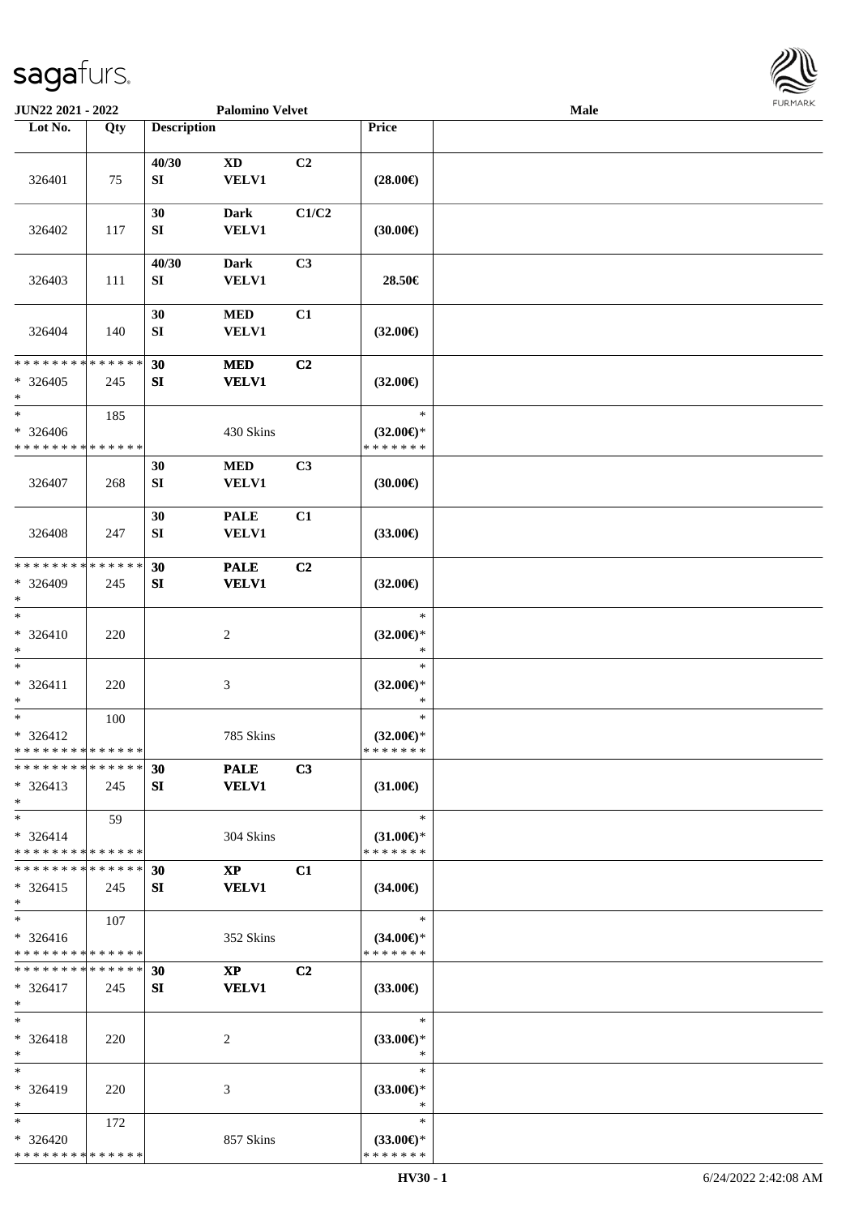JUN22 2021 - 2022 | Palomino Velvet | Male

| Lot No. | Qty | Description | | | Price | |
|---|---|---|---|---|---|---|
| 326401 | 75 | 40/30 SI | XD VELV1 | C2 | (28.00€) | |
| 326402 | 117 | 30 SI | Dark VELV1 | C1/C2 | (30.00€) | |
| 326403 | 111 | 40/30 SI | Dark VELV1 | C3 | 28.50€ | |
| 326404 | 140 | 30 SI | MED VELV1 | C1 | (32.00€) | |
| * * * * * * * * * * * * * * * 326405 * | 245 | 30 SI | MED VELV1 | C2 | (32.00€) | |
| * * 326406 * * * * * * * * * * * * * * | 185 | | 430 Skins | | * (32.00€)* * * * * * * * | |
| 326407 | 268 | 30 SI | MED VELV1 | C3 | (30.00€) | |
| 326408 | 247 | 30 SI | PALE VELV1 | C1 | (33.00€) | |
| * * * * * * * * * * * * * * * 326409 * | 245 | 30 SI | PALE VELV1 | C2 | (32.00€) | |
| * * 326410 * | 220 | | 2 | | * (32.00€)* * | |
| * * 326411 * | 220 | | 3 | | * (32.00€)* * | |
| * * 326412 * * * * * * * * * * * * * * | 100 | | 785 Skins | | * (32.00€)* * * * * * * * | |
| * * * * * * * * * * * * * * * 326413 * | 245 | 30 SI | PALE VELV1 | C3 | (31.00€) | |
| * * 326414 * * * * * * * * * * * * * * | 59 | | 304 Skins | | * (31.00€)* * * * * * * * | |
| * * * * * * * * * * * * * * * 326415 * | 245 | 30 SI | XP VELV1 | C1 | (34.00€) | |
| * * 326416 * * * * * * * * * * * * * * | 107 | | 352 Skins | | * (34.00€)* * * * * * * * | |
| * * * * * * * * * * * * * * * 326417 * | 245 | 30 SI | XP VELV1 | C2 | (33.00€) | |
| * * 326418 * | 220 | | 2 | | * (33.00€)* * | |
| * * 326419 * | 220 | | 3 | | * (33.00€)* * | |
| * * 326420 * * * * * * * * * * * * * * | 172 | | 857 Skins | | * (33.00€)* * * * * * * * | |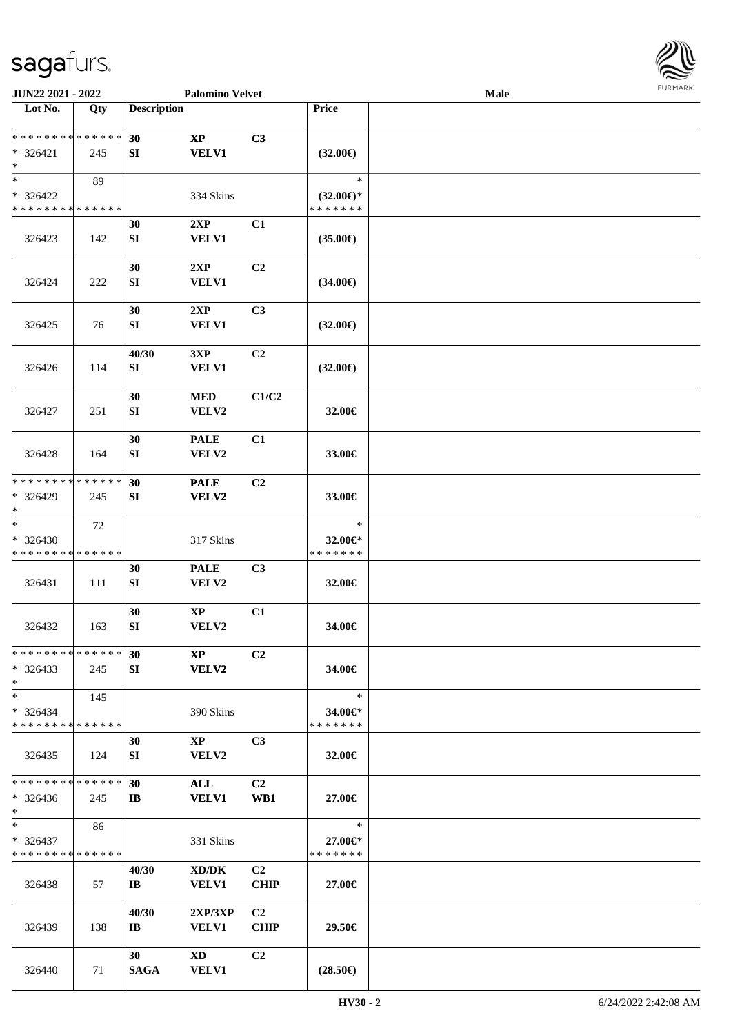**JUN22 2021 - 2022** **Palomino Velvet** **Male**

| Lot No. | Qty | Description | | | Price | |
|---|---|---|---|---|---|---|
| * * * * * * * * * * * * * * * 326421 * | 245 | 30 SI | XP VELV1 | C3 | (32.00€) | |
| * * 326422 * * * * * * * * * * * * * * | 89 | | 334 Skins | | * (32.00€)* * * * * * * * | |
| 326423 | 142 | 30 SI | 2XP VELV1 | C1 | (35.00€) | |
| 326424 | 222 | 30 SI | 2XP VELV1 | C2 | (34.00€) | |
| 326425 | 76 | 30 SI | 2XP VELV1 | C3 | (32.00€) | |
| 326426 | 114 | 40/30 SI | 3XP VELV1 | C2 | (32.00€) | |
| 326427 | 251 | 30 SI | MED VELV2 | C1/C2 | 32.00€ | |
| 326428 | 164 | 30 SI | PALE VELV2 | C1 | 33.00€ | |
| * * * * * * * * * * * * * * * 326429 * | 245 | 30 SI | PALE VELV2 | C2 | 33.00€ | |
| * * 326430 * * * * * * * * * * * * * * | 72 | | 317 Skins | | * 32.00€* * * * * * * * | |
| 326431 | 111 | 30 SI | PALE VELV2 | C3 | 32.00€ | |
| 326432 | 163 | 30 SI | XP VELV2 | C1 | 34.00€ | |
| * * * * * * * * * * * * * * * 326433 * | 245 | 30 SI | XP VELV2 | C2 | 34.00€ | |
| * * 326434 * * * * * * * * * * * * * * | 145 | | 390 Skins | | * 34.00€* * * * * * * * | |
| 326435 | 124 | 30 SI | XP VELV2 | C3 | 32.00€ | |
| * * * * * * * * * * * * * * * 326436 * | 245 | 30 IB | ALL VELV1 | C2 WB1 | 27.00€ | |
| * * 326437 * * * * * * * * * * * * * * | 86 | | 331 Skins | | * 27.00€* * * * * * * * | |
| 326438 | 57 | 40/30 IB | XD/DK VELV1 | C2 CHIP | 27.00€ | |
| 326439 | 138 | 40/30 IB | 2XP/3XP VELV1 | C2 CHIP | 29.50€ | |
| 326440 | 71 | 30 SAGA | XD VELV1 | C2 | (28.50€) | |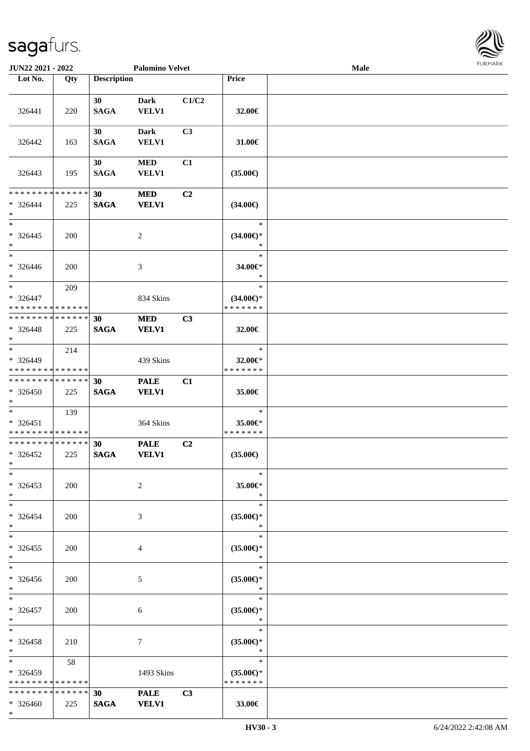**JUN22 2021 - 2022** **Palomino Velvet** **Male**

| Lot No. | Qty | Description | | | Price | |
|---|---|---|---|---|---|---|
| 326441 | 220 | 30 SAGA | Dark VELV1 | C1/C2 | 32.00€ | |
| 326442 | 163 | 30 SAGA | Dark VELV1 | C3 | 31.00€ | |
| 326443 | 195 | 30 SAGA | MED VELV1 | C1 | (35.00€) | |
| * * * * * * * * * * * * * * <br>* 326444<br>* | 225 | **30 SAGA** | **MED VELV1** | **C2** | (34.00€) | |
| * <br>* 326445<br>* | 200 | | 2 | | * <br>(34.00€)*<br>* | |
| * <br>* 326446<br>* | 200 | | 3 | | * <br>34.00€*<br>* | |
| * <br>* 326447<br>* * * * * * * * * * * * * * | 209 | | 834 Skins | | * <br>(34.00€)*<br>* * * * * * * | |
| * * * * * * * * * * * * * * <br>* 326448<br>* | 225 | **30 SAGA** | **MED VELV1** | **C3** | 32.00€ | |
| * <br>* 326449<br>* * * * * * * * * * * * * * | 214 | | 439 Skins | | * <br>32.00€*<br>* * * * * * * | |
| * * * * * * * * * * * * * * <br>* 326450<br>* | 225 | **30 SAGA** | **PALE VELV1** | **C1** | 35.00€ | |
| * <br>* 326451<br>* * * * * * * * * * * * * * | 139 | | 364 Skins | | * <br>35.00€*<br>* * * * * * * | |
| * * * * * * * * * * * * * * <br>* 326452<br>* | 225 | **30 SAGA** | **PALE VELV1** | **C2** | (35.00€) | |
| * <br>* 326453<br>* | 200 | | 2 | | * <br>35.00€*<br>* | |
| * <br>* 326454<br>* | 200 | | 3 | | * <br>(35.00€)*<br>* | |
| * <br>* 326455<br>* | 200 | | 4 | | * <br>(35.00€)*<br>* | |
| * <br>* 326456<br>* | 200 | | 5 | | * <br>(35.00€)*<br>* | |
| * <br>* 326457<br>* | 200 | | 6 | | * <br>(35.00€)*<br>* | |
| * <br>* 326458<br>* | 210 | | 7 | | * <br>(35.00€)*<br>* | |
| * <br>* 326459<br>* * * * * * * * * * * * * * | 58 | | 1493 Skins | | * <br>(35.00€)*<br>* * * * * * * | |
| * * * * * * * * * * * * * * <br>* 326460<br>* | 225 | **30 SAGA** | **PALE VELV1** | **C3** | 33.00€ | |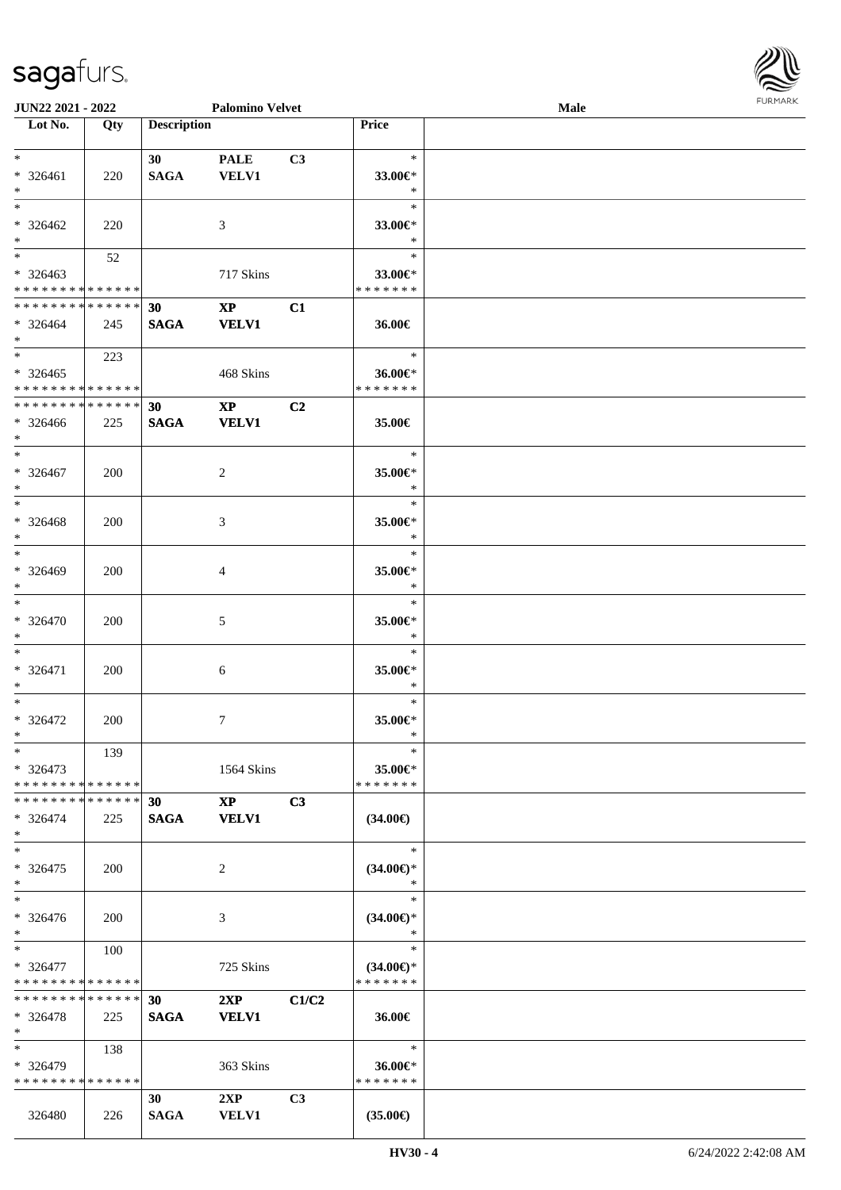| Lot No. | Qty | Description | | | Price | |
|---|---|---|---|---|---|---|
| * | | 30 | PALE | C3 | * | |
| * 326461 | 220 | SAGA | VELV1 | | 33.00€* | |
| * | | | | | * | |
| * | | | | | * | |
| * 326462 | 220 | | 3 | | 33.00€* | |
| * | | | | | * | |
| * | 52 | | | | * | |
| * 326463 | | | 717 Skins | | 33.00€* | |
| * * * * * * * * * * * * * * | | | | | * * * * * * * | |
| * * * * * * * * * * * * * * | | 30 | XP | C1 | | |
| * 326464 | 245 | SAGA | VELV1 | | 36.00€ | |
| * | | | | | | |
| * | 223 | | | | * | |
| * 326465 | | | 468 Skins | | 36.00€* | |
| * * * * * * * * * * * * * * | | | | | * * * * * * * | |
| * * * * * * * * * * * * * * | | 30 | XP | C2 | | |
| * 326466 | 225 | SAGA | VELV1 | | 35.00€ | |
| * | | | | | | |
| * | | | | | * | |
| * 326467 | 200 | | 2 | | 35.00€* | |
| * | | | | | * | |
| * | | | | | * | |
| * 326468 | 200 | | 3 | | 35.00€* | |
| * | | | | | * | |
| * | | | | | * | |
| * 326469 | 200 | | 4 | | 35.00€* | |
| * | | | | | * | |
| * | | | | | * | |
| * 326470 | 200 | | 5 | | 35.00€* | |
| * | | | | | * | |
| * | | | | | * | |
| * 326471 | 200 | | 6 | | 35.00€* | |
| * | | | | | * | |
| * | | | | | * | |
| * 326472 | 200 | | 7 | | 35.00€* | |
| * | | | | | * | |
| * | 139 | | | | * | |
| * 326473 | | | 1564 Skins | | 35.00€* | |
| * * * * * * * * * * * * * * | | | | | * * * * * * * | |
| * * * * * * * * * * * * * * | | 30 | XP | C3 | | |
| * 326474 | 225 | SAGA | VELV1 | | (34.00€) | |
| * | | | | | | |
| * | | | | | * | |
| * 326475 | 200 | | 2 | | (34.00€)* | |
| * | | | | | * | |
| * | | | | | * | |
| * 326476 | 200 | | 3 | | (34.00€)* | |
| * | | | | | * | |
| * | 100 | | | | * | |
| * 326477 | | | 725 Skins | | (34.00€)* | |
| * * * * * * * * * * * * * * | | | | | * * * * * * * | |
| * * * * * * * * * * * * * * | | 30 | 2XP | C1/C2 | | |
| * 326478 | 225 | SAGA | VELV1 | | 36.00€ | |
| * | | | | | | |
| * | 138 | | | | * | |
| * 326479 | | | 363 Skins | | 36.00€* | |
| * * * * * * * * * * * * * * | | | | | * * * * * * * | |
| | | 30 | 2XP | C3 | | |
| 326480 | 226 | SAGA | VELV1 | | (35.00€) | |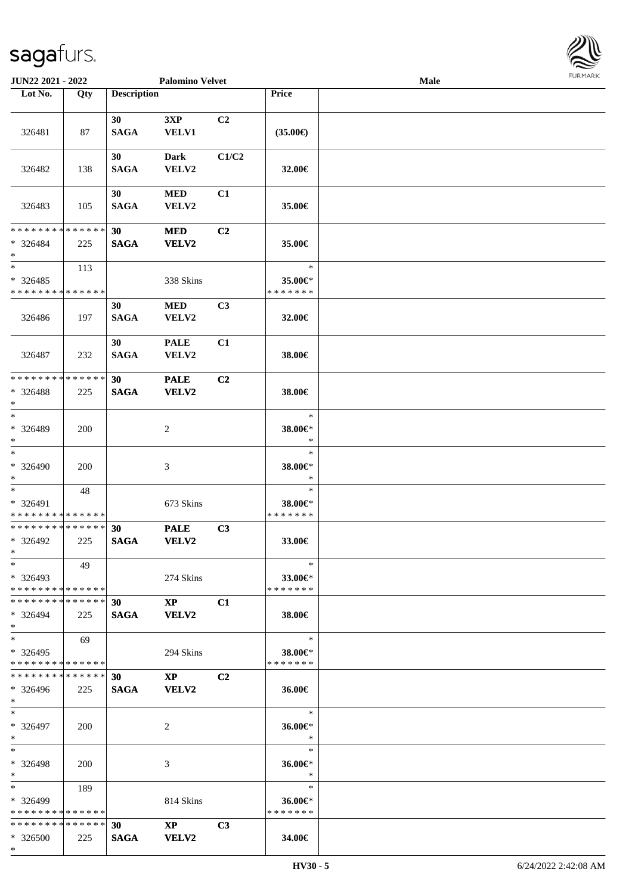**JUN22 2021 - 2022** **Palomino Velvet** **Male**

| Lot No. | Qty | Description | | | Price | |
|---|---|---|---|---|---|---|
| 326481 | 87 | **30 SAGA** | **3XP VELV1** | **C2** | **(35.00€)** | |
| 326482 | 138 | **30 SAGA** | **Dark VELV2** | **C1/C2** | **32.00€** | |
| 326483 | 105 | **30 SAGA** | **MED VELV2** | **C1** | **35.00€** | |
| * * * * * * * * * * * * * * * 326484 * | 225 | **30 SAGA** | **MED VELV2** | **C2** | **35.00€** | |
| * * 326485 * * * * * * * * * * * * * * | 113 | | 338 Skins | | * **35.00€*** * * * * * * * | |
| 326486 | 197 | **30 SAGA** | **MED VELV2** | **C3** | **32.00€** | |
| 326487 | 232 | **30 SAGA** | **PALE VELV2** | **C1** | **38.00€** | |
| * * * * * * * * * * * * * * * 326488 * | 225 | **30 SAGA** | **PALE VELV2** | **C2** | **38.00€** | |
| * * 326489 * | 200 | | 2 | | * **38.00€*** * | |
| * * 326490 * | 200 | | 3 | | * **38.00€*** * | |
| * * 326491 * * * * * * * * * * * * * * | 48 | | 673 Skins | | * **38.00€*** * * * * * * * | |
| * * * * * * * * * * * * * * * 326492 * | 225 | **30 SAGA** | **PALE VELV2** | **C3** | **33.00€** | |
| * * 326493 * * * * * * * * * * * * * * | 49 | | 274 Skins | | * **33.00€*** * * * * * * * | |
| * * * * * * * * * * * * * * * 326494 * | 225 | **30 SAGA** | **XP VELV2** | **C1** | **38.00€** | |
| * * 326495 * * * * * * * * * * * * * * | 69 | | 294 Skins | | * **38.00€*** * * * * * * * | |
| * * * * * * * * * * * * * * * 326496 * | 225 | **30 SAGA** | **XP VELV2** | **C2** | **36.00€** | |
| * * 326497 * | 200 | | 2 | | * **36.00€*** * | |
| * * 326498 * | 200 | | 3 | | * **36.00€*** * | |
| * * 326499 * * * * * * * * * * * * * * | 189 | | 814 Skins | | * **36.00€*** * * * * * * * | |
| * * * * * * * * * * * * * * * 326500 * | 225 | **30 SAGA** | **XP VELV2** | **C3** | **34.00€** | |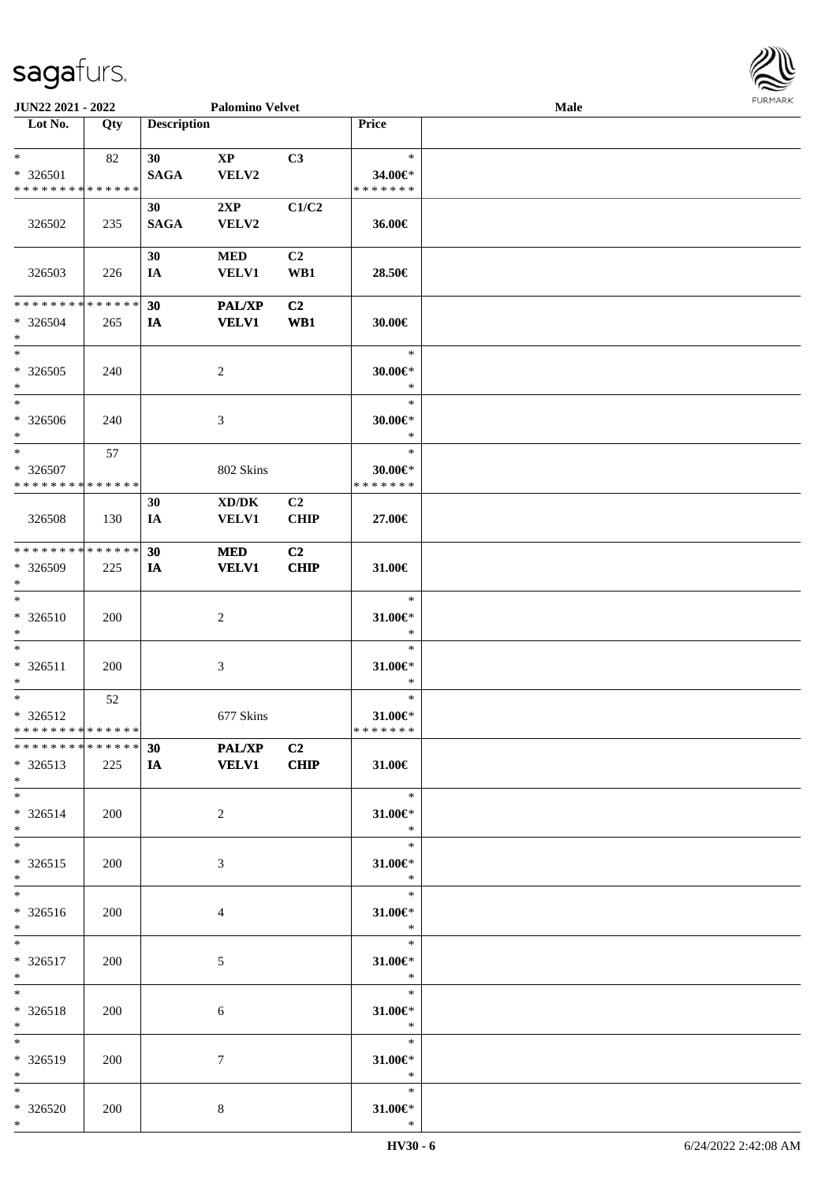| Lot No. | Qty | Description | | | Price | |
|---|---|---|---|---|---|---|
| * | 82 | 30 | XP | C3 | * | |
| * 326501 | | SAGA | VELV2 | | 34.00€* | |
| * * * * * * * * * * * * * * | | | | | * * * * * * * | |
| 326502 | 235 | 30 SAGA | 2XP VELV2 | C1/C2 | 36.00€ | |
| 326503 | 226 | 30 IA | MED VELV1 | C2 WB1 | 28.50€ | |
| * * * * * * * * * * * * * * | | 30 | PAL/XP | C2 | | |
| * 326504 | 265 | IA | VELV1 | WB1 | 30.00€ | |
| * | | | | | | |
| * | | | | | * | |
| * 326505 | 240 | | 2 | | 30.00€* | |
| * | | | | | * | |
| * | | | | | * | |
| * 326506 | 240 | | 3 | | 30.00€* | |
| * | | | | | * | |
| * | 57 | | | | * | |
| * 326507 | | | 802 Skins | | 30.00€* | |
| * * * * * * * * * * * * * * | | | | | * * * * * * * | |
| 326508 | 130 | 30 IA | XD/DK VELV1 | C2 CHIP | 27.00€ | |
| * * * * * * * * * * * * * * | | 30 | MED | C2 | | |
| * 326509 | 225 | IA | VELV1 | CHIP | 31.00€ | |
| * | | | | | | |
| * | | | | | * | |
| * 326510 | 200 | | 2 | | 31.00€* | |
| * | | | | | * | |
| * | | | | | * | |
| * 326511 | 200 | | 3 | | 31.00€* | |
| * | | | | | * | |
| * | 52 | | | | * | |
| * 326512 | | | 677 Skins | | 31.00€* | |
| * * * * * * * * * * * * * * | | | | | * * * * * * * | |
| * * * * * * * * * * * * * * | | 30 | PAL/XP | C2 | | |
| * 326513 | 225 | IA | VELV1 | CHIP | 31.00€ | |
| * | | | | | | |
| * | | | | | * | |
| * 326514 | 200 | | 2 | | 31.00€* | |
| * | | | | | * | |
| * | | | | | * | |
| * 326515 | 200 | | 3 | | 31.00€* | |
| * | | | | | * | |
| * | | | | | * | |
| * 326516 | 200 | | 4 | | 31.00€* | |
| * | | | | | * | |
| * | | | | | * | |
| * 326517 | 200 | | 5 | | 31.00€* | |
| * | | | | | * | |
| * | | | | | * | |
| * 326518 | 200 | | 6 | | 31.00€* | |
| * | | | | | * | |
| * | | | | | * | |
| * 326519 | 200 | | 7 | | 31.00€* | |
| * | | | | | * | |
| * | | | | | * | |
| * 326520 | 200 | | 8 | | 31.00€* | |
| * | | | | | * | |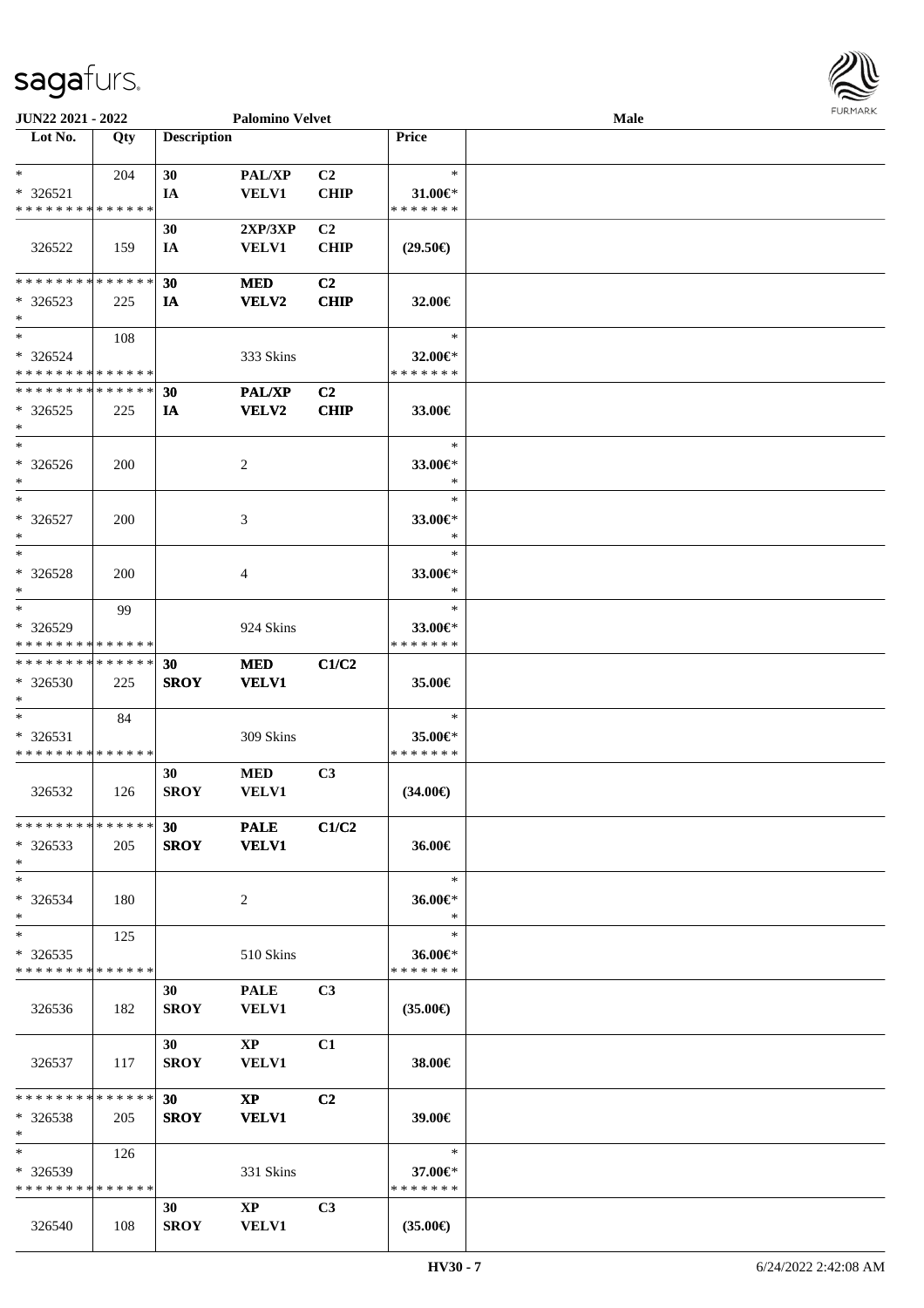sagafurs.

JUN22 2021 - 2022 | Palomino Velvet | Male

| Lot No. | Qty | Description | | | Price | |
|---|---|---|---|---|---|---|
| * | 204 | 30 | PAL/XP | C2 | * | |
| * 326521 | | IA | VELV1 | CHIP | 31.00€* | |
| * * * * * * * * * * * * * * | | | | | * * * * * * * | |
| | | 30 | 2XP/3XP | C2 | | |
| 326522 | 159 | IA | VELV1 | CHIP | (29.50€) | |
| * * * * * * * * * * * * * * | | 30 | MED | C2 | | |
| * 326523 | 225 | IA | VELV2 | CHIP | 32.00€ | |
| * | | | | | | |
| * | 108 | | | | * | |
| * 326524 | | | 333 Skins | | 32.00€* | |
| * * * * * * * * * * * * * * | | | | | * * * * * * * | |
| * * * * * * * * * * * * * * | | 30 | PAL/XP | C2 | | |
| * 326525 | 225 | IA | VELV2 | CHIP | 33.00€ | |
| * | | | | | | |
| * | | | | | * | |
| * 326526 | 200 | | 2 | | 33.00€* | |
| * | | | | | * | |
| * | | | | | * | |
| * 326527 | 200 | | 3 | | 33.00€* | |
| * | | | | | * | |
| * | | | | | * | |
| * 326528 | 200 | | 4 | | 33.00€* | |
| * | | | | | * | |
| * | 99 | | | | * | |
| * 326529 | | | 924 Skins | | 33.00€* | |
| * * * * * * * * * * * * * * | | | | | * * * * * * * | |
| * * * * * * * * * * * * * * | | 30 | MED | C1/C2 | | |
| * 326530 | 225 | SROY | VELV1 | | 35.00€ | |
| * | | | | | | |
| * | 84 | | | | * | |
| * 326531 | | | 309 Skins | | 35.00€* | |
| * * * * * * * * * * * * * * | | | | | * * * * * * * | |
| | | 30 | MED | C3 | | |
| 326532 | 126 | SROY | VELV1 | | (34.00€) | |
| * * * * * * * * * * * * * * | | 30 | PALE | C1/C2 | | |
| * 326533 | 205 | SROY | VELV1 | | 36.00€ | |
| * | | | | | | |
| * | | | | | * | |
| * 326534 | 180 | | 2 | | 36.00€* | |
| * | | | | | * | |
| * | 125 | | | | * | |
| * 326535 | | | 510 Skins | | 36.00€* | |
| * * * * * * * * * * * * * * | | | | | * * * * * * * | |
| | | 30 | PALE | C3 | | |
| 326536 | 182 | SROY | VELV1 | | (35.00€) | |
| | | 30 | XP | C1 | | |
| 326537 | 117 | SROY | VELV1 | | 38.00€ | |
| * * * * * * * * * * * * * * | | 30 | XP | C2 | | |
| * 326538 | 205 | SROY | VELV1 | | 39.00€ | |
| * | | | | | | |
| * | 126 | | | | * | |
| * 326539 | | | 331 Skins | | 37.00€* | |
| * * * * * * * * * * * * * * | | | | | * * * * * * * | |
| | | 30 | XP | C3 | | |
| 326540 | 108 | SROY | VELV1 | | (35.00€) | |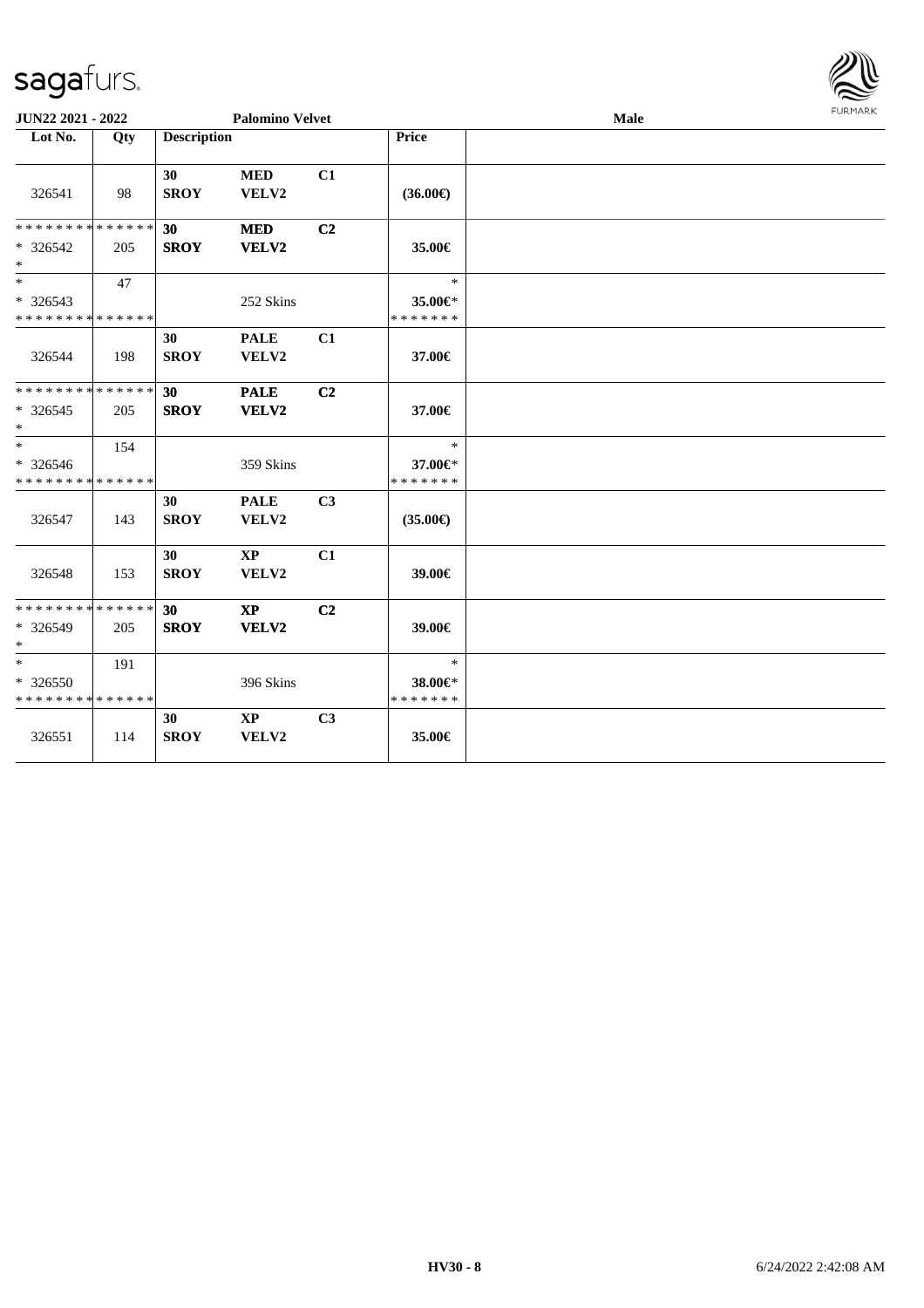JUN22 2021 - 2022 | Palomino Velvet | Male

| Lot No. | Qty | Description | | | Price | |
|---|---|---|---|---|---|---|
| 326541 | 98 | 30 SROY | MED VELV2 | C1 | (36.00€) | |
| * * * * * * * * * * * * * * * 326542 * | 205 | 30 SROY | MED VELV2 | C2 | 35.00€ | |
| * * 326543 * * * * * * * * * * * * * * | 47 | | 252 Skins | | * 35.00€* * * * * * * * | |
| 326544 | 198 | 30 SROY | PALE VELV2 | C1 | 37.00€ | |
| * * * * * * * * * * * * * * * 326545 * | 205 | 30 SROY | PALE VELV2 | C2 | 37.00€ | |
| * * 326546 * * * * * * * * * * * * * * | 154 | | 359 Skins | | * 37.00€* * * * * * * * | |
| 326547 | 143 | 30 SROY | PALE VELV2 | C3 | (35.00€) | |
| 326548 | 153 | 30 SROY | XP VELV2 | C1 | 39.00€ | |
| * * * * * * * * * * * * * * * 326549 * | 205 | 30 SROY | XP VELV2 | C2 | 39.00€ | |
| * * 326550 * * * * * * * * * * * * * * | 191 | | 396 Skins | | * 38.00€* * * * * * * * | |
| 326551 | 114 | 30 SROY | XP VELV2 | C3 | 35.00€ | |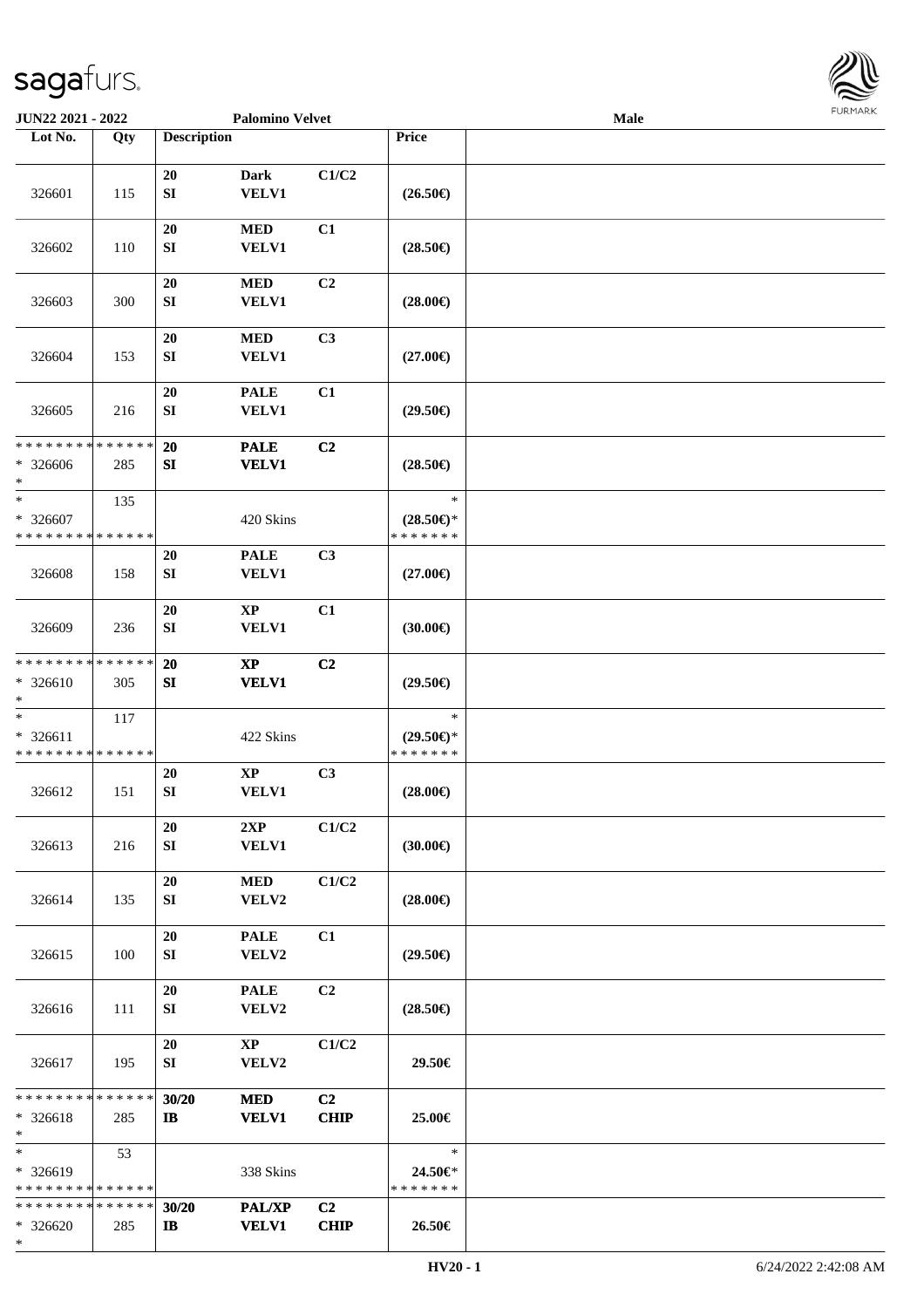**JUN22 2021 - 2022** **Palomino Velvet** **Male**

| Lot No. | Qty | Description | | | Price | |
|---|---|---|---|---|---|---|
| 326601 | 115 | 20<br>SI | Dark<br>VELV1 | C1/C2 | (26.50€) | |
| 326602 | 110 | 20<br>SI | MED<br>VELV1 | C1 | (28.50€) | |
| 326603 | 300 | 20<br>SI | MED<br>VELV1 | C2 | (28.00€) | |
| 326604 | 153 | 20<br>SI | MED<br>VELV1 | C3 | (27.00€) | |
| 326605 | 216 | 20<br>SI | PALE<br>VELV1 | C1 | (29.50€) | |
| * * * * * * * * * * * * * *<br>* 326606<br>* | 285 | 20<br>SI | PALE<br>VELV1 | C2 | (28.50€) | |
| *<br>* 326607<br>* * * * * * * * * * * * * * | 135 | | 420 Skins | | *<br>(28.50€)*<br>* * * * * * * | |
| 326608 | 158 | 20<br>SI | PALE<br>VELV1 | C3 | (27.00€) | |
| 326609 | 236 | 20<br>SI | XP<br>VELV1 | C1 | (30.00€) | |
| * * * * * * * * * * * * * *<br>* 326610<br>* | 305 | 20<br>SI | XP<br>VELV1 | C2 | (29.50€) | |
| *<br>* 326611<br>* * * * * * * * * * * * * * | 117 | | 422 Skins | | *<br>(29.50€)*<br>* * * * * * * | |
| 326612 | 151 | 20<br>SI | XP<br>VELV1 | C3 | (28.00€) | |
| 326613 | 216 | 20<br>SI | 2XP<br>VELV1 | C1/C2 | (30.00€) | |
| 326614 | 135 | 20<br>SI | MED<br>VELV2 | C1/C2 | (28.00€) | |
| 326615 | 100 | 20<br>SI | PALE<br>VELV2 | C1 | (29.50€) | |
| 326616 | 111 | 20<br>SI | PALE<br>VELV2 | C2 | (28.50€) | |
| 326617 | 195 | 20<br>SI | XP<br>VELV2 | C1/C2 | 29.50€ | |
| * * * * * * * * * * * * * *<br>* 326618<br>* | 285 | 30/20<br>IB | MED<br>VELV1 | C2<br>CHIP | 25.00€ | |
| *<br>* 326619<br>* * * * * * * * * * * * * * | 53 | | 338 Skins | | *<br>24.50€*<br>* * * * * * * | |
| * * * * * * * * * * * * * *<br>* 326620<br>* | 285 | 30/20<br>IB | PAL/XP<br>VELV1 | C2<br>CHIP | 26.50€ | |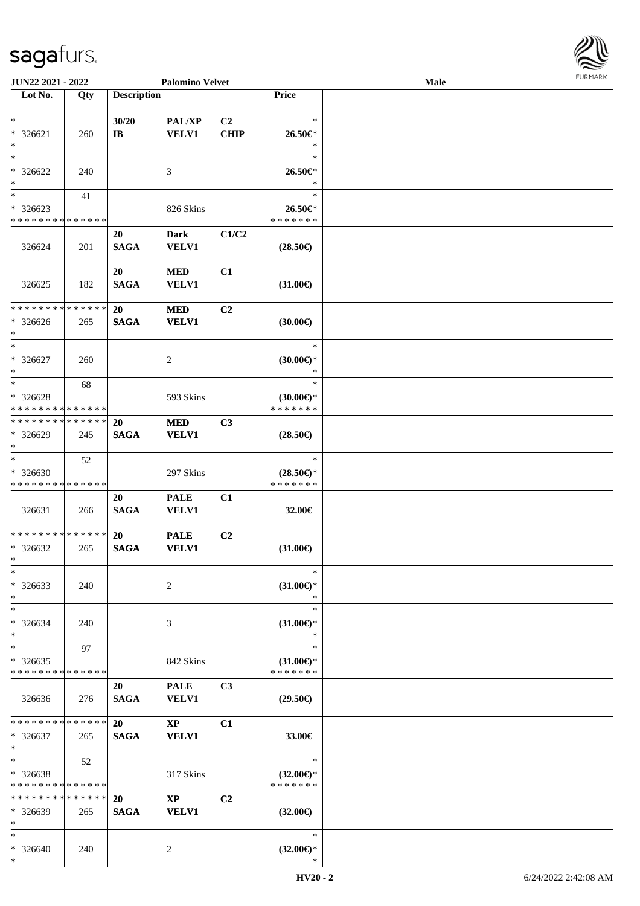**JUN22 2021 - 2022** **Palomino Velvet** **Male**

| Lot No. | Qty | Description | | | Price | |
|---|---|---|---|---|---|---|
| * | | 30/20 | PAL/XP | C2 | * | |
| * 326621 | 260 | IB | VELV1 | CHIP | 26.50€* | |
| * | | | | | * | |
| * | | | | | * | |
| * 326622 | 240 | | 3 | | 26.50€* | |
| * | | | | | * | |
| * | 41 | | | | * | |
| * 326623 | | | 826 Skins | | 26.50€* | |
| * * * * * * * * * * * * * * | | | | | * * * * * * * | |
| 326624 | 201 | 20 SAGA | Dark VELV1 | C1/C2 | (28.50€) | |
| 326625 | 182 | 20 SAGA | MED VELV1 | C1 | (31.00€) | |
| * * * * * * * * * * * * * * | | 20 | MED | C2 | | |
| * 326626 | 265 | SAGA | VELV1 | | (30.00€) | |
| * | | | | | | |
| * | | | | | * | |
| * 326627 | 260 | | 2 | | (30.00€)* | |
| * | | | | | * | |
| * | 68 | | | | * | |
| * 326628 | | | 593 Skins | | (30.00€)* | |
| * * * * * * * * * * * * * * | | | | | * * * * * * * | |
| * * * * * * * * * * * * * * | | 20 | MED | C3 | | |
| * 326629 | 245 | SAGA | VELV1 | | (28.50€) | |
| * | | | | | | |
| * | 52 | | | | * | |
| * 326630 | | | 297 Skins | | (28.50€)* | |
| * * * * * * * * * * * * * * | | | | | * * * * * * * | |
| 326631 | 266 | 20 SAGA | PALE VELV1 | C1 | 32.00€ | |
| * * * * * * * * * * * * * * | | 20 | PALE | C2 | | |
| * 326632 | 265 | SAGA | VELV1 | | (31.00€) | |
| * | | | | | | |
| * | | | | | * | |
| * 326633 | 240 | | 2 | | (31.00€)* | |
| * | | | | | * | |
| * | | | | | * | |
| * 326634 | 240 | | 3 | | (31.00€)* | |
| * | | | | | * | |
| * | 97 | | | | * | |
| * 326635 | | | 842 Skins | | (31.00€)* | |
| * * * * * * * * * * * * * * | | | | | * * * * * * * | |
| 326636 | 276 | 20 SAGA | PALE VELV1 | C3 | (29.50€) | |
| * * * * * * * * * * * * * * | | 20 | XP | C1 | | |
| * 326637 | 265 | SAGA | VELV1 | | 33.00€ | |
| * | | | | | | |
| * | 52 | | | | * | |
| * 326638 | | | 317 Skins | | (32.00€)* | |
| * * * * * * * * * * * * * * | | | | | * * * * * * * | |
| * * * * * * * * * * * * * * | | 20 | XP | C2 | | |
| * 326639 | 265 | SAGA | VELV1 | | (32.00€) | |
| * | | | | | | |
| * | | | | | * | |
| * 326640 | 240 | | 2 | | (32.00€)* | |
| * | | | | | * | |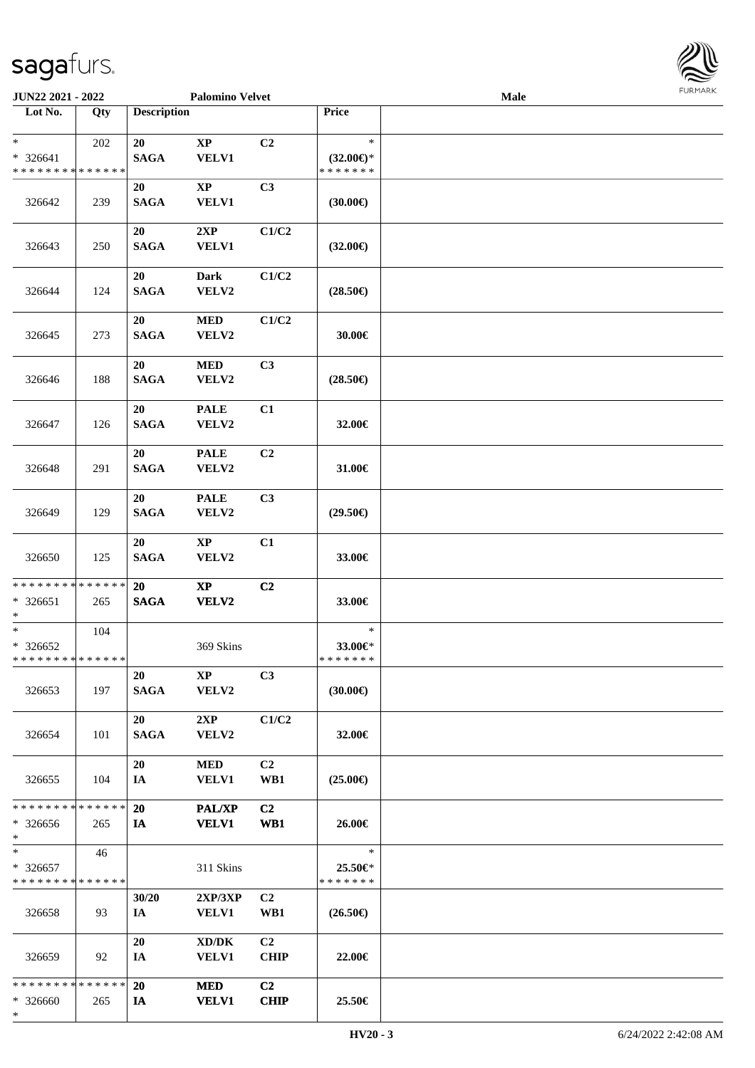| Lot No. | Qty | Description | | | Price | |
|---|---|---|---|---|---|---|
| * <br> * 326641 <br> * * * * * * * * * * * * * * | 202 | 20 <br> SAGA | XP <br> VELV1 | C2 | * <br> (32.00€)* <br> * * * * * * * | |
| 326642 | 239 | 20 <br> SAGA | XP <br> VELV1 | C3 | (30.00€) | |
| 326643 | 250 | 20 <br> SAGA | 2XP <br> VELV1 | C1/C2 | (32.00€) | |
| 326644 | 124 | 20 <br> SAGA | Dark <br> VELV2 | C1/C2 | (28.50€) | |
| 326645 | 273 | 20 <br> SAGA | MED <br> VELV2 | C1/C2 | 30.00€ | |
| 326646 | 188 | 20 <br> SAGA | MED <br> VELV2 | C3 | (28.50€) | |
| 326647 | 126 | 20 <br> SAGA | PALE <br> VELV2 | C1 | 32.00€ | |
| 326648 | 291 | 20 <br> SAGA | PALE <br> VELV2 | C2 | 31.00€ | |
| 326649 | 129 | 20 <br> SAGA | PALE <br> VELV2 | C3 | (29.50€) | |
| 326650 | 125 | 20 <br> SAGA | XP <br> VELV2 | C1 | 33.00€ | |
| * * * * * * * * * * * * * * <br> * 326651 <br> * | 265 | 20 <br> SAGA | XP <br> VELV2 | C2 | 33.00€ | |
| * <br> * 326652 <br> * * * * * * * * * * * * * * | 104 | | 369 Skins | | * <br> 33.00€* <br> * * * * * * * | |
| 326653 | 197 | 20 <br> SAGA | XP <br> VELV2 | C3 | (30.00€) | |
| 326654 | 101 | 20 <br> SAGA | 2XP <br> VELV2 | C1/C2 | 32.00€ | |
| 326655 | 104 | 20 <br> IA | MED <br> VELV1 | C2 <br> WB1 | (25.00€) | |
| * * * * * * * * * * * * * * <br> * 326656 <br> * | 265 | 20 <br> IA | PAL/XP <br> VELV1 | C2 <br> WB1 | 26.00€ | |
| * <br> * 326657 <br> * * * * * * * * * * * * * * | 46 | | 311 Skins | | * <br> 25.50€* <br> * * * * * * * | |
| 326658 | 93 | 30/20 <br> IA | 2XP/3XP <br> VELV1 | C2 <br> WB1 | (26.50€) | |
| 326659 | 92 | 20 <br> IA | XD/DK <br> VELV1 | C2 <br> CHIP | 22.00€ | |
| * * * * * * * * * * * * * * <br> * 326660 <br> * | 265 | 20 <br> IA | MED <br> VELV1 | C2 <br> CHIP | 25.50€ | |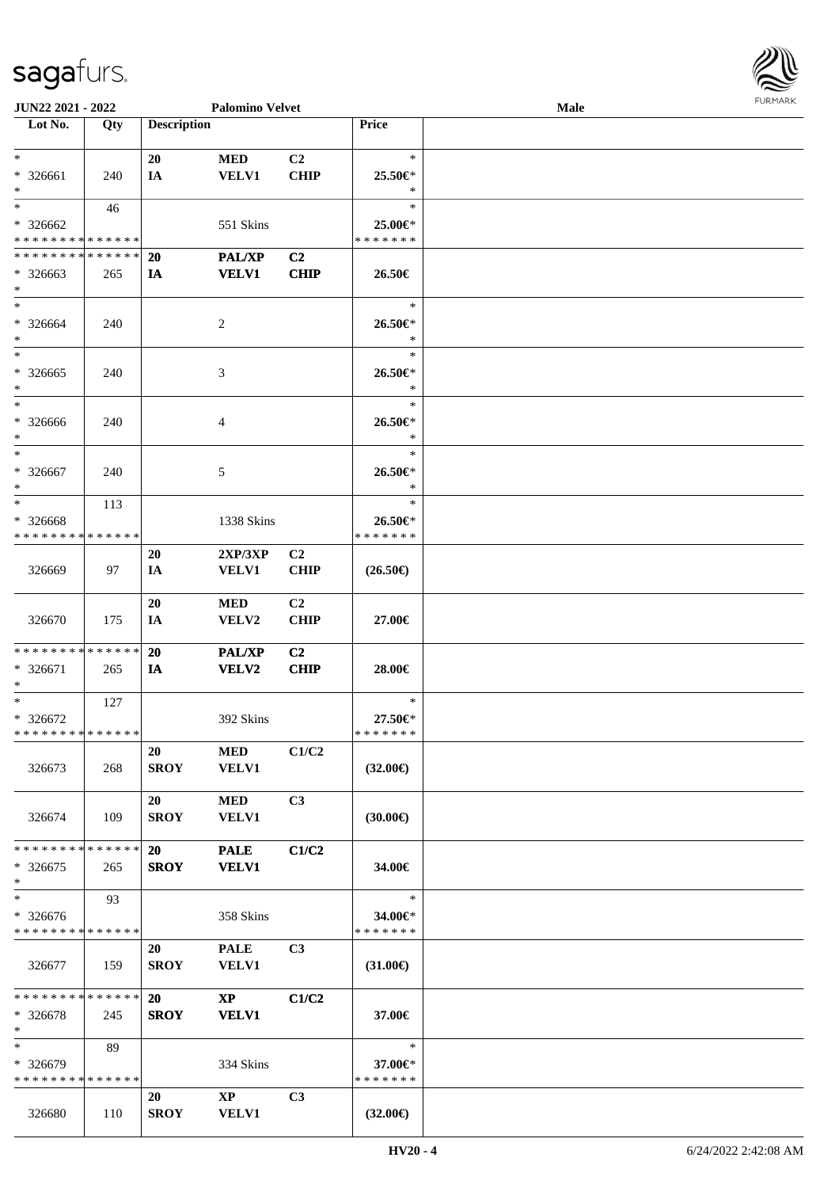| Lot No. | Qty | Description | | | Price | |
|---|---|---|---|---|---|---|
| * | | 20 | MED | C2 | * | |
| * 326661 | 240 | IA | VELV1 | CHIP | 25.50€* | |
| * | | | | | * | |
| * | 46 | | | | * | |
| * 326662 | | | 551 Skins | | 25.00€* | |
| * * * * * * * * * * * * * * | | | | | * * * * * * * | |
| * * * * * * * * * * * * * * | | 20 | PAL/XP | C2 | | |
| * 326663 | 265 | IA | VELV1 | CHIP | 26.50€ | |
| * | | | | | | |
| * | | | | | * | |
| * 326664 | 240 | | 2 | | 26.50€* | |
| * | | | | | * | |
| * | | | | | * | |
| * 326665 | 240 | | 3 | | 26.50€* | |
| * | | | | | * | |
| * | | | | | * | |
| * 326666 | 240 | | 4 | | 26.50€* | |
| * | | | | | * | |
| * | | | | | * | |
| * 326667 | 240 | | 5 | | 26.50€* | |
| * | | | | | * | |
| * | 113 | | | | * | |
| * 326668 | | | 1338 Skins | | 26.50€* | |
| * * * * * * * * * * * * * * | | | | | * * * * * * * | |
| | | 20 | 2XP/3XP | C2 | | |
| 326669 | 97 | IA | VELV1 | CHIP | (26.50€) | |
| | | 20 | MED | C2 | | |
| 326670 | 175 | IA | VELV2 | CHIP | 27.00€ | |
| * * * * * * * * * * * * * * | | 20 | PAL/XP | C2 | | |
| * 326671 | 265 | IA | VELV2 | CHIP | 28.00€ | |
| * | | | | | | |
| * | 127 | | | | * | |
| * 326672 | | | 392 Skins | | 27.50€* | |
| * * * * * * * * * * * * * * | | | | | * * * * * * * | |
| | | 20 | MED | C1/C2 | | |
| 326673 | 268 | SROY | VELV1 | | (32.00€) | |
| | | 20 | MED | C3 | | |
| 326674 | 109 | SROY | VELV1 | | (30.00€) | |
| * * * * * * * * * * * * * * | | 20 | PALE | C1/C2 | | |
| * 326675 | 265 | SROY | VELV1 | | 34.00€ | |
| * | | | | | | |
| * | 93 | | | | * | |
| * 326676 | | | 358 Skins | | 34.00€* | |
| * * * * * * * * * * * * * * | | | | | * * * * * * * | |
| | | 20 | PALE | C3 | | |
| 326677 | 159 | SROY | VELV1 | | (31.00€) | |
| * * * * * * * * * * * * * * | | 20 | XP | C1/C2 | | |
| * 326678 | 245 | SROY | VELV1 | | 37.00€ | |
| * | | | | | | |
| * | 89 | | | | * | |
| * 326679 | | | 334 Skins | | 37.00€* | |
| * * * * * * * * * * * * * * | | | | | * * * * * * * | |
| | | 20 | XP | C3 | | |
| 326680 | 110 | SROY | VELV1 | | (32.00€) | |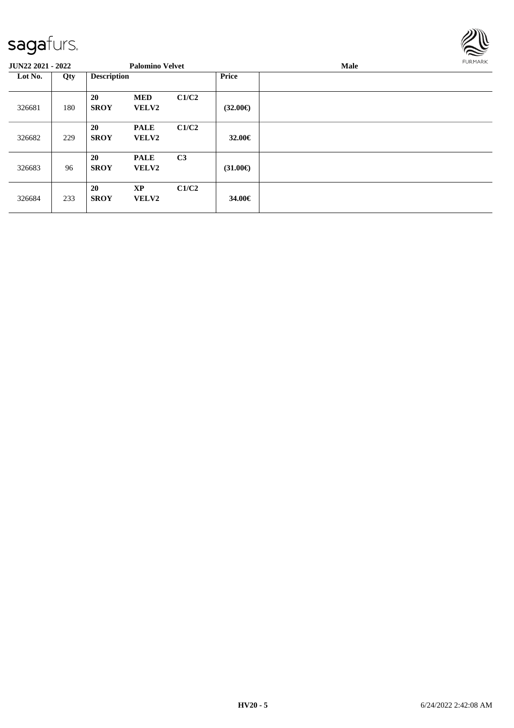**JUN22 2021 - 2022** **Palomino Velvet** **Male**

| Lot No. | Qty | Description | | | Price | |
|---|---|---|---|---|---|---|
| 326681 | 180 | **20** **SROY** | **MED** **VELV2** | **C1/C2** | **(32.00€)** | |
| 326682 | 229 | **20** **SROY** | **PALE** **VELV2** | **C1/C2** | **32.00€** | |
| 326683 | 96 | **20** **SROY** | **PALE** **VELV2** | **C3** | **(31.00€)** | |
| 326684 | 233 | **20** **SROY** | **XP** **VELV2** | **C1/C2** | **34.00€** | |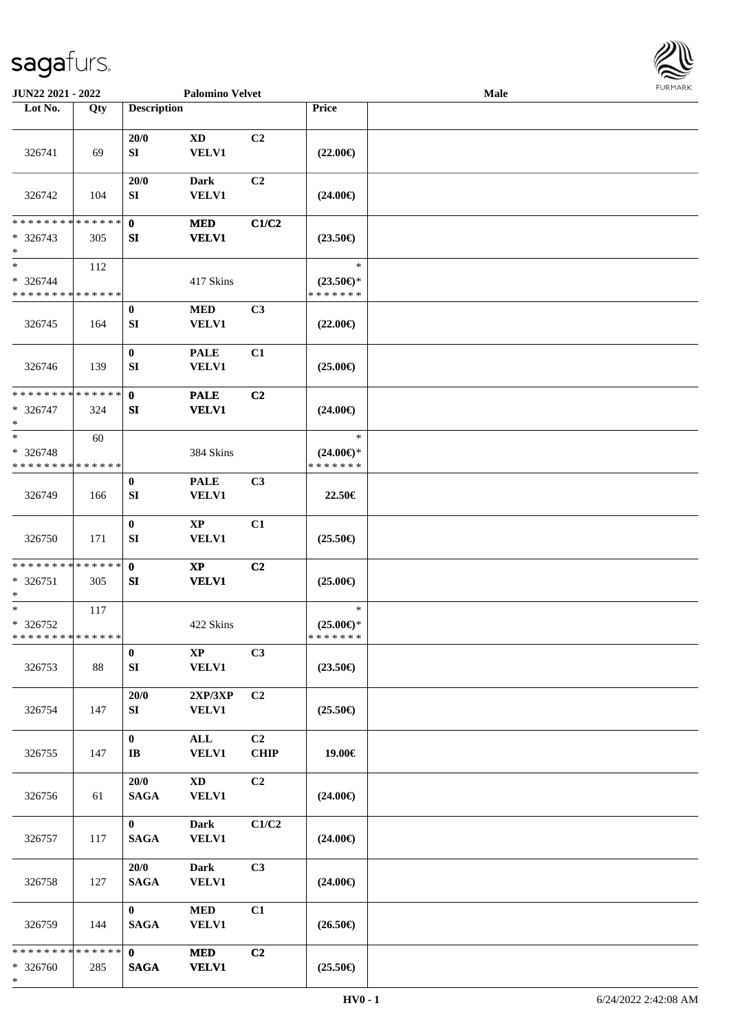| Lot No. | Qty | Description | | | Price | |
|---|---|---|---|---|---|---|
| 326741 | 69 | 20/0<br>SI | XD<br>VELV1 | C2 | (22.00€) | |
| 326742 | 104 | 20/0<br>SI | Dark<br>VELV1 | C2 | (24.00€) | |
| * * * * * * * * * * * * * *<br>* 326743<br>* | 305 | 0<br>SI | MED<br>VELV1 | C1/C2 | (23.50€) | |
| *<br>* 326744<br>* * * * * * * * * * * * * * | 112 | | 417 Skins | | *<br>(23.50€)*<br>* * * * * * * | |
| 326745 | 164 | 0<br>SI | MED<br>VELV1 | C3 | (22.00€) | |
| 326746 | 139 | 0<br>SI | PALE<br>VELV1 | C1 | (25.00€) | |
| * * * * * * * * * * * * * *<br>* 326747<br>* | 324 | 0<br>SI | PALE<br>VELV1 | C2 | (24.00€) | |
| *<br>* 326748<br>* * * * * * * * * * * * * * | 60 | | 384 Skins | | *<br>(24.00€)*<br>* * * * * * * | |
| 326749 | 166 | 0<br>SI | PALE<br>VELV1 | C3 | 22.50€ | |
| 326750 | 171 | 0<br>SI | XP<br>VELV1 | C1 | (25.50€) | |
| * * * * * * * * * * * * * *<br>* 326751<br>* | 305 | 0<br>SI | XP<br>VELV1 | C2 | (25.00€) | |
| *<br>* 326752<br>* * * * * * * * * * * * * * | 117 | | 422 Skins | | *<br>(25.00€)*<br>* * * * * * * | |
| 326753 | 88 | 0<br>SI | XP<br>VELV1 | C3 | (23.50€) | |
| 326754 | 147 | 20/0<br>SI | 2XP/3XP<br>VELV1 | C2 | (25.50€) | |
| 326755 | 147 | 0<br>IB | ALL<br>VELV1 | C2<br>CHIP | 19.00€ | |
| 326756 | 61 | 20/0<br>SAGA | XD<br>VELV1 | C2 | (24.00€) | |
| 326757 | 117 | 0<br>SAGA | Dark<br>VELV1 | C1/C2 | (24.00€) | |
| 326758 | 127 | 20/0<br>SAGA | Dark<br>VELV1 | C3 | (24.00€) | |
| 326759 | 144 | 0<br>SAGA | MED<br>VELV1 | C1 | (26.50€) | |
| * * * * * * * * * * * * * *<br>* 326760<br>* | 285 | 0<br>SAGA | MED<br>VELV1 | C2 | (25.50€) | |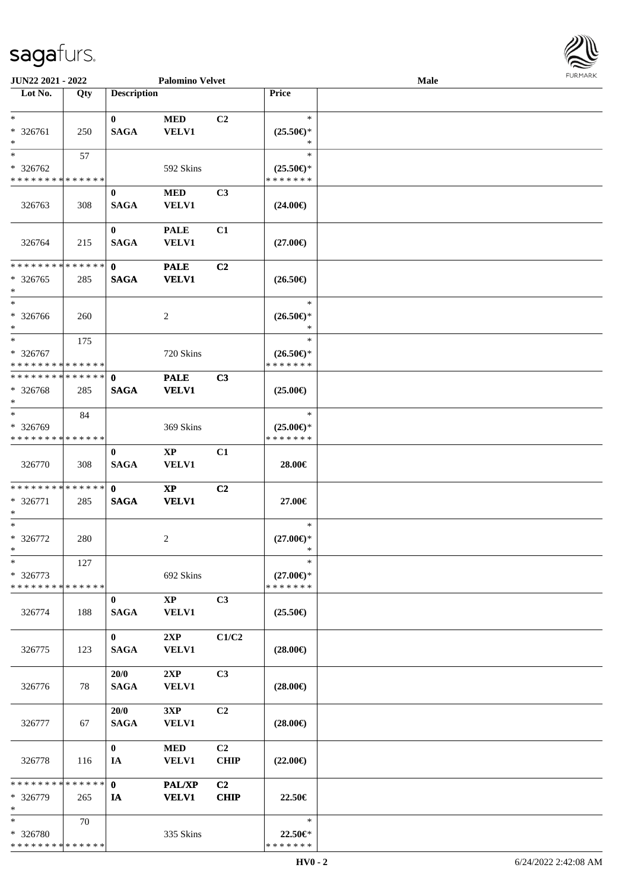| Lot No. | Qty | Description | | | Price | |
|---|---|---|---|---|---|---|
| * <br> * 326761 <br> * | 250 | 0 <br> SAGA | MED <br> VELV1 | C2 | * <br> (25.50€)* <br> * | |
| * <br> * 326762 <br> * * * * * * * * * * * * * * | 57 | | 592 Skins | | * <br> (25.50€)* <br> * * * * * * * | |
| 326763 | 308 | 0 <br> SAGA | MED <br> VELV1 | C3 | (24.00€) | |
| 326764 | 215 | 0 <br> SAGA | PALE <br> VELV1 | C1 | (27.00€) | |
| * * * * * * * * * * * * * * <br> * 326765 <br> * | 285 | 0 <br> SAGA | PALE <br> VELV1 | C2 | (26.50€) | |
| * <br> * 326766 <br> * | 260 | | 2 | | * <br> (26.50€)* <br> * | |
| * <br> * 326767 <br> * * * * * * * * * * * * * * | 175 | | 720 Skins | | * <br> (26.50€)* <br> * * * * * * * | |
| * * * * * * * * * * * * * * <br> * 326768 <br> * | 285 | 0 <br> SAGA | PALE <br> VELV1 | C3 | (25.00€) | |
| * <br> * 326769 <br> * * * * * * * * * * * * * * | 84 | | 369 Skins | | * <br> (25.00€)* <br> * * * * * * * | |
| 326770 | 308 | 0 <br> SAGA | XP <br> VELV1 | C1 | 28.00€ | |
| * * * * * * * * * * * * * * <br> * 326771 <br> * | 285 | 0 <br> SAGA | XP <br> VELV1 | C2 | 27.00€ | |
| * <br> * 326772 <br> * | 280 | | 2 | | * <br> (27.00€)* <br> * | |
| * <br> * 326773 <br> * * * * * * * * * * * * * * | 127 | | 692 Skins | | * <br> (27.00€)* <br> * * * * * * * | |
| 326774 | 188 | 0 <br> SAGA | XP <br> VELV1 | C3 | (25.50€) | |
| 326775 | 123 | 0 <br> SAGA | 2XP <br> VELV1 | C1/C2 | (28.00€) | |
| 326776 | 78 | 20/0 <br> SAGA | 2XP <br> VELV1 | C3 | (28.00€) | |
| 326777 | 67 | 20/0 <br> SAGA | 3XP <br> VELV1 | C2 | (28.00€) | |
| 326778 | 116 | 0 <br> IA | MED <br> VELV1 | C2 <br> CHIP | (22.00€) | |
| * * * * * * * * * * * * * * <br> * 326779 <br> * | 265 | 0 <br> IA | PAL/XP <br> VELV1 | C2 <br> CHIP | 22.50€ | |
| * <br> * 326780 <br> * * * * * * * * * * * * * * | 70 | | 335 Skins | | * <br> 22.50€* <br> * * * * * * * | |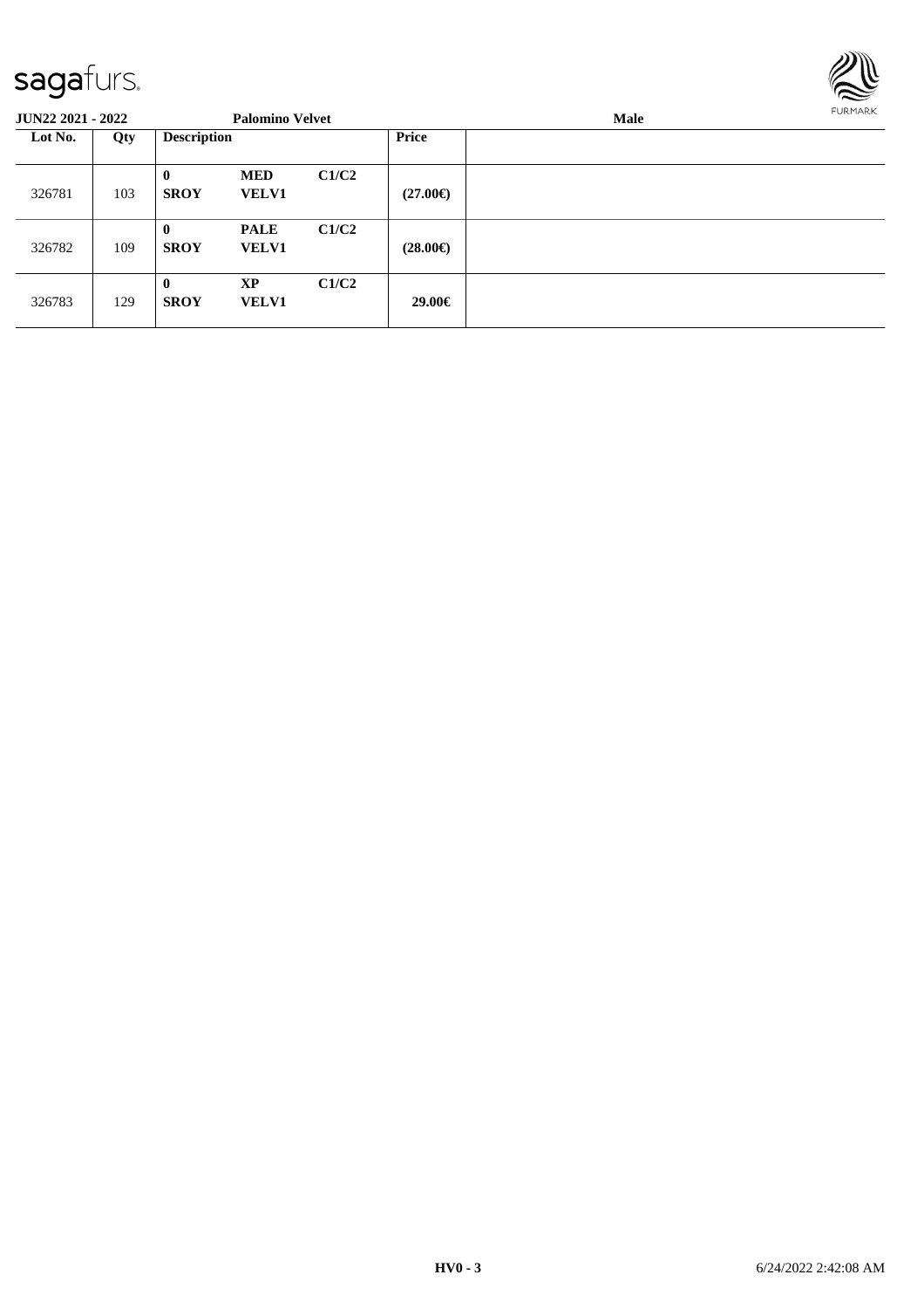| Lot No. | Qty | Description | | | Price | |
|---|---|---|---|---|---|---|
| 326781 | 103 | **0** **SROY** | **MED** **VELV1** | **C1/C2** | **(27.00€)** | |
| 326782 | 109 | **0** **SROY** | **PALE** **VELV1** | **C1/C2** | **(28.00€)** | |
| 326783 | 129 | **0** **SROY** | **XP** **VELV1** | **C1/C2** | **29.00€** | |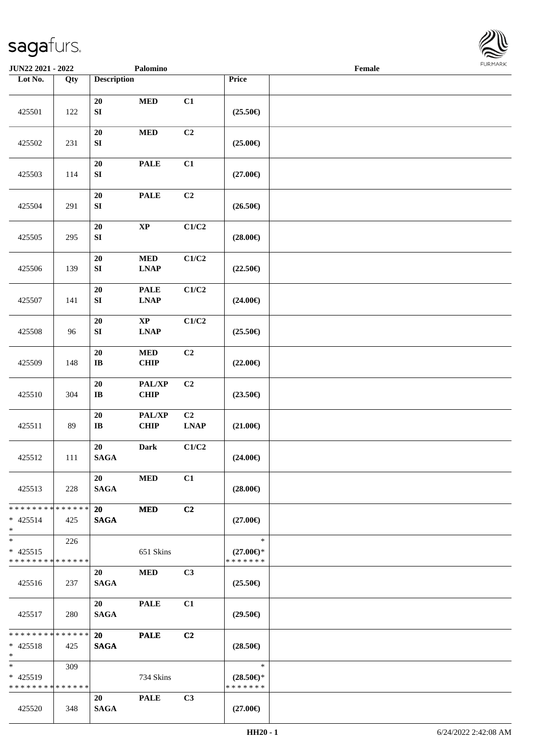JUN22 2021 - 2022 Palomino Female

| Lot No. | Qty | Description | | | Price | |
|---|---|---|---|---|---|---|
| 425501 | 122 | 20 SI | MED | C1 | (25.50€) | |
| 425502 | 231 | 20 SI | MED | C2 | (25.00€) | |
| 425503 | 114 | 20 SI | PALE | C1 | (27.00€) | |
| 425504 | 291 | 20 SI | PALE | C2 | (26.50€) | |
| 425505 | 295 | 20 SI | XP | C1/C2 | (28.00€) | |
| 425506 | 139 | 20 SI | MED LNAP | C1/C2 | (22.50€) | |
| 425507 | 141 | 20 SI | PALE LNAP | C1/C2 | (24.00€) | |
| 425508 | 96 | 20 SI | XP LNAP | C1/C2 | (25.50€) | |
| 425509 | 148 | 20 IB | MED CHIP | C2 | (22.00€) | |
| 425510 | 304 | 20 IB | PAL/XP CHIP | C2 | (23.50€) | |
| 425511 | 89 | 20 IB | PAL/XP CHIP | C2 LNAP | (21.00€) | |
| 425512 | 111 | 20 SAGA | Dark | C1/C2 | (24.00€) | |
| 425513 | 228 | 20 SAGA | MED | C1 | (28.00€) | |
| * * * * * * * * * * * * * * * 425514 * | 425 | 20 SAGA | MED | C2 | (27.00€) | |
| * * 425515 * * * * * * * * * * * * * * | 226 | | 651 Skins | | * (27.00€)* * * * * * * * | |
| 425516 | 237 | 20 SAGA | MED | C3 | (25.50€) | |
| 425517 | 280 | 20 SAGA | PALE | C1 | (29.50€) | |
| * * * * * * * * * * * * * * * 425518 * | 425 | 20 SAGA | PALE | C2 | (28.50€) | |
| * * 425519 * * * * * * * * * * * * * * | 309 | | 734 Skins | | * (28.50€)* * * * * * * * | |
| 425520 | 348 | 20 SAGA | PALE | C3 | (27.00€) | |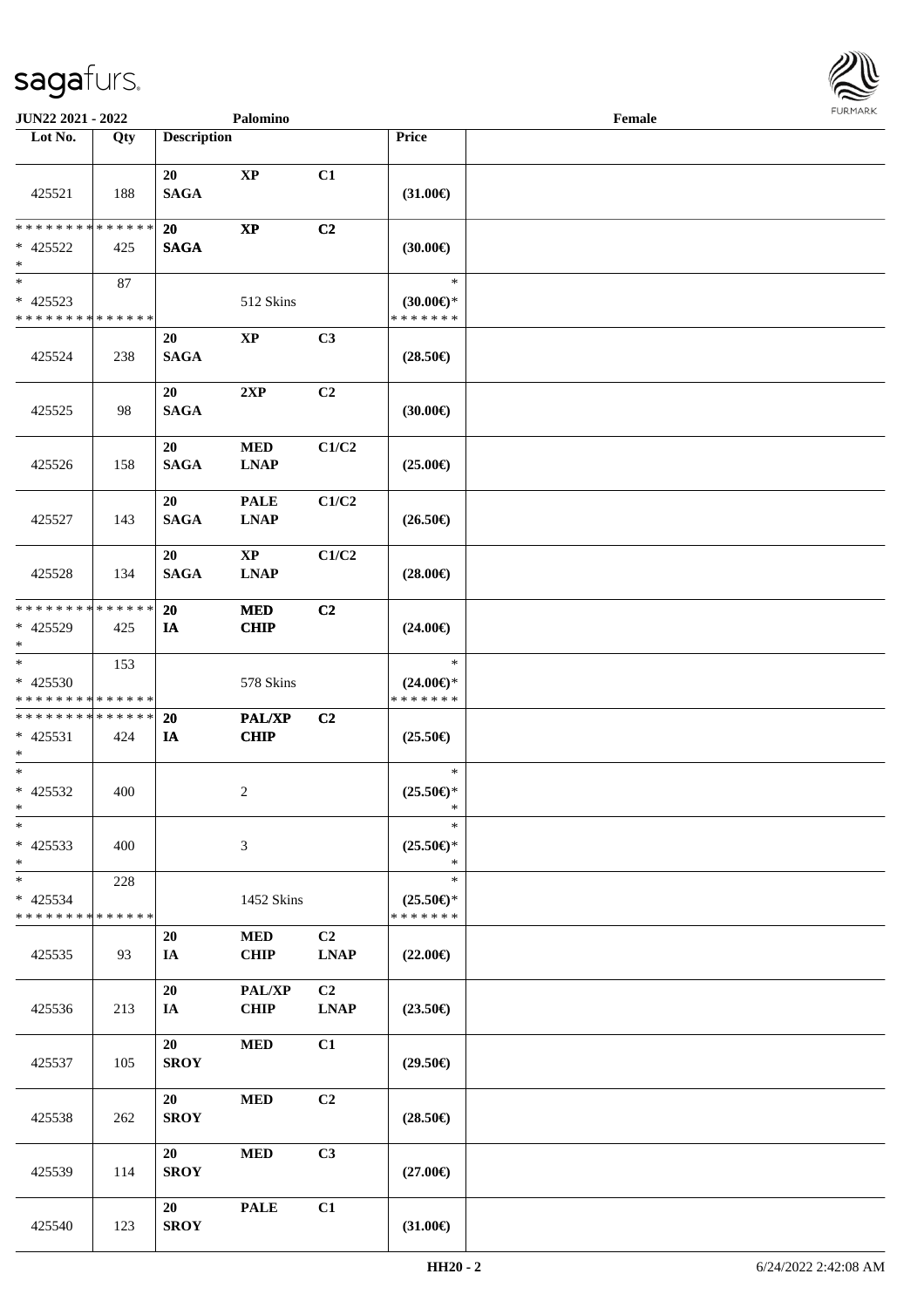JUN22 2021 - 2022 Palomino Female

| Lot No. | Qty | Description | | | Price | |
|---|---|---|---|---|---|---|
| 425521 | 188 | 20 SAGA | XP | C1 | (31.00€) | |
| * * * * * * * * * * * * * * * 425522 * | 425 | 20 SAGA | XP | C2 | (30.00€) | |
| * * 425523 * * * * * * * * * * * * * * | 87 | | 512 Skins | | * (30.00€)* * * * * * * * | |
| 425524 | 238 | 20 SAGA | XP | C3 | (28.50€) | |
| 425525 | 98 | 20 SAGA | 2XP | C2 | (30.00€) | |
| 425526 | 158 | 20 SAGA | MED LNAP | C1/C2 | (25.00€) | |
| 425527 | 143 | 20 SAGA | PALE LNAP | C1/C2 | (26.50€) | |
| 425528 | 134 | 20 SAGA | XP LNAP | C1/C2 | (28.00€) | |
| * * * * * * * * * * * * * * * 425529 * | 425 | 20 IA | MED CHIP | C2 | (24.00€) | |
| * * 425530 * * * * * * * * * * * * * * | 153 | | 578 Skins | | * (24.00€)* * * * * * * * | |
| * * * * * * * * * * * * * * * 425531 * | 424 | 20 IA | PAL/XP CHIP | C2 | (25.50€) | |
| * * 425532 * | 400 | | 2 | | * (25.50€)* * | |
| * * 425533 * | 400 | | 3 | | * (25.50€)* * | |
| * * 425534 * * * * * * * * * * * * * * | 228 | | 1452 Skins | | * (25.50€)* * * * * * * * | |
| 425535 | 93 | 20 IA | MED CHIP | C2 LNAP | (22.00€) | |
| 425536 | 213 | 20 IA | PAL/XP CHIP | C2 LNAP | (23.50€) | |
| 425537 | 105 | 20 SROY | MED | C1 | (29.50€) | |
| 425538 | 262 | 20 SROY | MED | C2 | (28.50€) | |
| 425539 | 114 | 20 SROY | MED | C3 | (27.00€) | |
| 425540 | 123 | 20 SROY | PALE | C1 | (31.00€) | |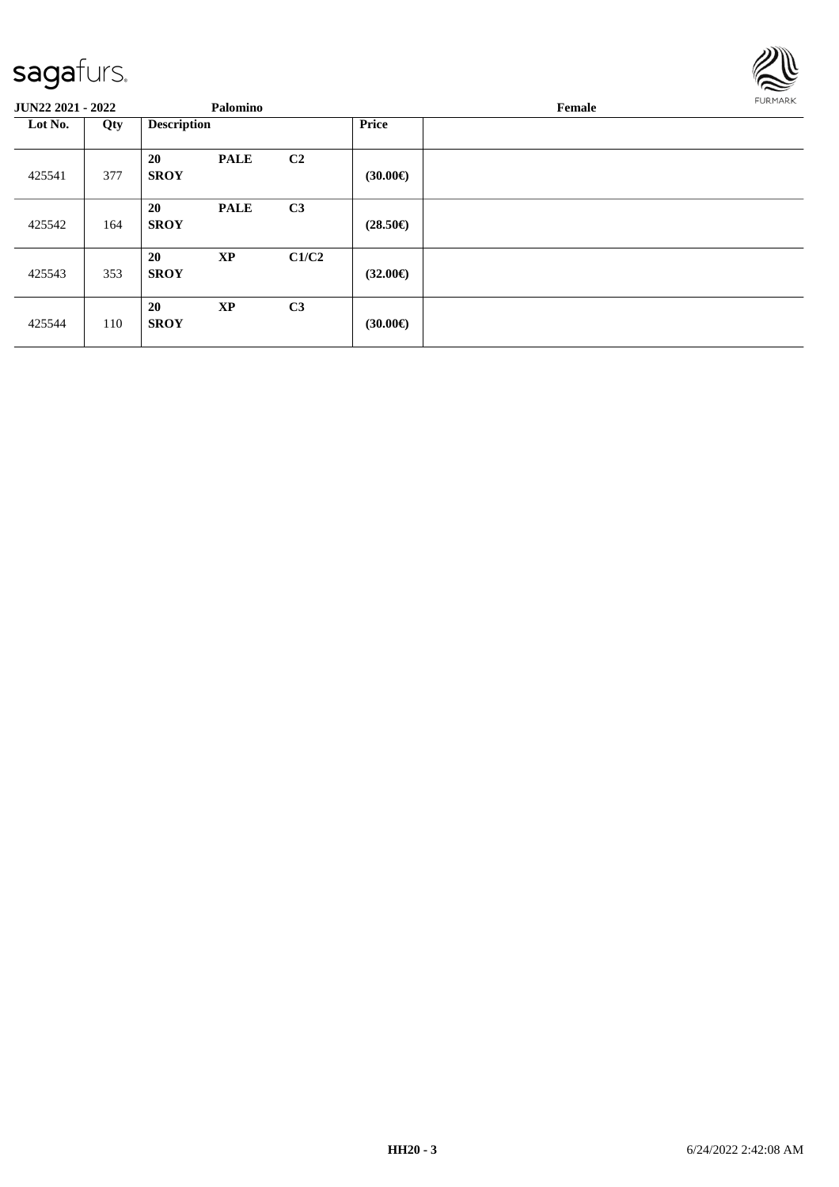**JUN22 2021 - 2022** | **Palomino** | **Female**

| Lot No. | Qty | Description | | | Price | |
|---|---|---|---|---|---|---|
| 425541 | 377 | **20** **SROY** | **PALE** | **C2** | **(30.00€)** | |
| 425542 | 164 | **20** **SROY** | **PALE** | **C3** | **(28.50€)** | |
| 425543 | 353 | **20** **SROY** | **XP** | **C1/C2** | **(32.00€)** | |
| 425544 | 110 | **20** **SROY** | **XP** | **C3** | **(30.00€)** | |

**HH20 - 3** 6/24/2022 2:42:08 AM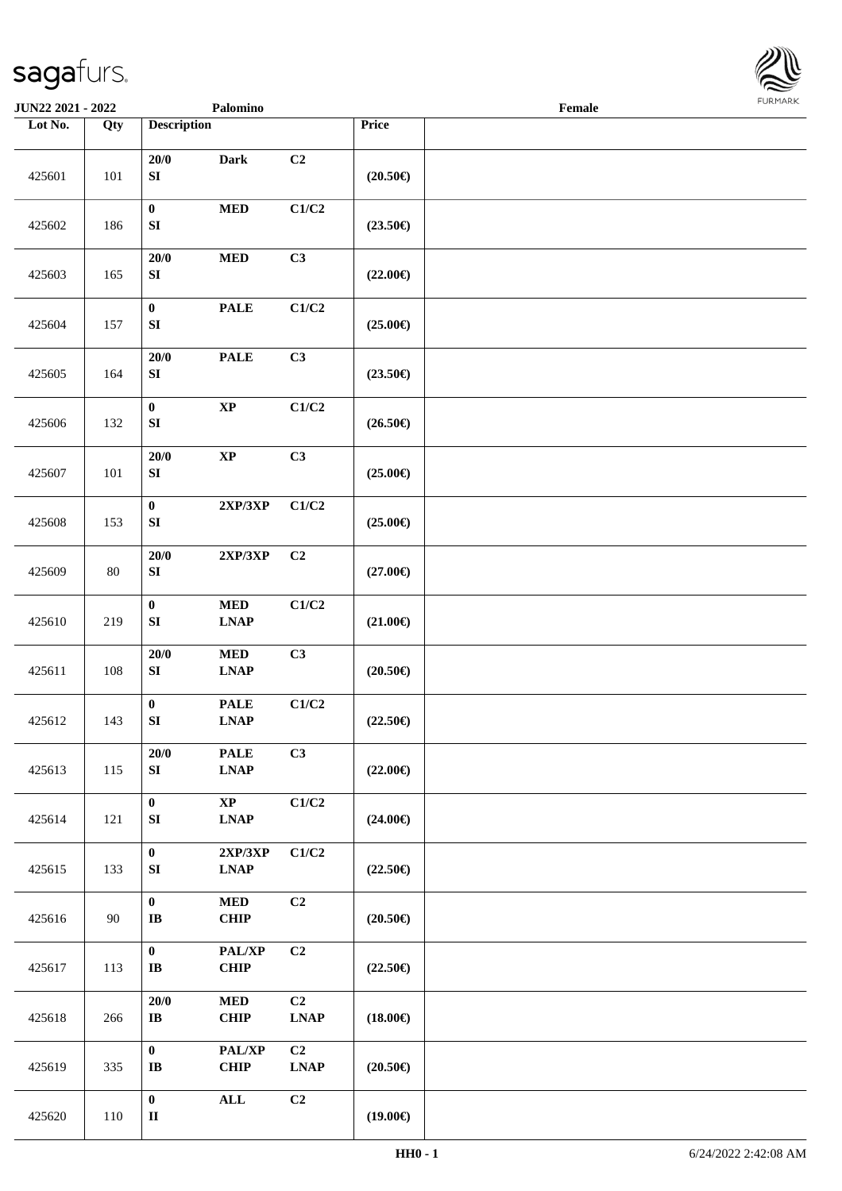| Lot No. | Qty | Description | | | Price | |
|---|---|---|---|---|---|---|
| 425601 | 101 | 20/0 SI | Dark | C2 | (20.50€) | |
| 425602 | 186 | 0 SI | MED | C1/C2 | (23.50€) | |
| 425603 | 165 | 20/0 SI | MED | C3 | (22.00€) | |
| 425604 | 157 | 0 SI | PALE | C1/C2 | (25.00€) | |
| 425605 | 164 | 20/0 SI | PALE | C3 | (23.50€) | |
| 425606 | 132 | 0 SI | XP | C1/C2 | (26.50€) | |
| 425607 | 101 | 20/0 SI | XP | C3 | (25.00€) | |
| 425608 | 153 | 0 SI | 2XP/3XP | C1/C2 | (25.00€) | |
| 425609 | 80 | 20/0 SI | 2XP/3XP | C2 | (27.00€) | |
| 425610 | 219 | 0 SI | MED LNAP | C1/C2 | (21.00€) | |
| 425611 | 108 | 20/0 SI | MED LNAP | C3 | (20.50€) | |
| 425612 | 143 | 0 SI | PALE LNAP | C1/C2 | (22.50€) | |
| 425613 | 115 | 20/0 SI | PALE LNAP | C3 | (22.00€) | |
| 425614 | 121 | 0 SI | XP LNAP | C1/C2 | (24.00€) | |
| 425615 | 133 | 0 SI | 2XP/3XP LNAP | C1/C2 | (22.50€) | |
| 425616 | 90 | 0 IB | MED CHIP | C2 | (20.50€) | |
| 425617 | 113 | 0 IB | PAL/XP CHIP | C2 | (22.50€) | |
| 425618 | 266 | 20/0 IB | MED CHIP | C2 LNAP | (18.00€) | |
| 425619 | 335 | 0 IB | PAL/XP CHIP | C2 LNAP | (20.50€) | |
| 425620 | 110 | 0 II | ALL | C2 | (19.00€) | |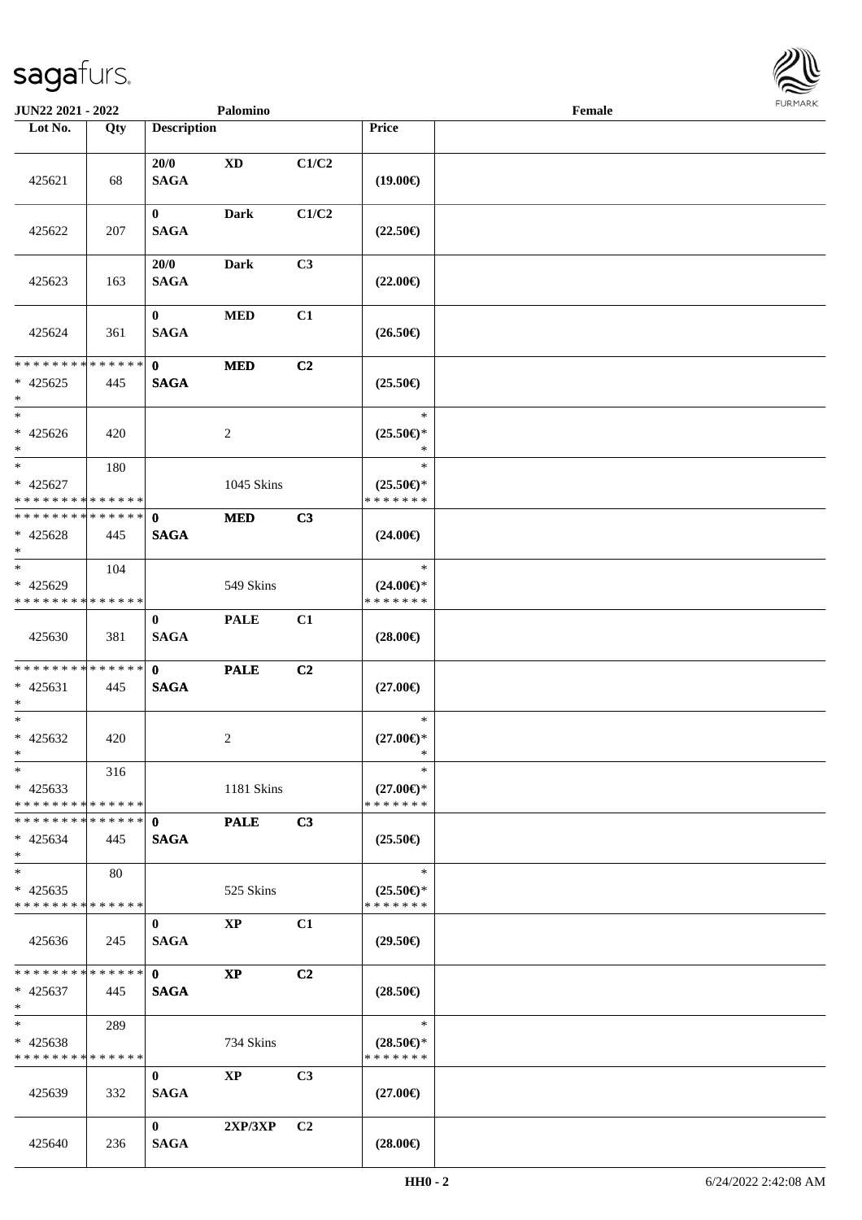| Lot No. | Qty | Description | | | Price | |
|---|---|---|---|---|---|---|
| 425621 | 68 | 20/0 SAGA | XD | C1/C2 | (19.00€) | |
| 425622 | 207 | 0 SAGA | Dark | C1/C2 | (22.50€) | |
| 425623 | 163 | 20/0 SAGA | Dark | C3 | (22.00€) | |
| 425624 | 361 | 0 SAGA | MED | C1 | (26.50€) | |
| * * * * * * * * * * * * * * * 425625 * | 445 | 0 SAGA | MED | C2 | (25.50€) | |
| * * 425626 * | 420 | | 2 | | * (25.50€)* * | |
| * * 425627 * * * * * * * * * * * * * * | 180 | | 1045 Skins | | * (25.50€)* * * * * * * * | |
| * * * * * * * * * * * * * * * 425628 * | 445 | 0 SAGA | MED | C3 | (24.00€) | |
| * * 425629 * * * * * * * * * * * * * * | 104 | | 549 Skins | | * (24.00€)* * * * * * * * | |
| 425630 | 381 | 0 SAGA | PALE | C1 | (28.00€) | |
| * * * * * * * * * * * * * * * 425631 * | 445 | 0 SAGA | PALE | C2 | (27.00€) | |
| * * 425632 * | 420 | | 2 | | * (27.00€)* * | |
| * * 425633 * * * * * * * * * * * * * * | 316 | | 1181 Skins | | * (27.00€)* * * * * * * * | |
| * * * * * * * * * * * * * * * 425634 * | 445 | 0 SAGA | PALE | C3 | (25.50€) | |
| * * 425635 * * * * * * * * * * * * * * | 80 | | 525 Skins | | * (25.50€)* * * * * * * * | |
| 425636 | 245 | 0 SAGA | XP | C1 | (29.50€) | |
| * * * * * * * * * * * * * * * 425637 * | 445 | 0 SAGA | XP | C2 | (28.50€) | |
| * * 425638 * * * * * * * * * * * * * * | 289 | | 734 Skins | | * (28.50€)* * * * * * * * | |
| 425639 | 332 | 0 SAGA | XP | C3 | (27.00€) | |
| 425640 | 236 | 0 SAGA | 2XP/3XP | C2 | (28.00€) | |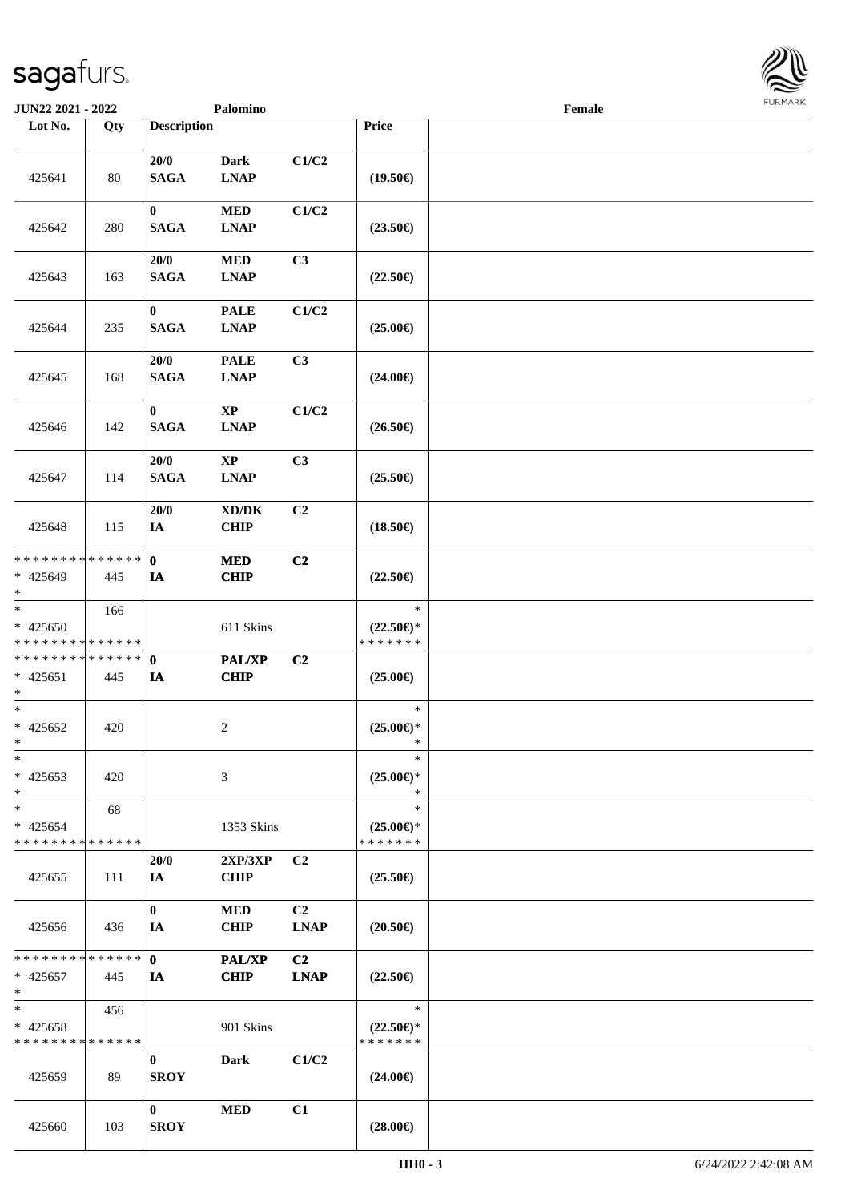| Lot No. | Qty | Description | | | Price | |
|---|---|---|---|---|---|---|
| 425641 | 80 | 20/0 SAGA | Dark LNAP | C1/C2 | (19.50€) | |
| 425642 | 280 | 0 SAGA | MED LNAP | C1/C2 | (23.50€) | |
| 425643 | 163 | 20/0 SAGA | MED LNAP | C3 | (22.50€) | |
| 425644 | 235 | 0 SAGA | PALE LNAP | C1/C2 | (25.00€) | |
| 425645 | 168 | 20/0 SAGA | PALE LNAP | C3 | (24.00€) | |
| 425646 | 142 | 0 SAGA | XP LNAP | C1/C2 | (26.50€) | |
| 425647 | 114 | 20/0 SAGA | XP LNAP | C3 | (25.50€) | |
| 425648 | 115 | 20/0 IA | XD/DK CHIP | C2 | (18.50€) | |
| * * * * * * * * * * * * * * * 425649 * | 445 | 0 IA | MED CHIP | C2 | (22.50€) | |
| * * 425650 * * * * * * * * * * * * * * | 166 | | 611 Skins | | * (22.50€)* * * * * * * * | |
| * * * * * * * * * * * * * * * 425651 * | 445 | 0 IA | PAL/XP CHIP | C2 | (25.00€) | |
| * * 425652 * | 420 | | 2 | | * (25.00€)* * | |
| * * 425653 * | 420 | | 3 | | * (25.00€)* * | |
| * * 425654 * * * * * * * * * * * * * * | 68 | | 1353 Skins | | * (25.00€)* * * * * * * * | |
| 425655 | 111 | 20/0 IA | 2XP/3XP CHIP | C2 | (25.50€) | |
| 425656 | 436 | 0 IA | MED CHIP | C2 LNAP | (20.50€) | |
| * * * * * * * * * * * * * * * 425657 * | 445 | 0 IA | PAL/XP CHIP | C2 LNAP | (22.50€) | |
| * * 425658 * * * * * * * * * * * * * * | 456 | | 901 Skins | | * (22.50€)* * * * * * * * | |
| 425659 | 89 | 0 SROY | Dark | C1/C2 | (24.00€) | |
| 425660 | 103 | 0 SROY | MED | C1 | (28.00€) | |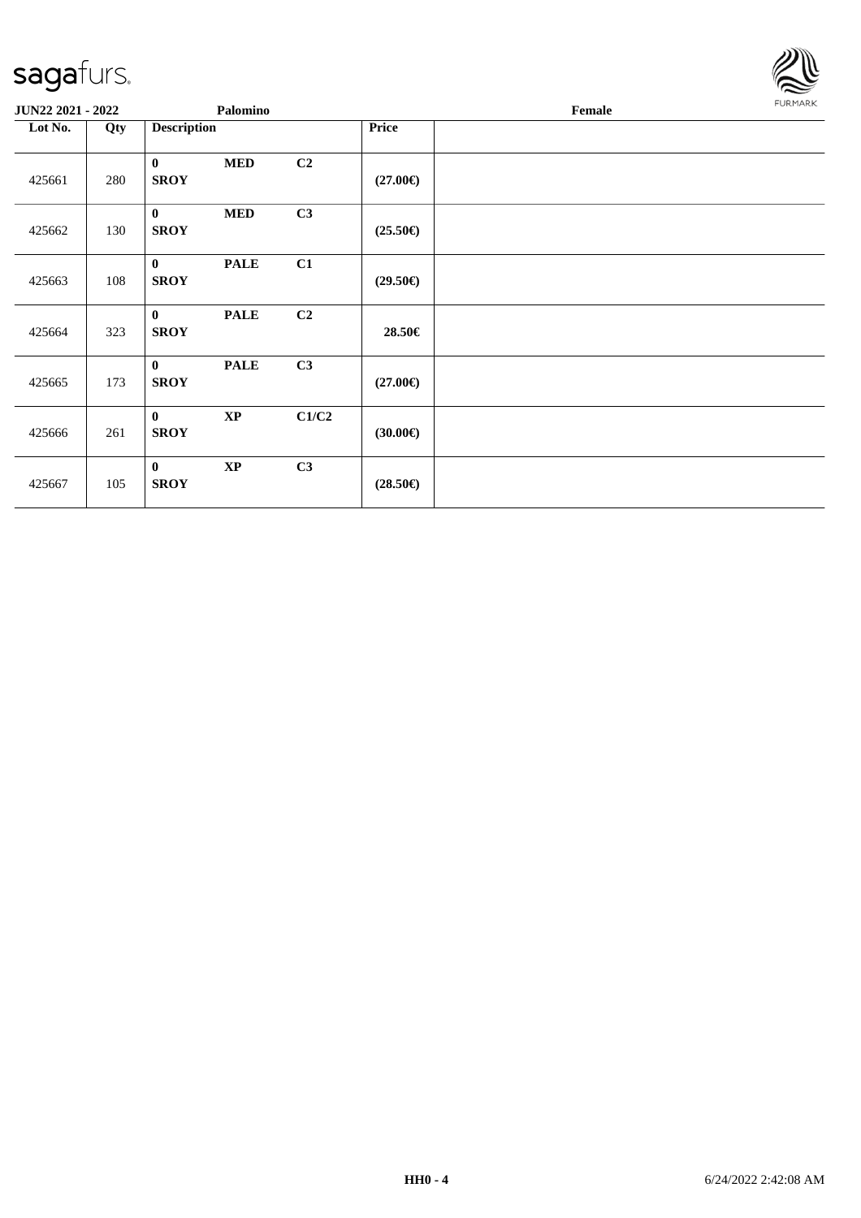| JUN22 2021 - 2022 | | Palomino | | | Female |
|---|---|---|---|---|---|
| **Lot No.** | **Qty** | **Description** | | | **Price** |
| 425661 | 280 | **0** **SROY** | **MED** | **C2** | **(27.00€)** |
| 425662 | 130 | **0** **SROY** | **MED** | **C3** | **(25.50€)** |
| 425663 | 108 | **0** **SROY** | **PALE** | **C1** | **(29.50€)** |
| 425664 | 323 | **0** **SROY** | **PALE** | **C2** | **28.50€** |
| 425665 | 173 | **0** **SROY** | **PALE** | **C3** | **(27.00€)** |
| 425666 | 261 | **0** **SROY** | **XP** | **C1/C2** | **(30.00€)** |
| 425667 | 105 | **0** **SROY** | **XP** | **C3** | **(28.50€)** |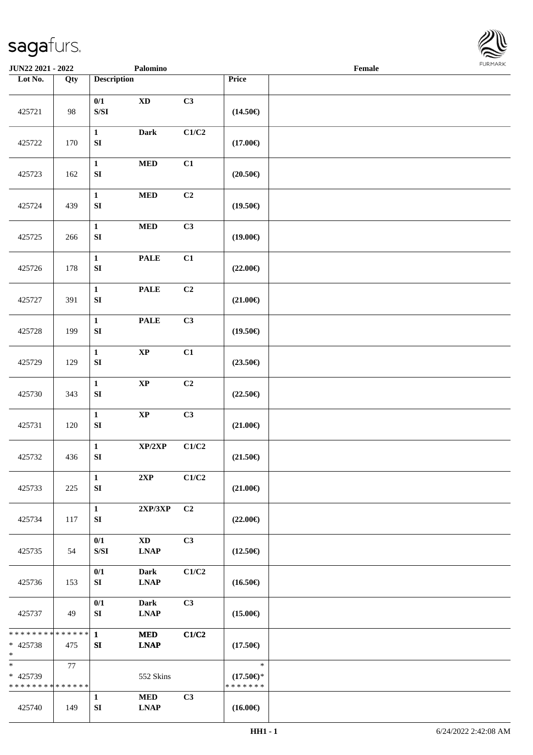JUN22 2021 - 2022 | Palomino | Female

| Lot No. | Qty | Description | | | Price | |
|---|---|---|---|---|---|---|
| 425721 | 98 | 0/1<br>S/SI | XD | C3 | (14.50€) | |
| 425722 | 170 | 1<br>SI | Dark | C1/C2 | (17.00€) | |
| 425723 | 162 | 1<br>SI | MED | C1 | (20.50€) | |
| 425724 | 439 | 1<br>SI | MED | C2 | (19.50€) | |
| 425725 | 266 | 1<br>SI | MED | C3 | (19.00€) | |
| 425726 | 178 | 1<br>SI | PALE | C1 | (22.00€) | |
| 425727 | 391 | 1<br>SI | PALE | C2 | (21.00€) | |
| 425728 | 199 | 1<br>SI | PALE | C3 | (19.50€) | |
| 425729 | 129 | 1<br>SI | XP | C1 | (23.50€) | |
| 425730 | 343 | 1<br>SI | XP | C2 | (22.50€) | |
| 425731 | 120 | 1<br>SI | XP | C3 | (21.00€) | |
| 425732 | 436 | 1<br>SI | XP/2XP | C1/C2 | (21.50€) | |
| 425733 | 225 | 1<br>SI | 2XP | C1/C2 | (21.00€) | |
| 425734 | 117 | 1<br>SI | 2XP/3XP | C2 | (22.00€) | |
| 425735 | 54 | 0/1<br>S/SI | XD<br>LNAP | C3 | (12.50€) | |
| 425736 | 153 | 0/1<br>SI | Dark<br>LNAP | C1/C2 | (16.50€) | |
| 425737 | 49 | 0/1<br>SI | Dark<br>LNAP | C3 | (15.00€) | |
| * * * * * * * * * * * * * *<br>* 425738<br>* | 475 | 1<br>SI | MED<br>LNAP | C1/C2 | (17.50€) | |
| *<br>* 425739<br>* * * * * * * * * * * * * * | 77 | | 552 Skins | | *<br>(17.50€)*<br>* * * * * * * | |
| 425740 | 149 | 1<br>SI | MED<br>LNAP | C3 | (16.00€) | |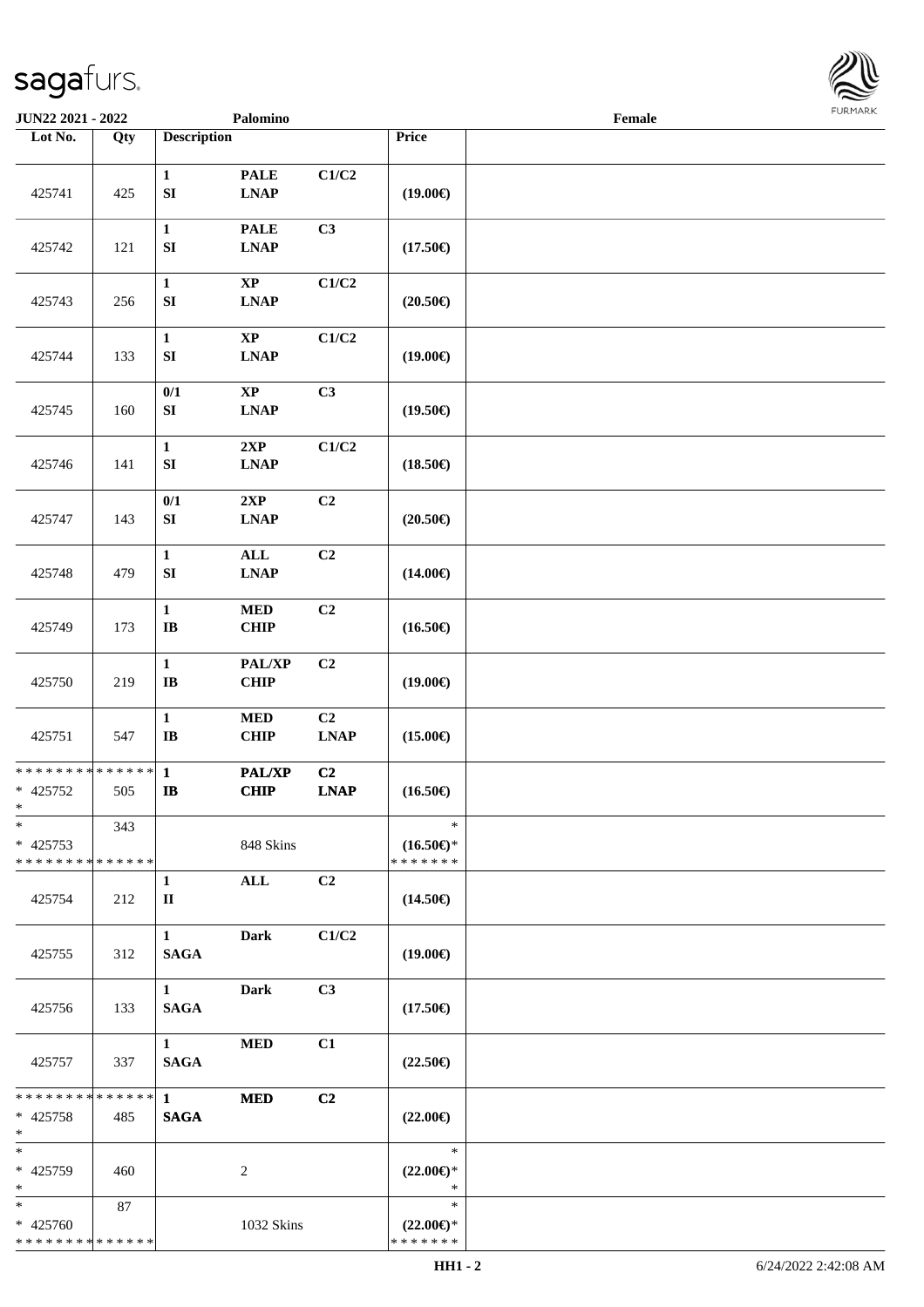JUN22 2021 - 2022 Palomino Female

| Lot No. | Qty | Description | | | Price | |
|---|---|---|---|---|---|---|
| 425741 | 425 | 1<br>SI | PALE<br>LNAP | C1/C2 | (19.00€) | |
| 425742 | 121 | 1<br>SI | PALE<br>LNAP | C3 | (17.50€) | |
| 425743 | 256 | 1<br>SI | XP<br>LNAP | C1/C2 | (20.50€) | |
| 425744 | 133 | 1<br>SI | XP<br>LNAP | C1/C2 | (19.00€) | |
| 425745 | 160 | 0/1<br>SI | XP<br>LNAP | C3 | (19.50€) | |
| 425746 | 141 | 1<br>SI | 2XP<br>LNAP | C1/C2 | (18.50€) | |
| 425747 | 143 | 0/1<br>SI | 2XP<br>LNAP | C2 | (20.50€) | |
| 425748 | 479 | 1<br>SI | ALL<br>LNAP | C2 | (14.00€) | |
| 425749 | 173 | 1<br>IB | MED<br>CHIP | C2 | (16.50€) | |
| 425750 | 219 | 1<br>IB | PAL/XP<br>CHIP | C2 | (19.00€) | |
| 425751 | 547 | 1<br>IB | MED<br>CHIP | C2<br>LNAP | (15.00€) | |
| * * * * * * * * * * * * * *<br>* 425752<br>* | 505 | 1<br>IB | PAL/XP<br>CHIP | C2<br>LNAP | (16.50€) | |
| *<br>* 425753<br>* * * * * * * * * * * * * * | 343 | | 848 Skins | | *<br>(16.50€)*<br>* * * * * * * | |
| 425754 | 212 | 1<br>II | ALL | C2 | (14.50€) | |
| 425755 | 312 | 1<br>SAGA | Dark | C1/C2 | (19.00€) | |
| 425756 | 133 | 1<br>SAGA | Dark | C3 | (17.50€) | |
| 425757 | 337 | 1<br>SAGA | MED | C1 | (22.50€) | |
| * * * * * * * * * * * * * *<br>* 425758<br>* | 485 | 1<br>SAGA | MED | C2 | (22.00€) | |
| *<br>* 425759<br>* | 460 | | 2 | | *<br>(22.00€)*<br>* | |
| *<br>* 425760<br>* * * * * * * * * * * * * * | 87 | | 1032 Skins | | *<br>(22.00€)*<br>* * * * * * * | |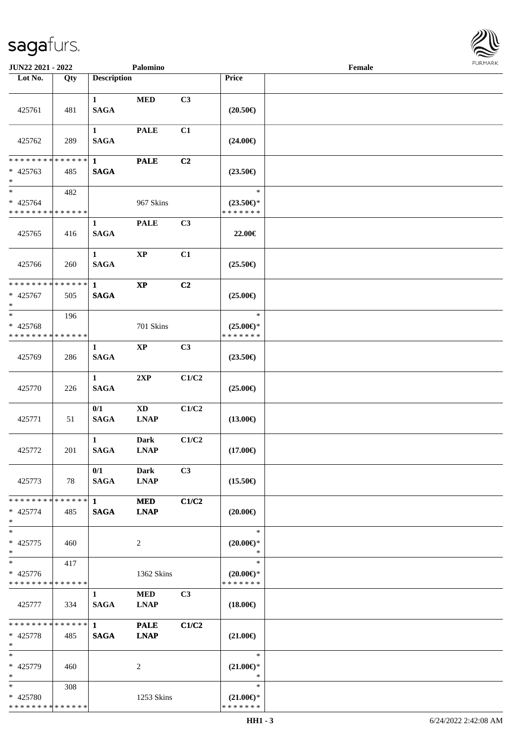JUN22 2021 - 2022 Palomino Female

| Lot No. | Qty | Description | | | Price | |
|---|---|---|---|---|---|---|
| 425761 | 481 | 1 SAGA | MED | C3 | (20.50€) | |
| 425762 | 289 | 1 SAGA | PALE | C1 | (24.00€) | |
| * * * * * * * * * * * * * * * 425763 * | 485 | 1 SAGA | PALE | C2 | (23.50€) | |
| * * 425764 * * * * * * * * * * * * * * | 482 | | 967 Skins | | * (23.50€)* * * * * * * * | |
| 425765 | 416 | 1 SAGA | PALE | C3 | 22.00€ | |
| 425766 | 260 | 1 SAGA | XP | C1 | (25.50€) | |
| * * * * * * * * * * * * * * * 425767 * | 505 | 1 SAGA | XP | C2 | (25.00€) | |
| * * 425768 * * * * * * * * * * * * * * | 196 | | 701 Skins | | * (25.00€)* * * * * * * * | |
| 425769 | 286 | 1 SAGA | XP | C3 | (23.50€) | |
| 425770 | 226 | 1 SAGA | 2XP | C1/C2 | (25.00€) | |
| 425771 | 51 | 0/1 SAGA | XD LNAP | C1/C2 | (13.00€) | |
| 425772 | 201 | 1 SAGA | Dark LNAP | C1/C2 | (17.00€) | |
| 425773 | 78 | 0/1 SAGA | Dark LNAP | C3 | (15.50€) | |
| * * * * * * * * * * * * * * * 425774 * | 485 | 1 SAGA | MED LNAP | C1/C2 | (20.00€) | |
| * * 425775 * | 460 | | 2 | | * (20.00€)* * | |
| * * 425776 * * * * * * * * * * * * * * | 417 | | 1362 Skins | | * (20.00€)* * * * * * * * | |
| 425777 | 334 | 1 SAGA | MED LNAP | C3 | (18.00€) | |
| * * * * * * * * * * * * * * * 425778 * | 485 | 1 SAGA | PALE LNAP | C1/C2 | (21.00€) | |
| * * 425779 * | 460 | | 2 | | * (21.00€)* * | |
| * * 425780 * * * * * * * * * * * * * * | 308 | | 1253 Skins | | * (21.00€)* * * * * * * * | |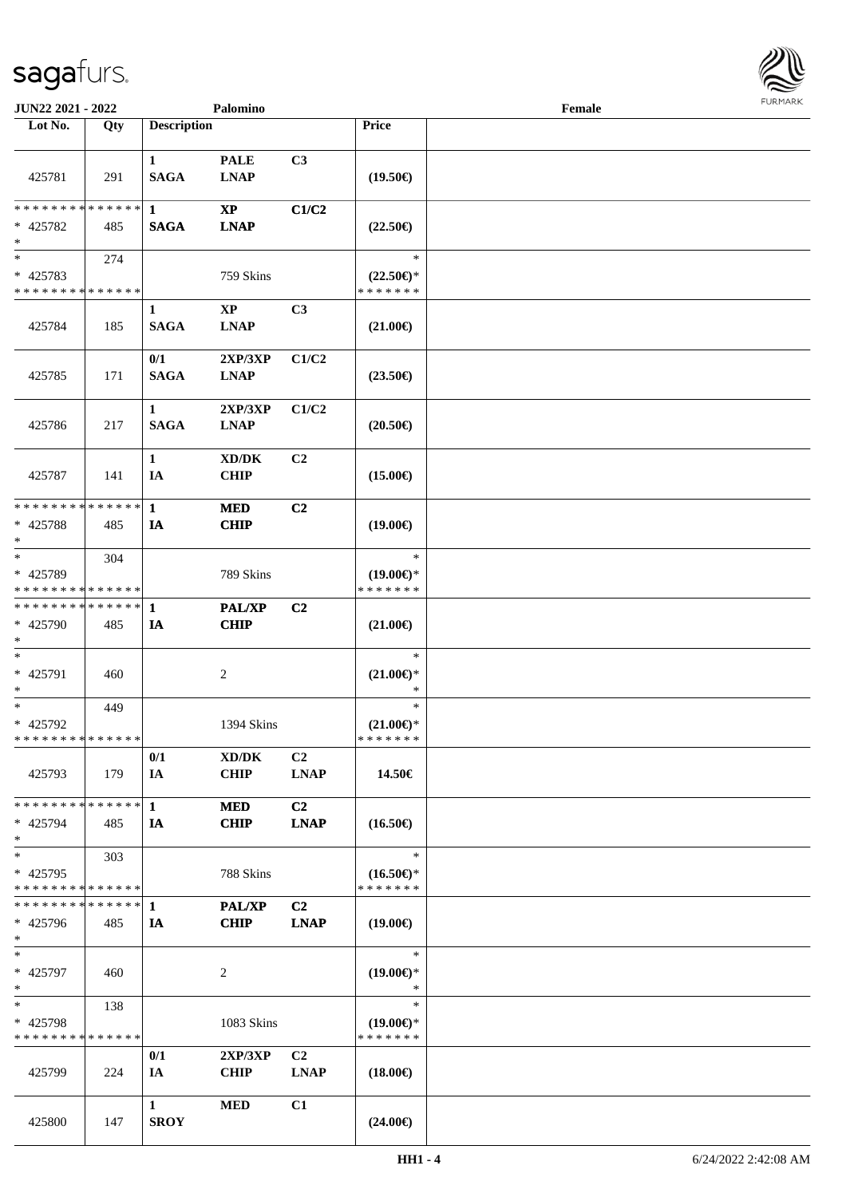JUN22 2021 - 2022 Palomino Female

| Lot No. | Qty | Description | | | Price | |
|---|---|---|---|---|---|---|
| 425781 | 291 | 1 SAGA | PALE LNAP | C3 | (19.50€) | |
| * * * * * * * * * * * * * * * 425782 * | 485 | 1 SAGA | XP LNAP | C1/C2 | (22.50€) | |
| * * 425783 * * * * * * * * * * * * * * | 274 | | 759 Skins | | * (22.50€)* * * * * * * * | |
| 425784 | 185 | 1 SAGA | XP LNAP | C3 | (21.00€) | |
| 425785 | 171 | 0/1 SAGA | 2XP/3XP LNAP | C1/C2 | (23.50€) | |
| 425786 | 217 | 1 SAGA | 2XP/3XP LNAP | C1/C2 | (20.50€) | |
| 425787 | 141 | 1 IA | XD/DK CHIP | C2 | (15.00€) | |
| * * * * * * * * * * * * * * * 425788 * | 485 | 1 IA | MED CHIP | C2 | (19.00€) | |
| * * 425789 * * * * * * * * * * * * * * | 304 | | 789 Skins | | * (19.00€)* * * * * * * * | |
| * * * * * * * * * * * * * * * 425790 * | 485 | 1 IA | PAL/XP CHIP | C2 | (21.00€) | |
| * * 425791 * | 460 | | 2 | | * (21.00€)* * | |
| * * 425792 * * * * * * * * * * * * * * | 449 | | 1394 Skins | | * (21.00€)* * * * * * * * | |
| 425793 | 179 | 0/1 IA | XD/DK CHIP | C2 LNAP | 14.50€ | |
| * * * * * * * * * * * * * * * 425794 * | 485 | 1 IA | MED CHIP | C2 LNAP | (16.50€) | |
| * * 425795 * * * * * * * * * * * * * * | 303 | | 788 Skins | | * (16.50€)* * * * * * * * | |
| * * * * * * * * * * * * * * * 425796 * | 485 | 1 IA | PAL/XP CHIP | C2 LNAP | (19.00€) | |
| * * 425797 * | 460 | | 2 | | * (19.00€)* * | |
| * * 425798 * * * * * * * * * * * * * * | 138 | | 1083 Skins | | * (19.00€)* * * * * * * * | |
| 425799 | 224 | 0/1 IA | 2XP/3XP CHIP | C2 LNAP | (18.00€) | |
| 425800 | 147 | 1 SROY | MED | C1 | (24.00€) | |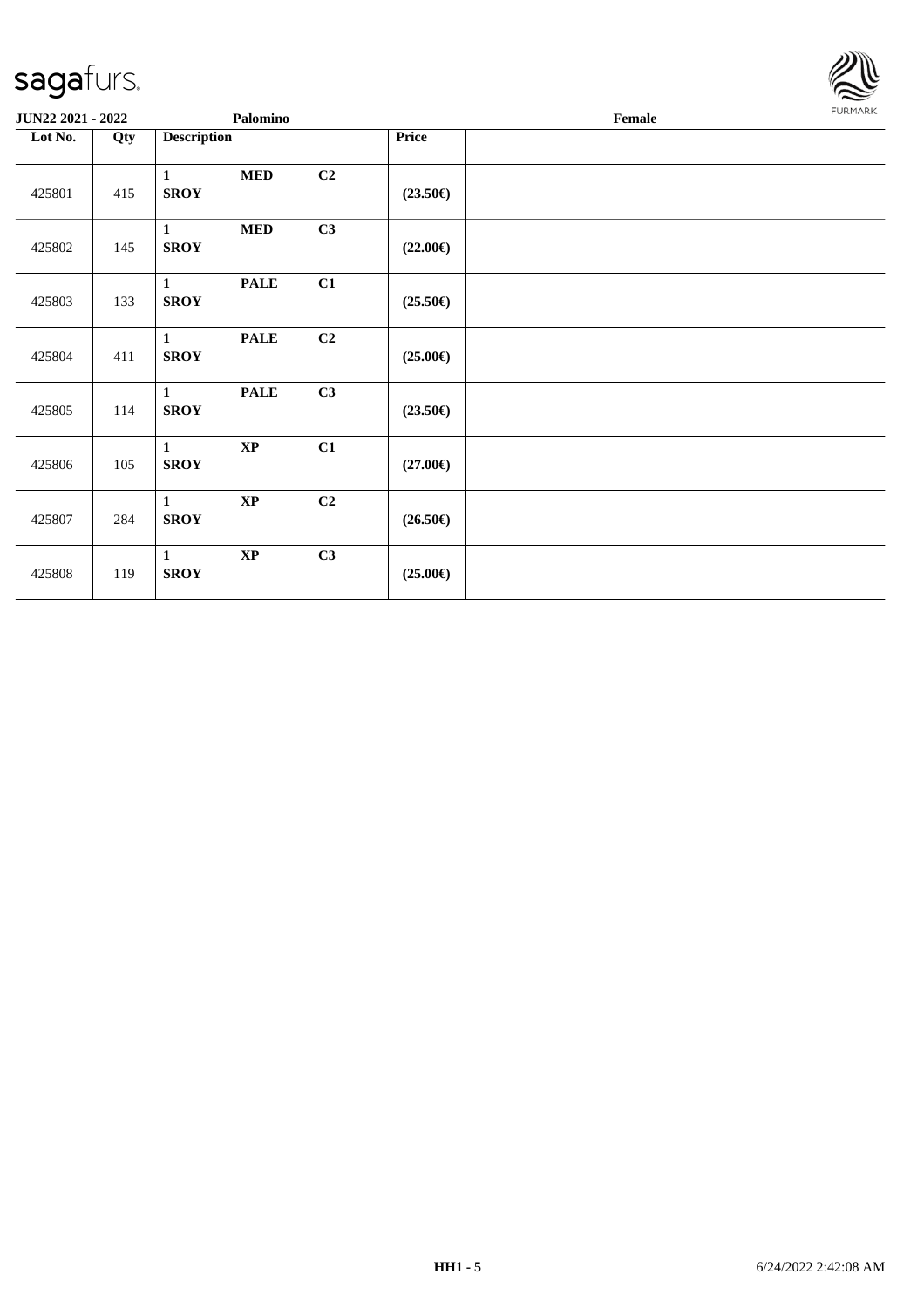**JUN22 2021 - 2022** **Palomino** **Female**

| Lot No. | Qty | Description | | | Price | |
|---|---|---|---|---|---|---|
| 425801 | 415 | 1 SROY | MED | C2 | (23.50€) | |
| 425802 | 145 | 1 SROY | MED | C3 | (22.00€) | |
| 425803 | 133 | 1 SROY | PALE | C1 | (25.50€) | |
| 425804 | 411 | 1 SROY | PALE | C2 | (25.00€) | |
| 425805 | 114 | 1 SROY | PALE | C3 | (23.50€) | |
| 425806 | 105 | 1 SROY | XP | C1 | (27.00€) | |
| 425807 | 284 | 1 SROY | XP | C2 | (26.50€) | |
| 425808 | 119 | 1 SROY | XP | C3 | (25.00€) | |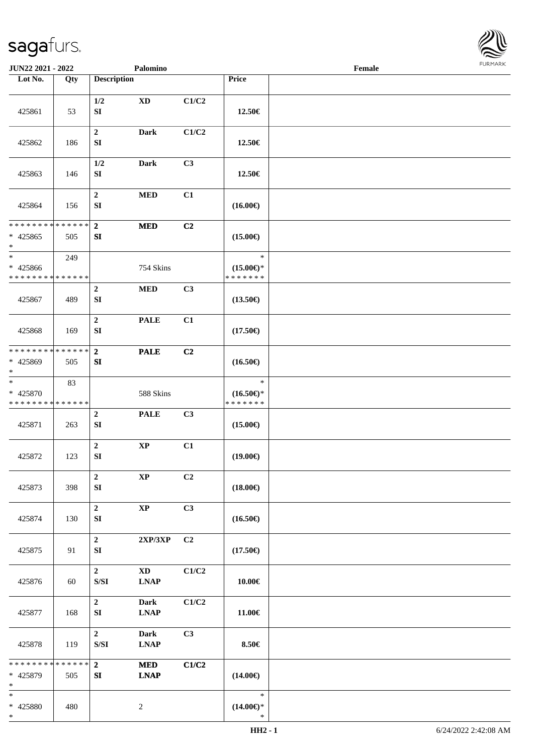| Lot No. | Qty | Description | | | Price | |
|---|---|---|---|---|---|---|
| 425861 | 53 | 1/2<br>SI | XD | C1/C2 | 12.50€ | |
| 425862 | 186 | 2<br>SI | Dark | C1/C2 | 12.50€ | |
| 425863 | 146 | 1/2<br>SI | Dark | C3 | 12.50€ | |
| 425864 | 156 | 2<br>SI | MED | C1 | (16.00€) | |
| * * * * * * * * * * * * * *<br>* 425865<br>* | 505 | 2<br>SI | MED | C2 | (15.00€) | |
| *<br>* 425866<br>* * * * * * * * * * * * * * | 249 | | 754 Skins | | *<br>(15.00€)*<br>* * * * * * * | |
| 425867 | 489 | 2<br>SI | MED | C3 | (13.50€) | |
| 425868 | 169 | 2<br>SI | PALE | C1 | (17.50€) | |
| * * * * * * * * * * * * * *<br>* 425869<br>* | 505 | 2<br>SI | PALE | C2 | (16.50€) | |
| *<br>* 425870<br>* * * * * * * * * * * * * * | 83 | | 588 Skins | | *<br>(16.50€)*<br>* * * * * * * | |
| 425871 | 263 | 2<br>SI | PALE | C3 | (15.00€) | |
| 425872 | 123 | 2<br>SI | XP | C1 | (19.00€) | |
| 425873 | 398 | 2<br>SI | XP | C2 | (18.00€) | |
| 425874 | 130 | 2<br>SI | XP | C3 | (16.50€) | |
| 425875 | 91 | 2<br>SI | 2XP/3XP | C2 | (17.50€) | |
| 425876 | 60 | 2<br>S/SI | XD<br>LNAP | C1/C2 | 10.00€ | |
| 425877 | 168 | 2<br>SI | Dark<br>LNAP | C1/C2 | 11.00€ | |
| 425878 | 119 | 2<br>S/SI | Dark<br>LNAP | C3 | 8.50€ | |
| * * * * * * * * * * * * * *<br>* 425879<br>* | 505 | 2<br>SI | MED<br>LNAP | C1/C2 | (14.00€) | |
| *<br>* 425880<br>* | 480 | | 2 | | *<br>(14.00€)*<br>* | |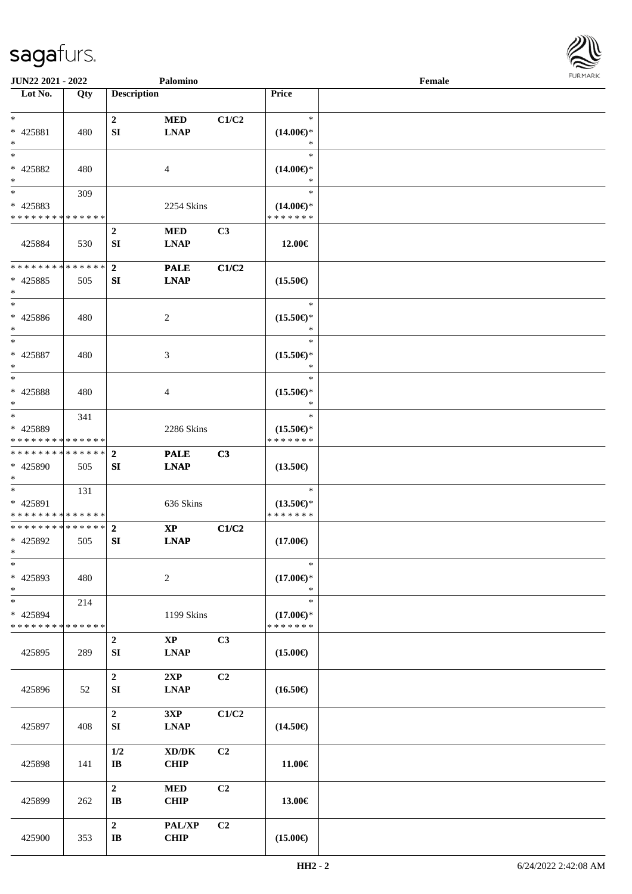| Lot No. | Qty | Description | | | Price | |
|---|---|---|---|---|---|---|
| *<br>* 425881<br>* | 480 | 2<br>SI | MED<br>LNAP | C1/C2 | *<br>(14.00€)*<br>* | |
| *<br>* 425882<br>* | 480 | | 4 | | *<br>(14.00€)*<br>* | |
| *<br>* 425883<br>* * * * * * * * * * * * * * | 309 | | 2254 Skins | | *<br>(14.00€)*<br>* * * * * * * | |
| 425884 | 530 | 2<br>SI | MED<br>LNAP | C3 | 12.00€ | |
| * * * * * * * * * * * * * *<br>* 425885<br>* | 505 | 2<br>SI | PALE<br>LNAP | C1/C2 | (15.50€) | |
| *<br>* 425886<br>* | 480 | | 2 | | *<br>(15.50€)*<br>* | |
| *<br>* 425887<br>* | 480 | | 3 | | *<br>(15.50€)*<br>* | |
| *<br>* 425888<br>* | 480 | | 4 | | *<br>(15.50€)*<br>* | |
| *<br>* 425889<br>* * * * * * * * * * * * * * | 341 | | 2286 Skins | | *<br>(15.50€)*<br>* * * * * * * | |
| * * * * * * * * * * * * * *<br>* 425890<br>* | 505 | 2<br>SI | PALE<br>LNAP | C3 | (13.50€) | |
| *<br>* 425891<br>* * * * * * * * * * * * * * | 131 | | 636 Skins | | *<br>(13.50€)*<br>* * * * * * * | |
| * * * * * * * * * * * * * *<br>* 425892<br>* | 505 | 2<br>SI | XP<br>LNAP | C1/C2 | (17.00€) | |
| *<br>* 425893<br>* | 480 | | 2 | | *<br>(17.00€)*<br>* | |
| *<br>* 425894<br>* * * * * * * * * * * * * * | 214 | | 1199 Skins | | *<br>(17.00€)*<br>* * * * * * * | |
| 425895 | 289 | 2<br>SI | XP<br>LNAP | C3 | (15.00€) | |
| 425896 | 52 | 2<br>SI | 2XP<br>LNAP | C2 | (16.50€) | |
| 425897 | 408 | 2<br>SI | 3XP<br>LNAP | C1/C2 | (14.50€) | |
| 425898 | 141 | 1/2<br>IB | XD/DK<br>CHIP | C2 | 11.00€ | |
| 425899 | 262 | 2<br>IB | MED<br>CHIP | C2 | 13.00€ | |
| 425900 | 353 | 2<br>IB | PAL/XP<br>CHIP | C2 | (15.00€) | |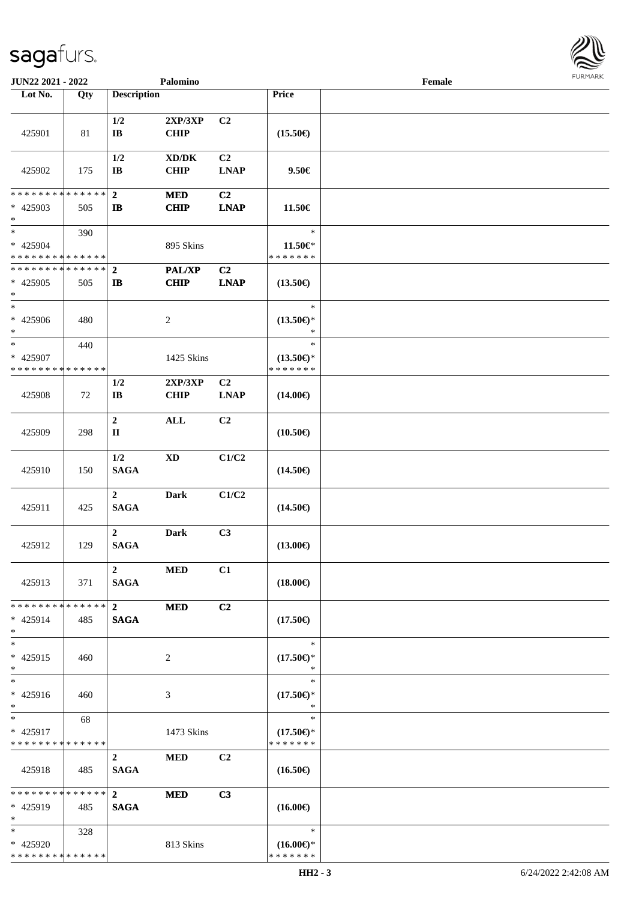| Lot No. | Qty | Description | | | Price | |
|---|---|---|---|---|---|---|
| 425901 | 81 | 1/2<br>IB | 2XP/3XP<br>CHIP | C2 | (15.50€) | |
| 425902 | 175 | 1/2<br>IB | XD/DK<br>CHIP | C2<br>LNAP | 9.50€ | |
| * * * * * * * * * * * * * *<br>* 425903<br>* | 505 | 2<br>IB | MED<br>CHIP | C2<br>LNAP | 11.50€ | |
| *<br>* 425904<br>* * * * * * * * * * * * * * | 390 | | 895 Skins | | *<br>11.50€*<br>* * * * * * * | |
| * * * * * * * * * * * * * *<br>* 425905<br>* | 505 | 2<br>IB | PAL/XP<br>CHIP | C2<br>LNAP | (13.50€) | |
| *<br>* 425906<br>* | 480 | | 2 | | *<br>(13.50€)*<br>* | |
| *<br>* 425907<br>* * * * * * * * * * * * * * | 440 | | 1425 Skins | | *<br>(13.50€)*<br>* * * * * * * | |
| 425908 | 72 | 1/2<br>IB | 2XP/3XP<br>CHIP | C2<br>LNAP | (14.00€) | |
| 425909 | 298 | 2<br>II | ALL | C2 | (10.50€) | |
| 425910 | 150 | 1/2<br>SAGA | XD | C1/C2 | (14.50€) | |
| 425911 | 425 | 2<br>SAGA | Dark | C1/C2 | (14.50€) | |
| 425912 | 129 | 2<br>SAGA | Dark | C3 | (13.00€) | |
| 425913 | 371 | 2<br>SAGA | MED | C1 | (18.00€) | |
| * * * * * * * * * * * * * *<br>* 425914<br>* | 485 | 2<br>SAGA | MED | C2 | (17.50€) | |
| *<br>* 425915<br>* | 460 | | 2 | | *<br>(17.50€)*<br>* | |
| *<br>* 425916<br>* | 460 | | 3 | | *<br>(17.50€)*<br>* | |
| *<br>* 425917<br>* * * * * * * * * * * * * * | 68 | | 1473 Skins | | *<br>(17.50€)*<br>* * * * * * * | |
| 425918 | 485 | 2<br>SAGA | MED | C2 | (16.50€) | |
| * * * * * * * * * * * * * *<br>* 425919<br>* | 485 | 2<br>SAGA | MED | C3 | (16.00€) | |
| *<br>* 425920<br>* * * * * * * * * * * * * * | 328 | | 813 Skins | | *<br>(16.00€)*<br>* * * * * * * | |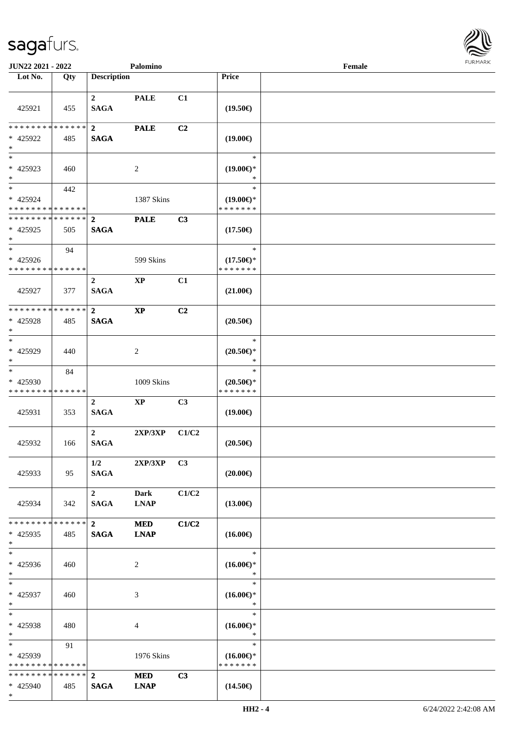**JUN22 2021 - 2022** **Palomino** **Female**

| Lot No. | Qty | Description | | | Price |
|---|---|---|---|---|---|
| 425921 | 455 | 2 SAGA | PALE | C1 | (19.50€) |
| * * * * * * * * * * * * * * * 425922 * | 485 | 2 SAGA | PALE | C2 | (19.00€) |
| * * 425923 * | 460 | | 2 | | * (19.00€)* * |
| * * 425924 * * * * * * * * * * * * * * | 442 | | 1387 Skins | | * (19.00€)* * * * * * * * |
| * * * * * * * * * * * * * * * 425925 * | 505 | 2 SAGA | PALE | C3 | (17.50€) |
| * * 425926 * * * * * * * * * * * * * * | 94 | | 599 Skins | | * (17.50€)* * * * * * * * |
| 425927 | 377 | 2 SAGA | XP | C1 | (21.00€) |
| * * * * * * * * * * * * * * * 425928 * | 485 | 2 SAGA | XP | C2 | (20.50€) |
| * * 425929 * | 440 | | 2 | | * (20.50€)* * |
| * * 425930 * * * * * * * * * * * * * * | 84 | | 1009 Skins | | * (20.50€)* * * * * * * * |
| 425931 | 353 | 2 SAGA | XP | C3 | (19.00€) |
| 425932 | 166 | 2 SAGA | 2XP/3XP | C1/C2 | (20.50€) |
| 425933 | 95 | 1/2 SAGA | 2XP/3XP | C3 | (20.00€) |
| 425934 | 342 | 2 SAGA | Dark LNAP | C1/C2 | (13.00€) |
| * * * * * * * * * * * * * * * 425935 * | 485 | 2 SAGA | MED LNAP | C1/C2 | (16.00€) |
| * * 425936 * | 460 | | 2 | | * (16.00€)* * |
| * * 425937 * | 460 | | 3 | | * (16.00€)* * |
| * * 425938 * | 480 | | 4 | | * (16.00€)* * |
| * * 425939 * * * * * * * * * * * * * * | 91 | | 1976 Skins | | * (16.00€)* * * * * * * * |
| * * * * * * * * * * * * * * * 425940 * | 485 | 2 SAGA | MED LNAP | C3 | (14.50€) |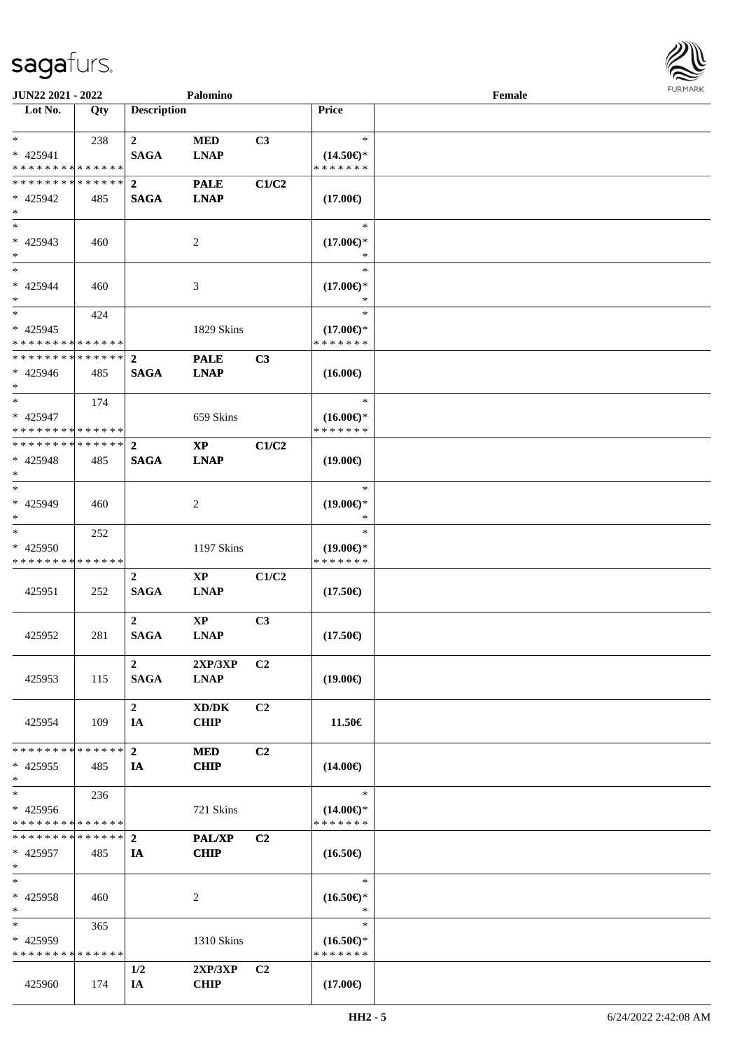| Lot No. | Qty | Description | | | Price |
|---|---|---|---|---|---|
| * | 238 | 2 | MED | C3 | * |
| * 425941 | | SAGA | LNAP | | (14.50€)* |
| * * * * * * * * * * * * * * | | | | | * * * * * * * |
| * * * * * * * * * * * * * * | | 2 | PALE | C1/C2 | |
| * 425942 | 485 | SAGA | LNAP | | (17.00€) |
| * | | | | | |
| * | | | | | * |
| * 425943 | 460 | | 2 | | (17.00€)* |
| * | | | | | * |
| * | | | | | * |
| * 425944 | 460 | | 3 | | (17.00€)* |
| * | | | | | * |
| * | 424 | | | | * |
| * 425945 | | | 1829 Skins | | (17.00€)* |
| * * * * * * * * * * * * * * | | | | | * * * * * * * |
| * * * * * * * * * * * * * * | | 2 | PALE | C3 | |
| * 425946 | 485 | SAGA | LNAP | | (16.00€) |
| * | | | | | |
| * | 174 | | | | * |
| * 425947 | | | 659 Skins | | (16.00€)* |
| * * * * * * * * * * * * * * | | | | | * * * * * * * |
| * * * * * * * * * * * * * * | | 2 | XP | C1/C2 | |
| * 425948 | 485 | SAGA | LNAP | | (19.00€) |
| * | | | | | |
| * | | | | | * |
| * 425949 | 460 | | 2 | | (19.00€)* |
| * | | | | | * |
| * | 252 | | | | * |
| * 425950 | | | 1197 Skins | | (19.00€)* |
| * * * * * * * * * * * * * * | | | | | * * * * * * * |
| 425951 | 252 | 2 SAGA | XP LNAP | C1/C2 | (17.50€) |
| 425952 | 281 | 2 SAGA | XP LNAP | C3 | (17.50€) |
| 425953 | 115 | 2 SAGA | 2XP/3XP LNAP | C2 | (19.00€) |
| 425954 | 109 | 2 IA | XD/DK CHIP | C2 | 11.50€ |
| * * * * * * * * * * * * * * | | 2 | MED | C2 | |
| * 425955 | 485 | IA | CHIP | | (14.00€) |
| * | | | | | |
| * | 236 | | | | * |
| * 425956 | | | 721 Skins | | (14.00€)* |
| * * * * * * * * * * * * * * | | | | | * * * * * * * |
| * * * * * * * * * * * * * * | | 2 | PAL/XP | C2 | |
| * 425957 | 485 | IA | CHIP | | (16.50€) |
| * | | | | | |
| * | | | | | * |
| * 425958 | 460 | | 2 | | (16.50€)* |
| * | | | | | * |
| * | 365 | | | | * |
| * 425959 | | | 1310 Skins | | (16.50€)* |
| * * * * * * * * * * * * * * | | | | | * * * * * * * |
| 425960 | 174 | 1/2 IA | 2XP/3XP CHIP | C2 | (17.00€) |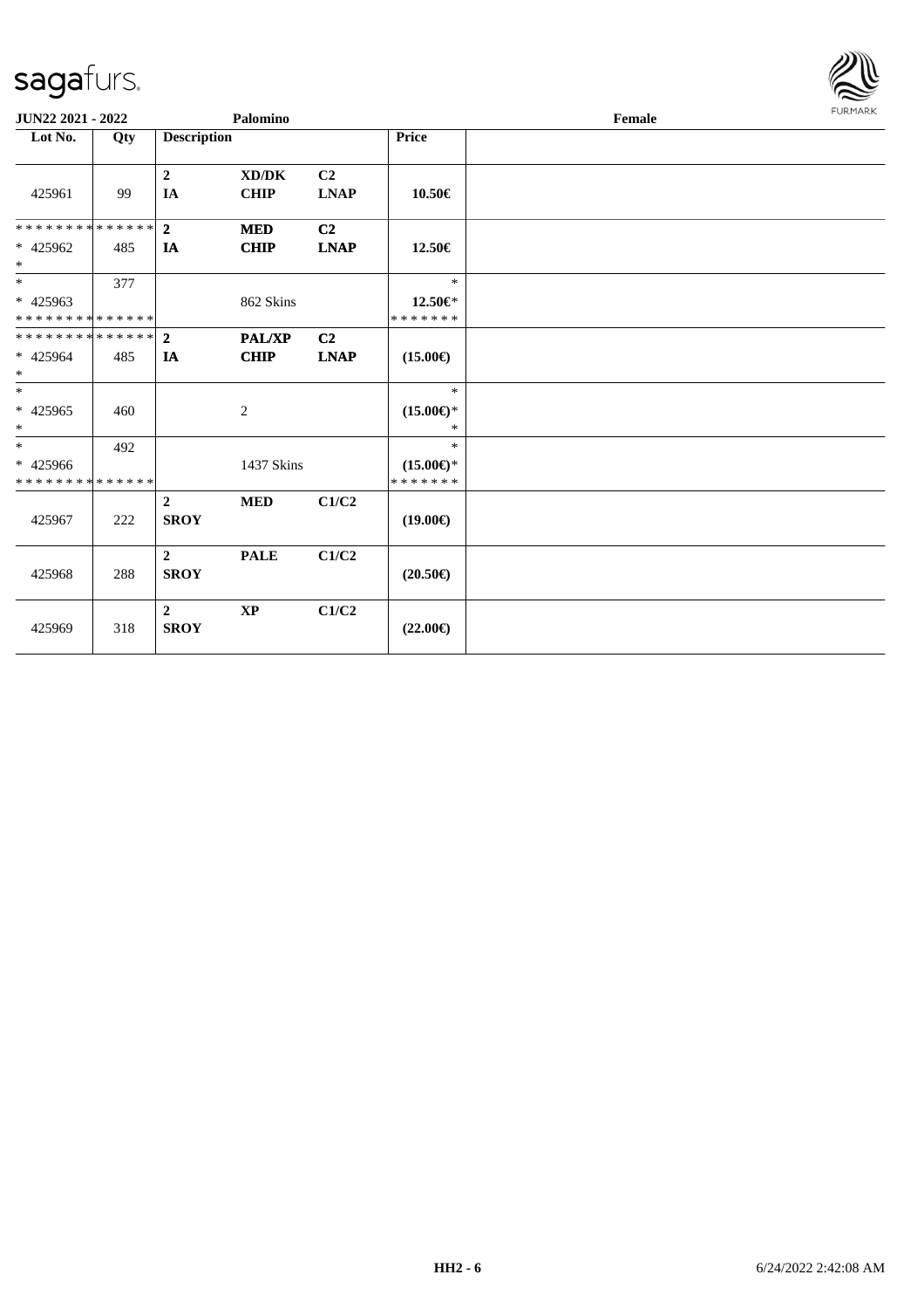**JUN22 2021 - 2022** **Palomino** **Female**

| Lot No. | Qty | Description | | | Price | |
|---|---|---|---|---|---|---|
| 425961 | 99 | **2** **IA** | **XD/DK** **CHIP** | **C2** **LNAP** | **10.50€** | |
| * * * * * * * * * * * * * * * 425962 * | 485 | **2** **IA** | **MED** **CHIP** | **C2** **LNAP** | **12.50€** | |
| * * 425963 * * * * * * * * * * * * * * | 377 | | 862 Skins | | * **12.50€*** * * * * * * * | |
| * * * * * * * * * * * * * * * 425964 * | 485 | **2** **IA** | **PAL/XP** **CHIP** | **C2** **LNAP** | **(15.00€)** | |
| * * 425965 * | 460 | | 2 | | * **(15.00€)*** * | |
| * * 425966 * * * * * * * * * * * * * * | 492 | | 1437 Skins | | * **(15.00€)*** * * * * * * * | |
| 425967 | 222 | **2** **SROY** | **MED** | **C1/C2** | **(19.00€)** | |
| 425968 | 288 | **2** **SROY** | **PALE** | **C1/C2** | **(20.50€)** | |
| 425969 | 318 | **2** **SROY** | **XP** | **C1/C2** | **(22.00€)** | |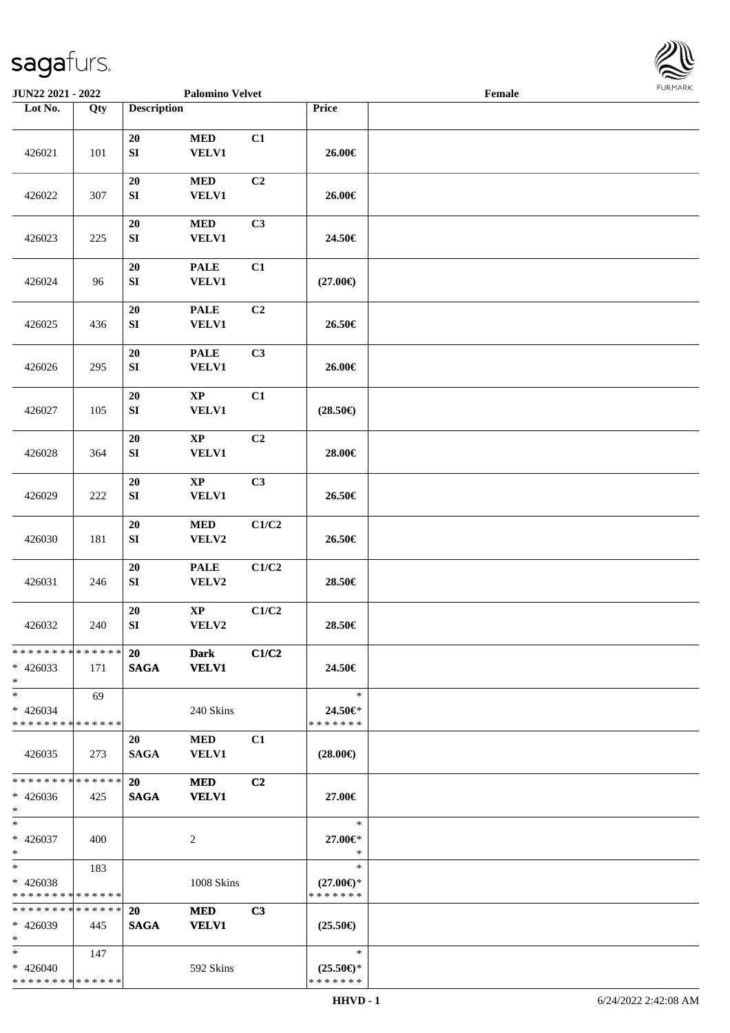**JUN22 2021 - 2022** **Palomino Velvet** **Female**

| Lot No. | Qty | Description | | | Price | |
|---|---|---|---|---|---|---|
| 426021 | 101 | 20 SI | MED VELV1 | C1 | 26.00€ | |
| 426022 | 307 | 20 SI | MED VELV1 | C2 | 26.00€ | |
| 426023 | 225 | 20 SI | MED VELV1 | C3 | 24.50€ | |
| 426024 | 96 | 20 SI | PALE VELV1 | C1 | (27.00€) | |
| 426025 | 436 | 20 SI | PALE VELV1 | C2 | 26.50€ | |
| 426026 | 295 | 20 SI | PALE VELV1 | C3 | 26.00€ | |
| 426027 | 105 | 20 SI | XP VELV1 | C1 | (28.50€) | |
| 426028 | 364 | 20 SI | XP VELV1 | C2 | 28.00€ | |
| 426029 | 222 | 20 SI | XP VELV1 | C3 | 26.50€ | |
| 426030 | 181 | 20 SI | MED VELV2 | C1/C2 | 26.50€ | |
| 426031 | 246 | 20 SI | PALE VELV2 | C1/C2 | 28.50€ | |
| 426032 | 240 | 20 SI | XP VELV2 | C1/C2 | 28.50€ | |
| * 426033 | 171 | 20 SAGA | Dark VELV1 | C1/C2 | 24.50€ | |
| * 426034 | 69 | | 240 Skins | | 24.50€* | |
| 426035 | 273 | 20 SAGA | MED VELV1 | C1 | (28.00€) | |
| * 426036 | 425 | 20 SAGA | MED VELV1 | C2 | 27.00€ | |
| * 426037 | 400 | | 2 | | 27.00€* | |
| * 426038 | 183 | | 1008 Skins | | (27.00€)* | |
| * 426039 | 445 | 20 SAGA | MED VELV1 | C3 | (25.50€) | |
| * 426040 | 147 | | 592 Skins | | (25.50€)* | |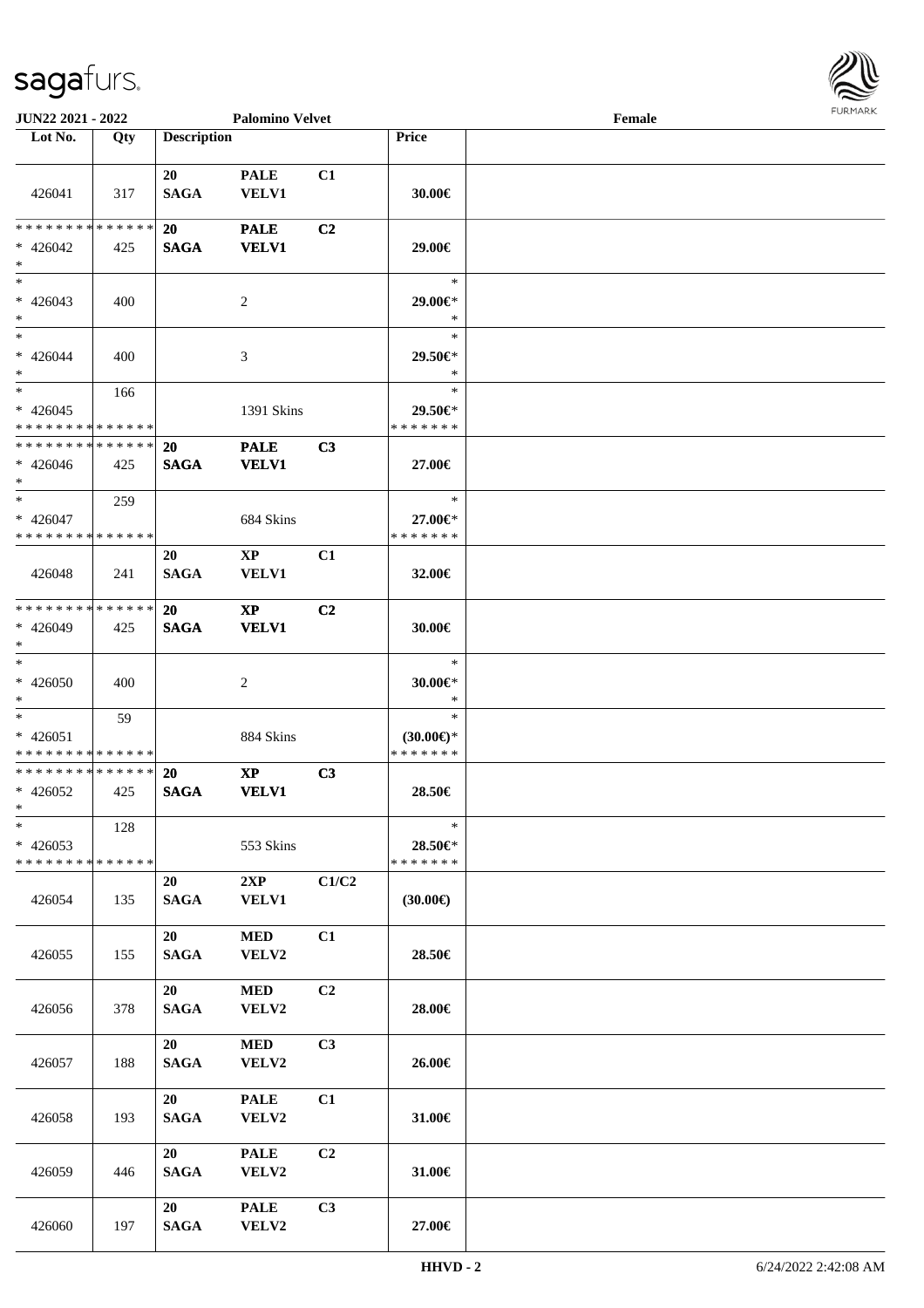| Lot No. | Qty | Description | | | Price | |
|---|---|---|---|---|---|---|
| 426041 | 317 | 20 SAGA | PALE VELV1 | C1 | 30.00€ | |
| * * * * * * * * * * * * * * * 426042 * | 425 | 20 SAGA | PALE VELV1 | C2 | 29.00€ | |
| * * 426043 * | 400 | | 2 | | * 29.00€* * | |
| * * 426044 * | 400 | | 3 | | * 29.50€* * | |
| * * 426045 * * * * * * * * * * * * * * | 166 | | 1391 Skins | | * 29.50€* * * * * * * * | |
| * * * * * * * * * * * * * * * 426046 * | 425 | 20 SAGA | PALE VELV1 | C3 | 27.00€ | |
| * * 426047 * * * * * * * * * * * * * * | 259 | | 684 Skins | | * 27.00€* * * * * * * * | |
| 426048 | 241 | 20 SAGA | XP VELV1 | C1 | 32.00€ | |
| * * * * * * * * * * * * * * * 426049 * | 425 | 20 SAGA | XP VELV1 | C2 | 30.00€ | |
| * * 426050 * | 400 | | 2 | | * 30.00€* * | |
| * * 426051 * * * * * * * * * * * * * * | 59 | | 884 Skins | | * (30.00€)* * * * * * * * | |
| * * * * * * * * * * * * * * * 426052 * | 425 | 20 SAGA | XP VELV1 | C3 | 28.50€ | |
| * * 426053 * * * * * * * * * * * * * * | 128 | | 553 Skins | | * 28.50€* * * * * * * * | |
| 426054 | 135 | 20 SAGA | 2XP VELV1 | C1/C2 | (30.00€) | |
| 426055 | 155 | 20 SAGA | MED VELV2 | C1 | 28.50€ | |
| 426056 | 378 | 20 SAGA | MED VELV2 | C2 | 28.00€ | |
| 426057 | 188 | 20 SAGA | MED VELV2 | C3 | 26.00€ | |
| 426058 | 193 | 20 SAGA | PALE VELV2 | C1 | 31.00€ | |
| 426059 | 446 | 20 SAGA | PALE VELV2 | C2 | 31.00€ | |
| 426060 | 197 | 20 SAGA | PALE VELV2 | C3 | 27.00€ | |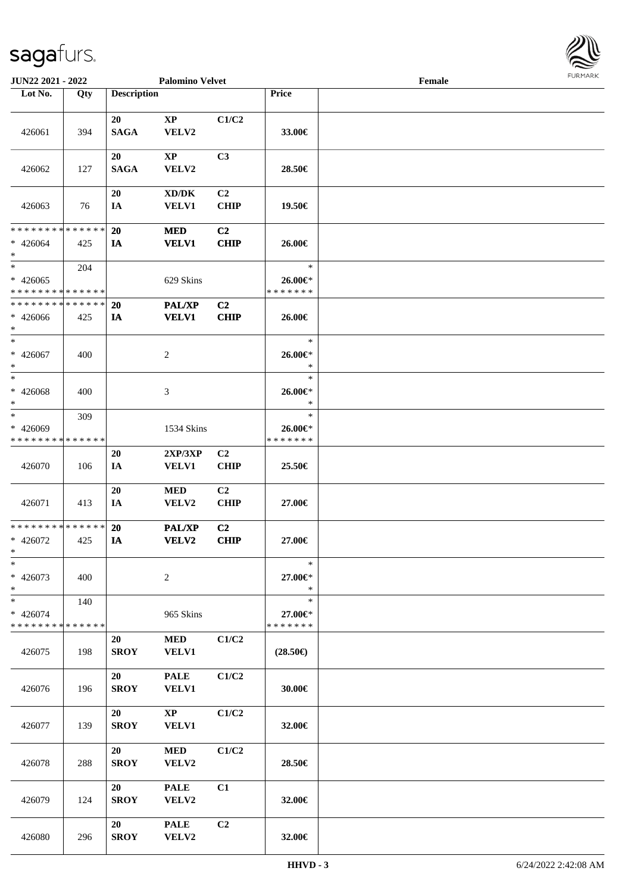**JUN22 2021 - 2022** **Palomino Velvet** **Female**

| Lot No. | Qty | Description | | | Price | |
|---|---|---|---|---|---|---|
| 426061 | 394 | 20 SAGA | XP VELV2 | C1/C2 | 33.00€ | |
| 426062 | 127 | 20 SAGA | XP VELV2 | C3 | 28.50€ | |
| 426063 | 76 | 20 IA | XD/DK VELV1 | C2 CHIP | 19.50€ | |
| * * * * * * * * * * * * * * * 426064 * | 425 | 20 IA | MED VELV1 | C2 CHIP | 26.00€ | |
| * * 426065 * * * * * * * * * * * * * * | 204 | | 629 Skins | | * 26.00€* * * * * * * * | |
| * * * * * * * * * * * * * * * 426066 * | 425 | 20 IA | PAL/XP VELV1 | C2 CHIP | 26.00€ | |
| * * 426067 * | 400 | | 2 | | * 26.00€* * | |
| * * 426068 * | 400 | | 3 | | * 26.00€* * | |
| * * 426069 * * * * * * * * * * * * * * | 309 | | 1534 Skins | | * 26.00€* * * * * * * * | |
| 426070 | 106 | 20 IA | 2XP/3XP VELV1 | C2 CHIP | 25.50€ | |
| 426071 | 413 | 20 IA | MED VELV2 | C2 CHIP | 27.00€ | |
| * * * * * * * * * * * * * * * 426072 * | 425 | 20 IA | PAL/XP VELV2 | C2 CHIP | 27.00€ | |
| * * 426073 * | 400 | | 2 | | * 27.00€* * | |
| * * 426074 * * * * * * * * * * * * * * | 140 | | 965 Skins | | * 27.00€* * * * * * * * | |
| 426075 | 198 | 20 SROY | MED VELV1 | C1/C2 | (28.50€) | |
| 426076 | 196 | 20 SROY | PALE VELV1 | C1/C2 | 30.00€ | |
| 426077 | 139 | 20 SROY | XP VELV1 | C1/C2 | 32.00€ | |
| 426078 | 288 | 20 SROY | MED VELV2 | C1/C2 | 28.50€ | |
| 426079 | 124 | 20 SROY | PALE VELV2 | C1 | 32.00€ | |
| 426080 | 296 | 20 SROY | PALE VELV2 | C2 | 32.00€ | |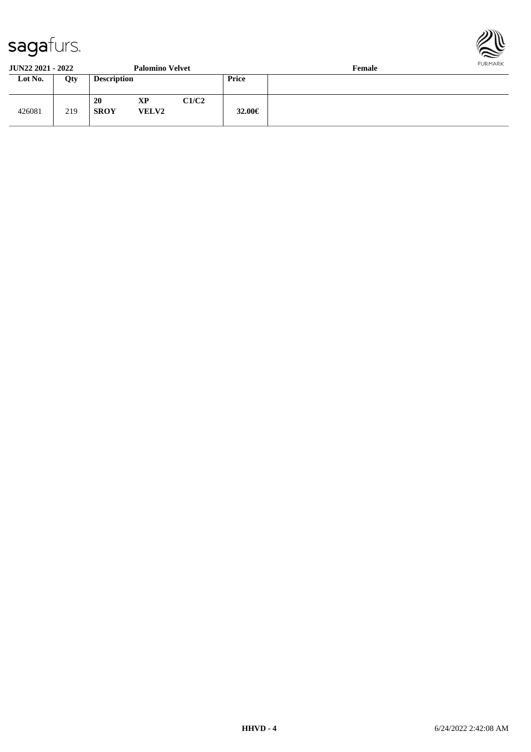**JUN22 2021 - 2022** **Palomino Velvet** **Female**

| Lot No. | Qty | Description | | | Price | |
|---|---|---|---|---|---|---|
| 426081 | 219 | **20**<br>**SROY** | **XP**<br>**VELV2** | **C1/C2** | **32.00€** | |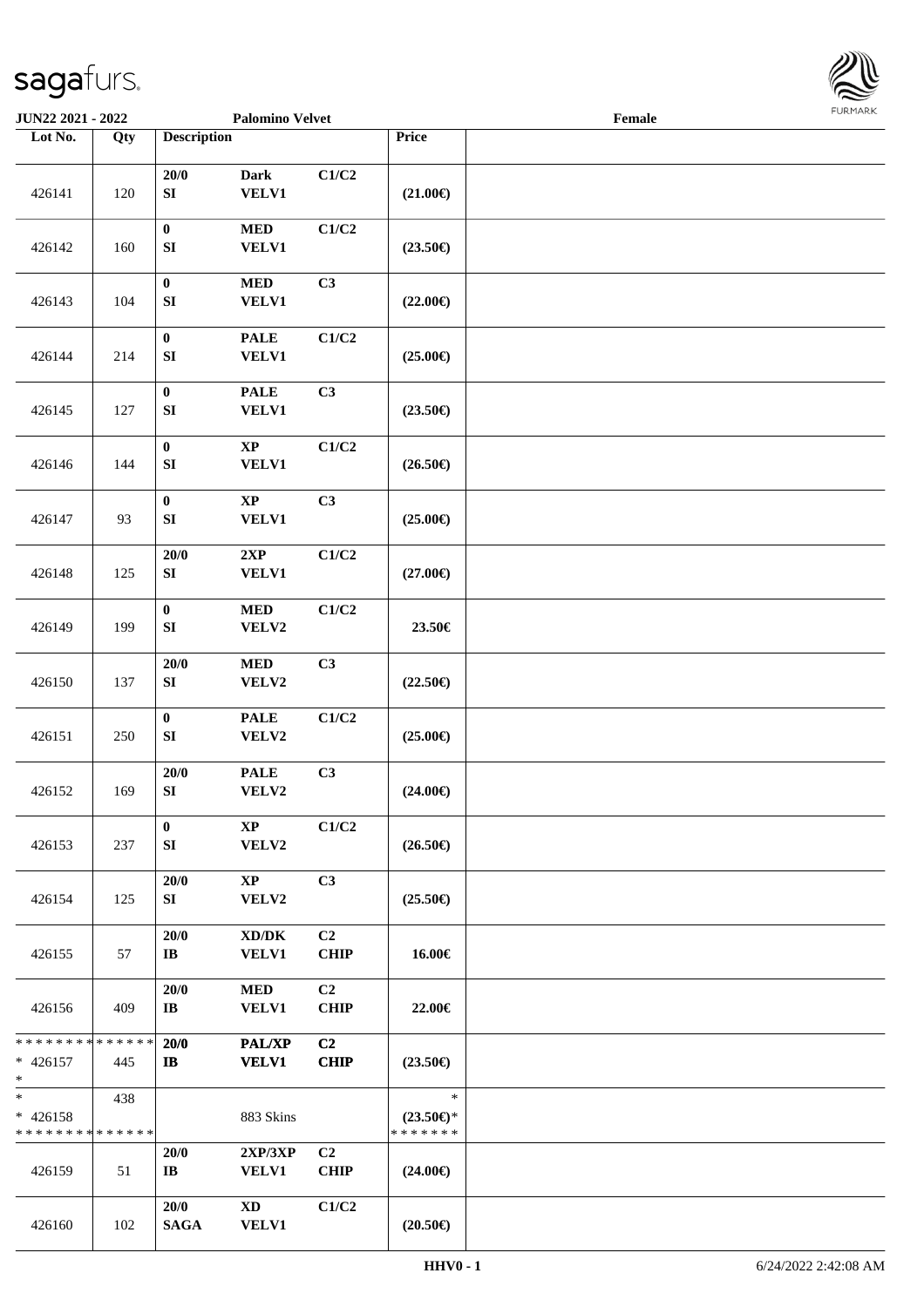| Lot No. | Qty | Description | | | Price | |
|---|---|---|---|---|---|---|
| 426141 | 120 | 20/0<br>SI | Dark<br>VELV1 | C1/C2 | (21.00€) | |
| 426142 | 160 | 0<br>SI | MED<br>VELV1 | C1/C2 | (23.50€) | |
| 426143 | 104 | 0<br>SI | MED<br>VELV1 | C3 | (22.00€) | |
| 426144 | 214 | 0<br>SI | PALE<br>VELV1 | C1/C2 | (25.00€) | |
| 426145 | 127 | 0<br>SI | PALE<br>VELV1 | C3 | (23.50€) | |
| 426146 | 144 | 0<br>SI | XP<br>VELV1 | C1/C2 | (26.50€) | |
| 426147 | 93 | 0<br>SI | XP<br>VELV1 | C3 | (25.00€) | |
| 426148 | 125 | 20/0<br>SI | 2XP<br>VELV1 | C1/C2 | (27.00€) | |
| 426149 | 199 | 0<br>SI | MED<br>VELV2 | C1/C2 | 23.50€ | |
| 426150 | 137 | 20/0<br>SI | MED<br>VELV2 | C3 | (22.50€) | |
| 426151 | 250 | 0<br>SI | PALE<br>VELV2 | C1/C2 | (25.00€) | |
| 426152 | 169 | 20/0<br>SI | PALE<br>VELV2 | C3 | (24.00€) | |
| 426153 | 237 | 0<br>SI | XP<br>VELV2 | C1/C2 | (26.50€) | |
| 426154 | 125 | 20/0<br>SI | XP<br>VELV2 | C3 | (25.50€) | |
| 426155 | 57 | 20/0<br>IB | XD/DK<br>VELV1 | C2<br>CHIP | 16.00€ | |
| 426156 | 409 | 20/0<br>IB | MED<br>VELV1 | C2<br>CHIP | 22.00€ | |
| ************** <br>* 426157<br>* | 445 | 20/0<br>IB | PAL/XP<br>VELV1 | C2<br>CHIP | (23.50€) | |
| *<br>* 426158<br>************** | 438 | | 883 Skins | | *<br>(23.50€)*<br>******* | |
| 426159 | 51 | 20/0<br>IB | 2XP/3XP<br>VELV1 | C2<br>CHIP | (24.00€) | |
| 426160 | 102 | 20/0<br>SAGA | XD<br>VELV1 | C1/C2 | (20.50€) | |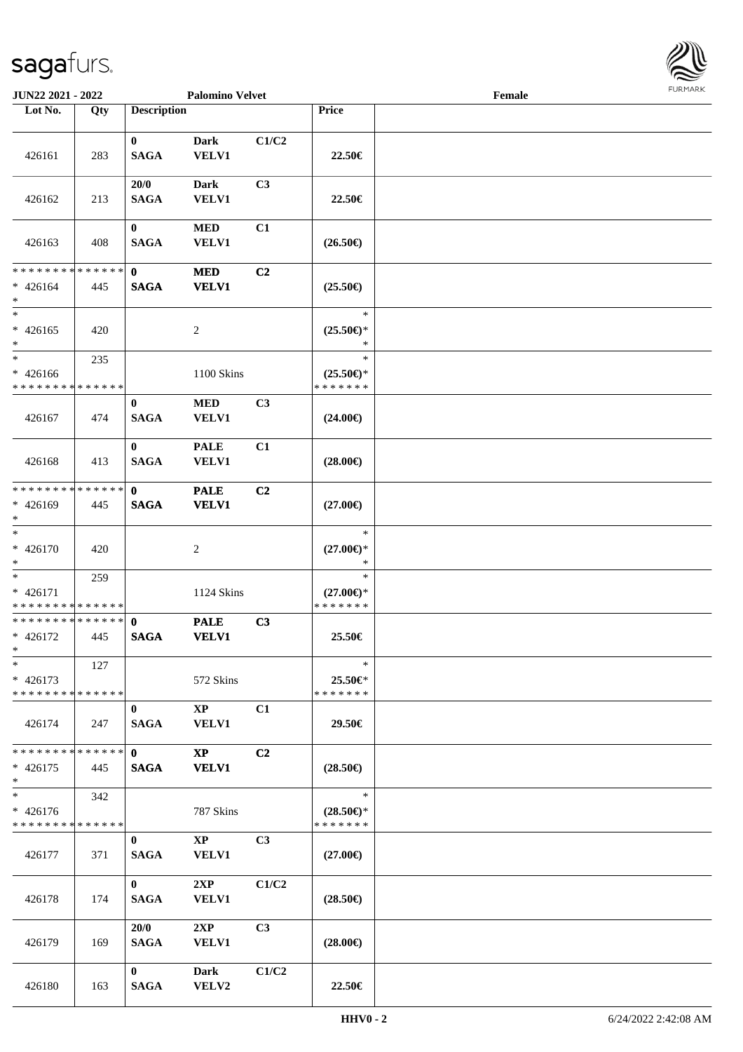JUN22 2021 - 2022 | Palomino Velvet | Female

| Lot No. | Qty | Description | | | Price | |
|---|---|---|---|---|---|---|
| 426161 | 283 | 0 SAGA | Dark VELV1 | C1/C2 | 22.50€ | |
| 426162 | 213 | 20/0 SAGA | Dark VELV1 | C3 | 22.50€ | |
| 426163 | 408 | 0 SAGA | MED VELV1 | C1 | (26.50€) | |
| * * * * * * * * * * * * * * * 426164 * | 445 | 0 SAGA | MED VELV1 | C2 | (25.50€) | |
| * * 426165 * | 420 | | 2 | | * (25.50€)* * | |
| * * 426166 * * * * * * * * * * * * * * | 235 | | 1100 Skins | | * (25.50€)* * * * * * * * | |
| 426167 | 474 | 0 SAGA | MED VELV1 | C3 | (24.00€) | |
| 426168 | 413 | 0 SAGA | PALE VELV1 | C1 | (28.00€) | |
| * * * * * * * * * * * * * * * 426169 * | 445 | 0 SAGA | PALE VELV1 | C2 | (27.00€) | |
| * * 426170 * | 420 | | 2 | | * (27.00€)* * | |
| * * 426171 * * * * * * * * * * * * * * | 259 | | 1124 Skins | | * (27.00€)* * * * * * * * | |
| * * * * * * * * * * * * * * * 426172 * | 445 | 0 SAGA | PALE VELV1 | C3 | 25.50€ | |
| * * 426173 * * * * * * * * * * * * * * | 127 | | 572 Skins | | * 25.50€* * * * * * * * | |
| 426174 | 247 | 0 SAGA | XP VELV1 | C1 | 29.50€ | |
| * * * * * * * * * * * * * * * 426175 * | 445 | 0 SAGA | XP VELV1 | C2 | (28.50€) | |
| * * 426176 * * * * * * * * * * * * * * | 342 | | 787 Skins | | * (28.50€)* * * * * * * * | |
| 426177 | 371 | 0 SAGA | XP VELV1 | C3 | (27.00€) | |
| 426178 | 174 | 0 SAGA | 2XP VELV1 | C1/C2 | (28.50€) | |
| 426179 | 169 | 20/0 SAGA | 2XP VELV1 | C3 | (28.00€) | |
| 426180 | 163 | 0 SAGA | Dark VELV2 | C1/C2 | 22.50€ | |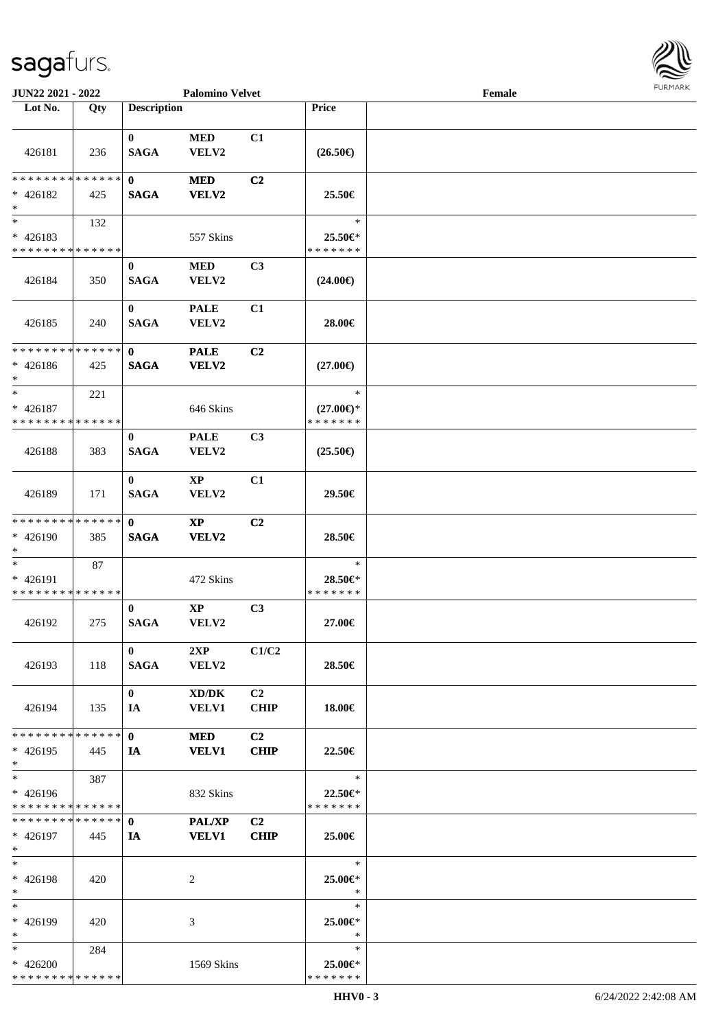JUN22 2021 - 2022 | Palomino Velvet | Female

| Lot No. | Qty | Description | | | Price | |
|---|---|---|---|---|---|---|
| 426181 | 236 | 0 SAGA | MED VELV2 | C1 | (26.50€) | |
| * * * * * * * * * * * * * * * 426182 * | 425 | 0 SAGA | MED VELV2 | C2 | 25.50€ | |
| * * 426183 * * * * * * * * * * * * * * | 132 | | 557 Skins | | * 25.50€* * * * * * * * | |
| 426184 | 350 | 0 SAGA | MED VELV2 | C3 | (24.00€) | |
| 426185 | 240 | 0 SAGA | PALE VELV2 | C1 | 28.00€ | |
| * * * * * * * * * * * * * * * 426186 * | 425 | 0 SAGA | PALE VELV2 | C2 | (27.00€) | |
| * * 426187 * * * * * * * * * * * * * * | 221 | | 646 Skins | | * (27.00€)* * * * * * * * | |
| 426188 | 383 | 0 SAGA | PALE VELV2 | C3 | (25.50€) | |
| 426189 | 171 | 0 SAGA | XP VELV2 | C1 | 29.50€ | |
| * * * * * * * * * * * * * * * 426190 * | 385 | 0 SAGA | XP VELV2 | C2 | 28.50€ | |
| * * 426191 * * * * * * * * * * * * * * | 87 | | 472 Skins | | * 28.50€* * * * * * * * | |
| 426192 | 275 | 0 SAGA | XP VELV2 | C3 | 27.00€ | |
| 426193 | 118 | 0 SAGA | 2XP VELV2 | C1/C2 | 28.50€ | |
| 426194 | 135 | 0 IA | XD/DK VELV1 | C2 CHIP | 18.00€ | |
| * * * * * * * * * * * * * * * 426195 * | 445 | 0 IA | MED VELV1 | C2 CHIP | 22.50€ | |
| * * 426196 * * * * * * * * * * * * * * | 387 | | 832 Skins | | * 22.50€* * * * * * * * | |
| * * * * * * * * * * * * * * * 426197 * | 445 | 0 IA | PAL/XP VELV1 | C2 CHIP | 25.00€ | |
| * * 426198 * | 420 | | 2 | | * 25.00€* * | |
| * * 426199 * | 420 | | 3 | | * 25.00€* * | |
| * * 426200 * * * * * * * * * * * * * * | 284 | | 1569 Skins | | * 25.00€* * * * * * * * | |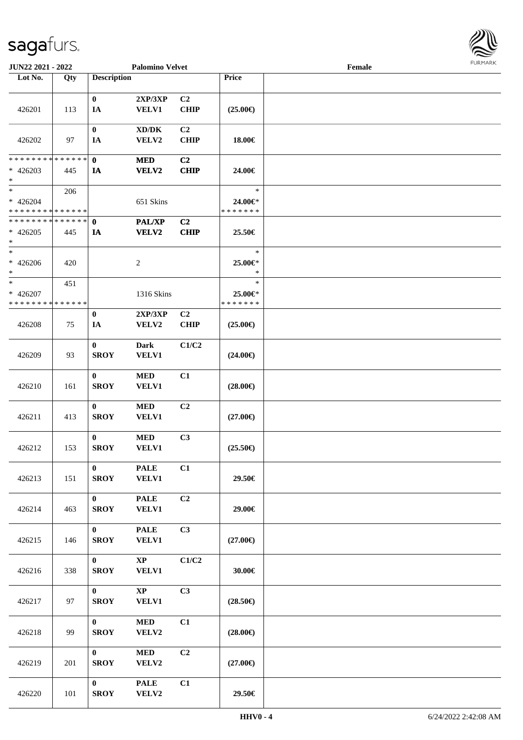| Lot No. | Qty | Description | | | Price | |
|---|---|---|---|---|---|---|
| 426201 | 113 | 0<br>IA | 2XP/3XP<br>VELV1 | C2<br>CHIP | (25.00€) | |
| 426202 | 97 | 0<br>IA | XD/DK<br>VELV2 | C2<br>CHIP | 18.00€ | |
| * * * * * * * * * * * * * *<br>* 426203<br>* | 445 | 0<br>IA | MED<br>VELV2 | C2<br>CHIP | 24.00€ | |
| *<br>* 426204<br>* * * * * * * * * * * * * * | 206 | | 651 Skins | | *<br>24.00€*<br>* * * * * * * | |
| * * * * * * * * * * * * * *<br>* 426205<br>* | 445 | 0<br>IA | PAL/XP<br>VELV2 | C2<br>CHIP | 25.50€ | |
| *<br>* 426206<br>* | 420 | | 2 | | *<br>25.00€*<br>* | |
| *<br>* 426207<br>* * * * * * * * * * * * * * | 451 | | 1316 Skins | | *<br>25.00€*<br>* * * * * * * | |
| 426208 | 75 | 0<br>IA | 2XP/3XP<br>VELV2 | C2<br>CHIP | (25.00€) | |
| 426209 | 93 | 0<br>SROY | Dark<br>VELV1 | C1/C2 | (24.00€) | |
| 426210 | 161 | 0<br>SROY | MED<br>VELV1 | C1 | (28.00€) | |
| 426211 | 413 | 0<br>SROY | MED<br>VELV1 | C2 | (27.00€) | |
| 426212 | 153 | 0<br>SROY | MED<br>VELV1 | C3 | (25.50€) | |
| 426213 | 151 | 0<br>SROY | PALE<br>VELV1 | C1 | 29.50€ | |
| 426214 | 463 | 0<br>SROY | PALE<br>VELV1 | C2 | 29.00€ | |
| 426215 | 146 | 0<br>SROY | PALE<br>VELV1 | C3 | (27.00€) | |
| 426216 | 338 | 0<br>SROY | XP<br>VELV1 | C1/C2 | 30.00€ | |
| 426217 | 97 | 0<br>SROY | XP<br>VELV1 | C3 | (28.50€) | |
| 426218 | 99 | 0<br>SROY | MED<br>VELV2 | C1 | (28.00€) | |
| 426219 | 201 | 0<br>SROY | MED<br>VELV2 | C2 | (27.00€) | |
| 426220 | 101 | 0<br>SROY | PALE<br>VELV2 | C1 | 29.50€ | |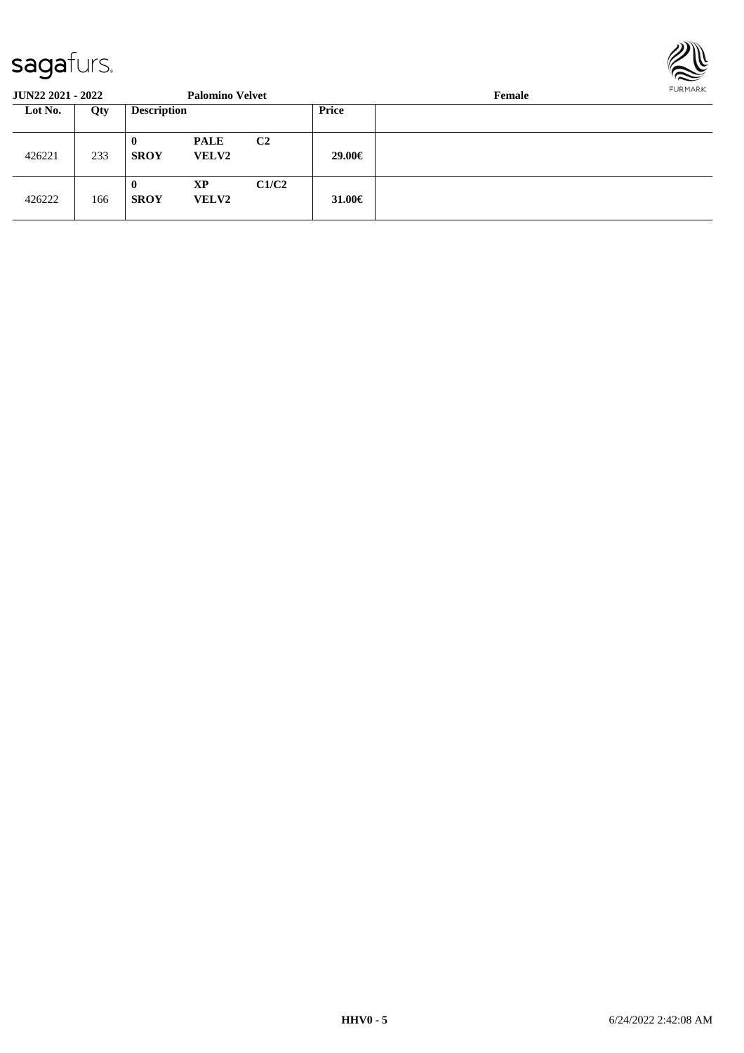**JUN22 2021 - 2022** **Palomino Velvet** **Female**

| Lot No. | Qty | Description | | | Price | |
|---|---|---|---|---|---|---|
| 426221 | 233 | **0**<br>**SROY** | **PALE**<br>**VELV2** | **C2** | **29.00€** | |
| 426222 | 166 | **0**<br>**SROY** | **XP**<br>**VELV2** | **C1/C2** | **31.00€** | |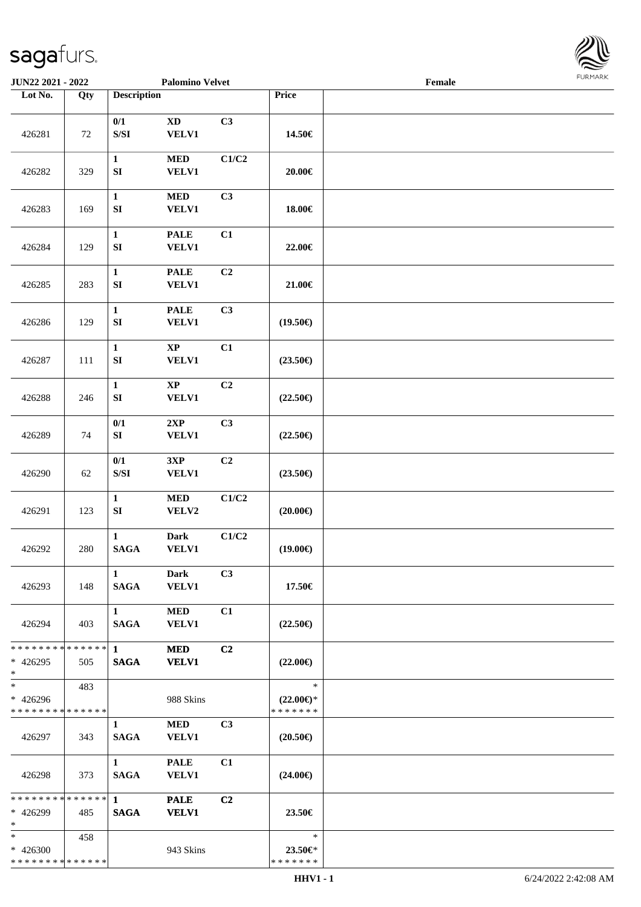**JUN22 2021 - 2022** **Palomino Velvet** **Female**

| Lot No. | Qty | Description | | | Price | |
|---|---|---|---|---|---|---|
| 426281 | 72 | 0/1 S/SI | XD VELV1 | C3 | 14.50€ | |
| 426282 | 329 | 1 SI | MED VELV1 | C1/C2 | 20.00€ | |
| 426283 | 169 | 1 SI | MED VELV1 | C3 | 18.00€ | |
| 426284 | 129 | 1 SI | PALE VELV1 | C1 | 22.00€ | |
| 426285 | 283 | 1 SI | PALE VELV1 | C2 | 21.00€ | |
| 426286 | 129 | 1 SI | PALE VELV1 | C3 | (19.50€) | |
| 426287 | 111 | 1 SI | XP VELV1 | C1 | (23.50€) | |
| 426288 | 246 | 1 SI | XP VELV1 | C2 | (22.50€) | |
| 426289 | 74 | 0/1 SI | 2XP VELV1 | C3 | (22.50€) | |
| 426290 | 62 | 0/1 S/SI | 3XP VELV1 | C2 | (23.50€) | |
| 426291 | 123 | 1 SI | MED VELV2 | C1/C2 | (20.00€) | |
| 426292 | 280 | 1 SAGA | Dark VELV1 | C1/C2 | (19.00€) | |
| 426293 | 148 | 1 SAGA | Dark VELV1 | C3 | 17.50€ | |
| 426294 | 403 | 1 SAGA | MED VELV1 | C1 | (22.50€) | |
| * * * * * * * * * * * * * * * 426295 * | 505 | 1 SAGA | MED VELV1 | C2 | (22.00€) | |
| * * 426296 * * * * * * * * * * * * * * | 483 | | 988 Skins | | * (22.00€)* * * * * * * * | |
| 426297 | 343 | 1 SAGA | MED VELV1 | C3 | (20.50€) | |
| 426298 | 373 | 1 SAGA | PALE VELV1 | C1 | (24.00€) | |
| * * * * * * * * * * * * * * * 426299 * | 485 | 1 SAGA | PALE VELV1 | C2 | 23.50€ | |
| * * 426300 * * * * * * * * * * * * * * | 458 | | 943 Skins | | * 23.50€* * * * * * * * | |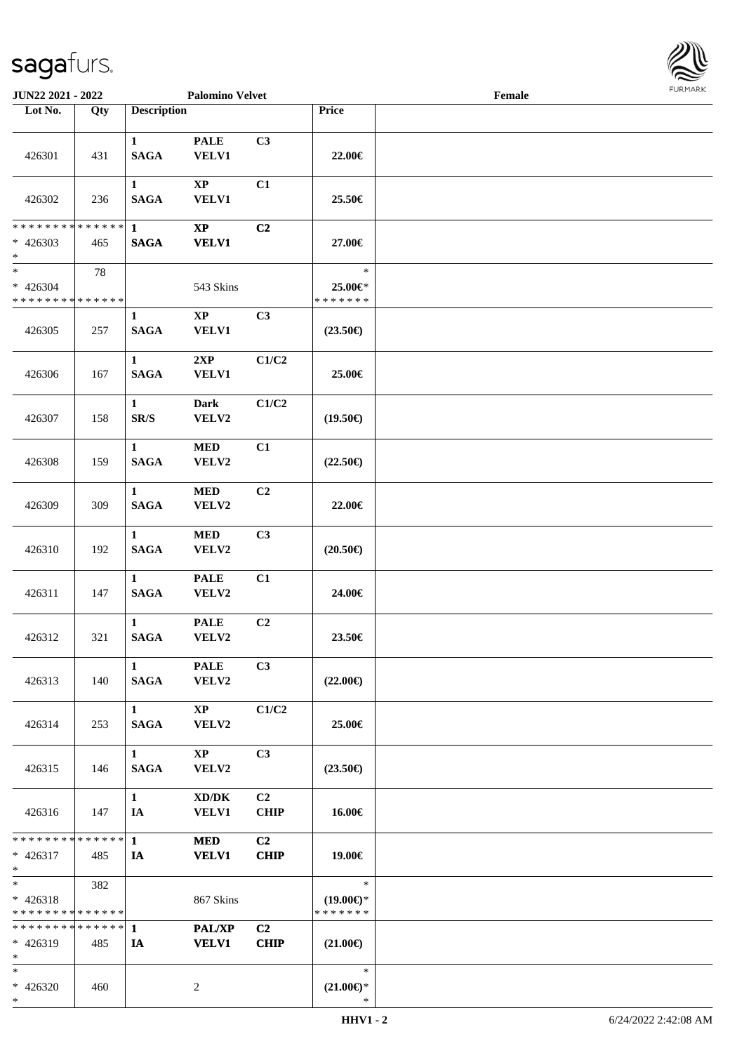JUN22 2021 - 2022 — Palomino Velvet — Female

| Lot No. | Qty | Description | | | Price | |
|---|---|---|---|---|---|---|
| 426301 | 431 | 1 SAGA | PALE VELV1 | C3 | 22.00€ | |
| 426302 | 236 | 1 SAGA | XP VELV1 | C1 | 25.50€ | |
| * * * * * * * * * * * * * * * 426303 * | 465 | 1 SAGA | XP VELV1 | C2 | 27.00€ | |
| * * 426304 * * * * * * * * * * * * * * | 78 | | 543 Skins | | * 25.00€* * * * * * * * | |
| 426305 | 257 | 1 SAGA | XP VELV1 | C3 | (23.50€) | |
| 426306 | 167 | 1 SAGA | 2XP VELV1 | C1/C2 | 25.00€ | |
| 426307 | 158 | 1 SR/S | Dark VELV2 | C1/C2 | (19.50€) | |
| 426308 | 159 | 1 SAGA | MED VELV2 | C1 | (22.50€) | |
| 426309 | 309 | 1 SAGA | MED VELV2 | C2 | 22.00€ | |
| 426310 | 192 | 1 SAGA | MED VELV2 | C3 | (20.50€) | |
| 426311 | 147 | 1 SAGA | PALE VELV2 | C1 | 24.00€ | |
| 426312 | 321 | 1 SAGA | PALE VELV2 | C2 | 23.50€ | |
| 426313 | 140 | 1 SAGA | PALE VELV2 | C3 | (22.00€) | |
| 426314 | 253 | 1 SAGA | XP VELV2 | C1/C2 | 25.00€ | |
| 426315 | 146 | 1 SAGA | XP VELV2 | C3 | (23.50€) | |
| 426316 | 147 | 1 IA | XD/DK VELV1 | C2 CHIP | 16.00€ | |
| * * * * * * * * * * * * * * * 426317 * | 485 | 1 IA | MED VELV1 | C2 CHIP | 19.00€ | |
| * * 426318 * * * * * * * * * * * * * * | 382 | | 867 Skins | | * (19.00€)* * * * * * * * | |
| * * * * * * * * * * * * * * * 426319 * | 485 | 1 IA | PAL/XP VELV1 | C2 CHIP | (21.00€) | |
| * * 426320 * | 460 | | 2 | | * (21.00€)* * | |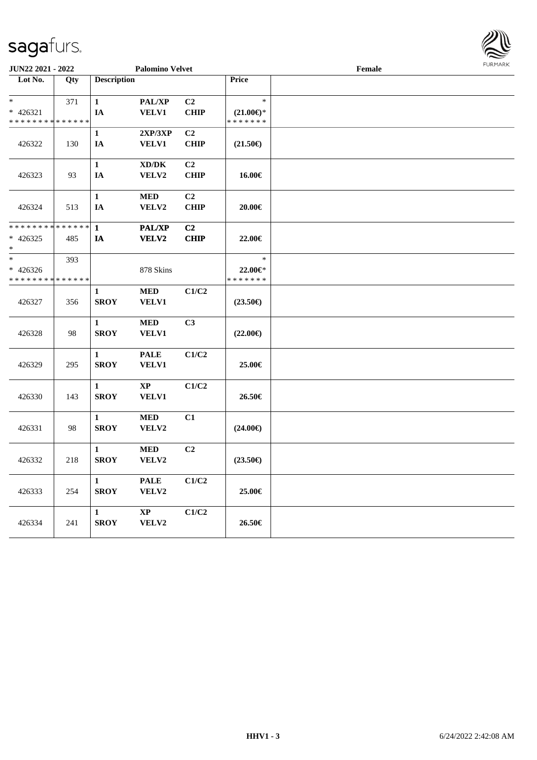**JUN22 2021 - 2022** **Palomino Velvet** **Female**

| Lot No. | Qty | Description | | | Price | |
|---|---|---|---|---|---|---|
| * | 371 | 1 | PAL/XP | C2 | * | |
| * 426321 | | IA | VELV1 | CHIP | (21.00€)* | |
| * * * * * * * * * * * * * * | | | | | * * * * * * * | |
| 426322 | 130 | 1<br>IA | 2XP/3XP<br>VELV1 | C2<br>CHIP | (21.50€) | |
| 426323 | 93 | 1<br>IA | XD/DK<br>VELV2 | C2<br>CHIP | 16.00€ | |
| 426324 | 513 | 1<br>IA | MED<br>VELV2 | C2<br>CHIP | 20.00€ | |
| * * * * * * * * * * * * * * | | 1 | PAL/XP | C2 | | |
| * 426325 | 485 | IA | VELV2 | CHIP | 22.00€ | |
| * | | | | | | |
| * | 393 | | | | * | |
| * 426326 | | | 878 Skins | | 22.00€* | |
| * * * * * * * * * * * * * * | | | | | * * * * * * * | |
| 426327 | 356 | 1<br>SROY | MED<br>VELV1 | C1/C2 | (23.50€) | |
| 426328 | 98 | 1<br>SROY | MED<br>VELV1 | C3 | (22.00€) | |
| 426329 | 295 | 1<br>SROY | PALE<br>VELV1 | C1/C2 | 25.00€ | |
| 426330 | 143 | 1<br>SROY | XP<br>VELV1 | C1/C2 | 26.50€ | |
| 426331 | 98 | 1<br>SROY | MED<br>VELV2 | C1 | (24.00€) | |
| 426332 | 218 | 1<br>SROY | MED<br>VELV2 | C2 | (23.50€) | |
| 426333 | 254 | 1<br>SROY | PALE<br>VELV2 | C1/C2 | 25.00€ | |
| 426334 | 241 | 1<br>SROY | XP<br>VELV2 | C1/C2 | 26.50€ | |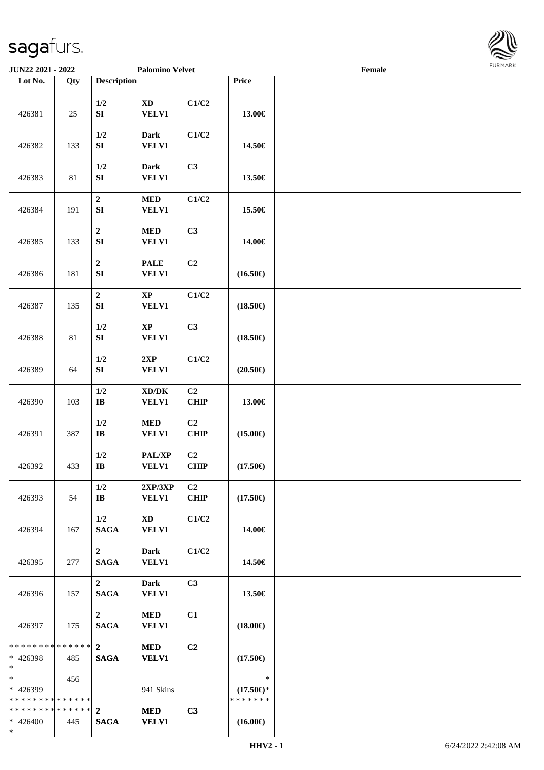**JUN22 2021 - 2022** **Palomino Velvet** **Female**

| Lot No. | Qty | Description | | | Price | |
|---|---|---|---|---|---|---|
| 426381 | 25 | 1/2 SI | XD VELV1 | C1/C2 | 13.00€ | |
| 426382 | 133 | 1/2 SI | Dark VELV1 | C1/C2 | 14.50€ | |
| 426383 | 81 | 1/2 SI | Dark VELV1 | C3 | 13.50€ | |
| 426384 | 191 | 2 SI | MED VELV1 | C1/C2 | 15.50€ | |
| 426385 | 133 | 2 SI | MED VELV1 | C3 | 14.00€ | |
| 426386 | 181 | 2 SI | PALE VELV1 | C2 | (16.50€) | |
| 426387 | 135 | 2 SI | XP VELV1 | C1/C2 | (18.50€) | |
| 426388 | 81 | 1/2 SI | XP VELV1 | C3 | (18.50€) | |
| 426389 | 64 | 1/2 SI | 2XP VELV1 | C1/C2 | (20.50€) | |
| 426390 | 103 | 1/2 IB | XD/DK VELV1 | C2 CHIP | 13.00€ | |
| 426391 | 387 | 1/2 IB | MED VELV1 | C2 CHIP | (15.00€) | |
| 426392 | 433 | 1/2 IB | PAL/XP VELV1 | C2 CHIP | (17.50€) | |
| 426393 | 54 | 1/2 IB | 2XP/3XP VELV1 | C2 CHIP | (17.50€) | |
| 426394 | 167 | 1/2 SAGA | XD VELV1 | C1/C2 | 14.00€ | |
| 426395 | 277 | 2 SAGA | Dark VELV1 | C1/C2 | 14.50€ | |
| 426396 | 157 | 2 SAGA | Dark VELV1 | C3 | 13.50€ | |
| 426397 | 175 | 2 SAGA | MED VELV1 | C1 | (18.00€) | |
| * * * * * * * * * * * * * * <br>* 426398<br>* | 485 | 2 SAGA | MED VELV1 | C2 | (17.50€) | |
| * <br>* 426399<br>* * * * * * * * * * * * * * | 456 | | 941 Skins | | *<br>(17.50€)*<br>* * * * * * * | |
| * * * * * * * * * * * * * * <br>* 426400<br>* | 445 | 2 SAGA | MED VELV1 | C3 | (16.00€) | |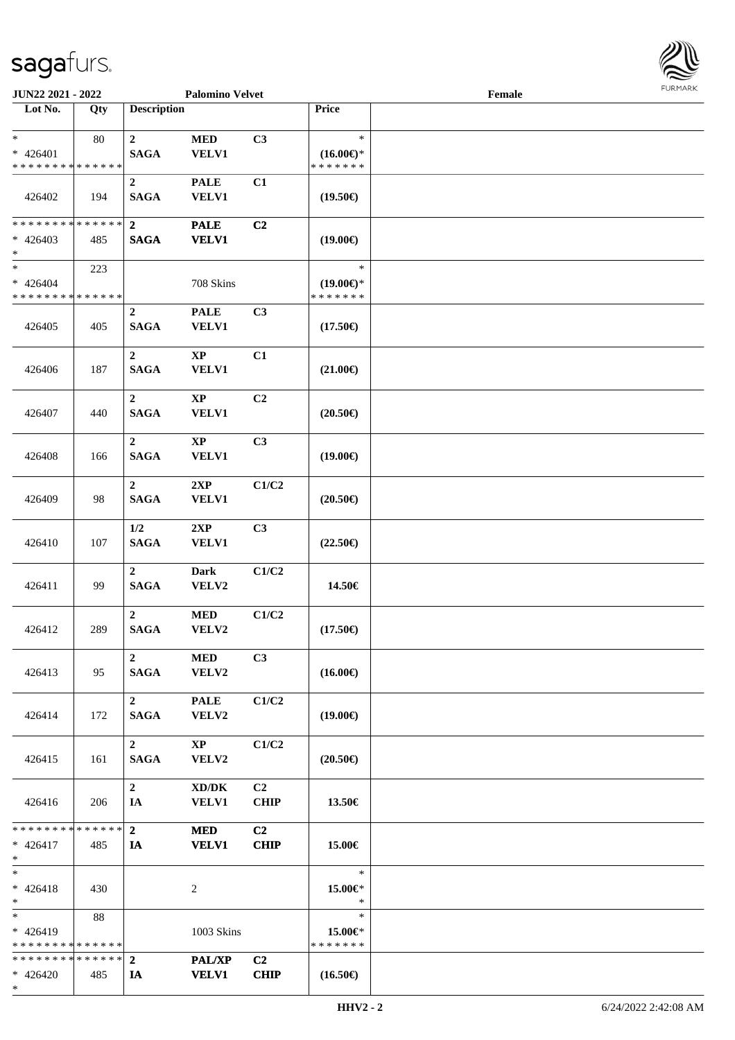JUN22 2021 - 2022 | Palomino Velvet | Female

| Lot No. | Qty | Description | | | Price | |
|---|---|---|---|---|---|---|
| * <br> * 426401 <br> * * * * * * * * * * * * * * | 80 | 2 <br> SAGA | MED <br> VELV1 | C3 | * <br> (16.00€)* <br> * * * * * * * | |
| 426402 | 194 | 2 <br> SAGA | PALE <br> VELV1 | C1 | (19.50€) | |
| * * * * * * * * * * * * * * <br> * 426403 <br> * | 485 | 2 <br> SAGA | PALE <br> VELV1 | C2 | (19.00€) | |
| * <br> * 426404 <br> * * * * * * * * * * * * * * | 223 | | 708 Skins | | * <br> (19.00€)* <br> * * * * * * * | |
| 426405 | 405 | 2 <br> SAGA | PALE <br> VELV1 | C3 | (17.50€) | |
| 426406 | 187 | 2 <br> SAGA | XP <br> VELV1 | C1 | (21.00€) | |
| 426407 | 440 | 2 <br> SAGA | XP <br> VELV1 | C2 | (20.50€) | |
| 426408 | 166 | 2 <br> SAGA | XP <br> VELV1 | C3 | (19.00€) | |
| 426409 | 98 | 2 <br> SAGA | 2XP <br> VELV1 | C1/C2 | (20.50€) | |
| 426410 | 107 | 1/2 <br> SAGA | 2XP <br> VELV1 | C3 | (22.50€) | |
| 426411 | 99 | 2 <br> SAGA | Dark <br> VELV2 | C1/C2 | 14.50€ | |
| 426412 | 289 | 2 <br> SAGA | MED <br> VELV2 | C1/C2 | (17.50€) | |
| 426413 | 95 | 2 <br> SAGA | MED <br> VELV2 | C3 | (16.00€) | |
| 426414 | 172 | 2 <br> SAGA | PALE <br> VELV2 | C1/C2 | (19.00€) | |
| 426415 | 161 | 2 <br> SAGA | XP <br> VELV2 | C1/C2 | (20.50€) | |
| 426416 | 206 | 2 <br> IA | XD/DK <br> VELV1 | C2 <br> CHIP | 13.50€ | |
| * * * * * * * * * * * * * * <br> * 426417 <br> * | 485 | 2 <br> IA | MED <br> VELV1 | C2 <br> CHIP | 15.00€ | |
| * <br> * 426418 <br> * | 430 | | 2 | | * <br> 15.00€* <br> * | |
| * <br> * 426419 <br> * * * * * * * * * * * * * * | 88 | | 1003 Skins | | * <br> 15.00€* <br> * * * * * * * | |
| * * * * * * * * * * * * * * <br> * 426420 <br> * | 485 | 2 <br> IA | PAL/XP <br> VELV1 | C2 <br> CHIP | (16.50€) | |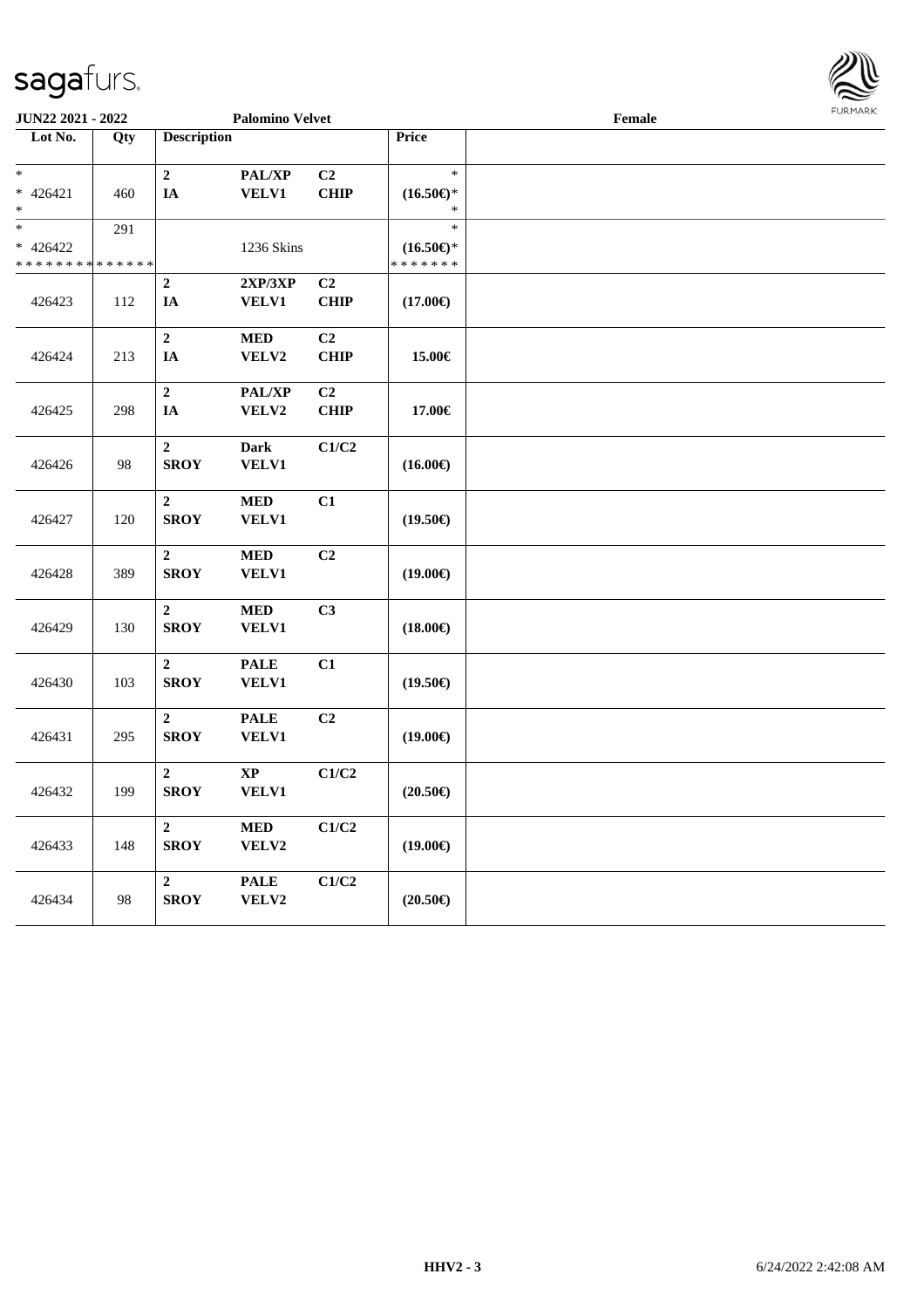**JUN22 2021 - 2022** | **Palomino Velvet** | **Female**

| Lot No. | Qty | Description | | | Price | |
|---|---|---|---|---|---|---|
| * <br> * 426421 <br> * | 460 | **2** <br> **IA** | **PAL/XP** <br> **VELV1** | **C2** <br> **CHIP** | * <br> **(16.50€)*** <br> * | |
| * <br> * 426422 <br> * * * * * * * * * * * * * * | 291 | | 1236 Skins | | * <br> **(16.50€)*** <br> * * * * * * * | |
| 426423 | 112 | **2** <br> **IA** | **2XP/3XP** <br> **VELV1** | **C2** <br> **CHIP** | **(17.00€)** | |
| 426424 | 213 | **2** <br> **IA** | **MED** <br> **VELV2** | **C2** <br> **CHIP** | **15.00€** | |
| 426425 | 298 | **2** <br> **IA** | **PAL/XP** <br> **VELV2** | **C2** <br> **CHIP** | **17.00€** | |
| 426426 | 98 | **2** <br> **SROY** | **Dark** <br> **VELV1** | **C1/C2** | **(16.00€)** | |
| 426427 | 120 | **2** <br> **SROY** | **MED** <br> **VELV1** | **C1** | **(19.50€)** | |
| 426428 | 389 | **2** <br> **SROY** | **MED** <br> **VELV1** | **C2** | **(19.00€)** | |
| 426429 | 130 | **2** <br> **SROY** | **MED** <br> **VELV1** | **C3** | **(18.00€)** | |
| 426430 | 103 | **2** <br> **SROY** | **PALE** <br> **VELV1** | **C1** | **(19.50€)** | |
| 426431 | 295 | **2** <br> **SROY** | **PALE** <br> **VELV1** | **C2** | **(19.00€)** | |
| 426432 | 199 | **2** <br> **SROY** | **XP** <br> **VELV1** | **C1/C2** | **(20.50€)** | |
| 426433 | 148 | **2** <br> **SROY** | **MED** <br> **VELV2** | **C1/C2** | **(19.00€)** | |
| 426434 | 98 | **2** <br> **SROY** | **PALE** <br> **VELV2** | **C1/C2** | **(20.50€)** | |